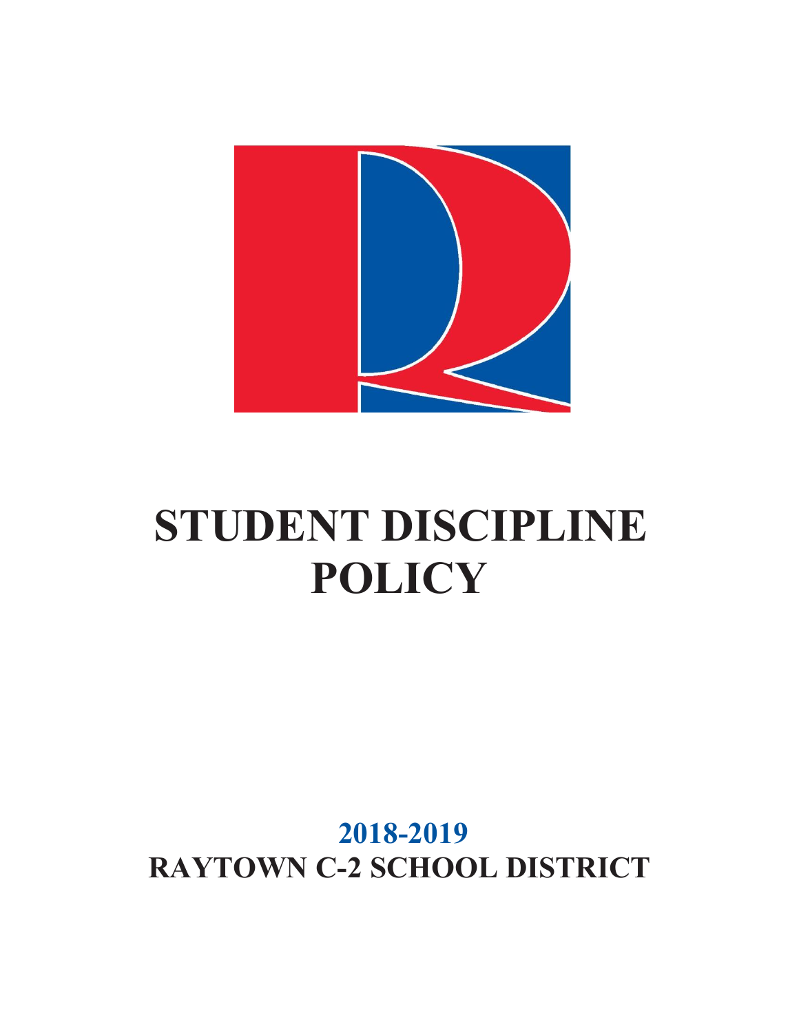# STUDENT DISCIPLINE POLICY

**2018-2019**

**RAYTOWN C-2 SCHOOL DISTRICT**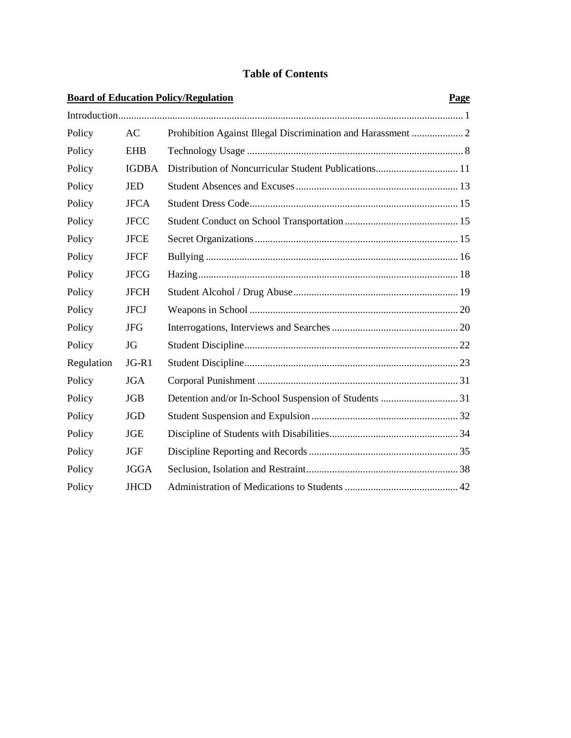# Table of Contents

| Board of Education Policy/Regulation | | | Page |
|---|---|---|---|
| Introduction | | | 1 |
| Policy | AC | Prohibition Against Illegal Discrimination and Harassment | 2 |
| Policy | EHB | Technology Usage | 8 |
| Policy | IGDBA | Distribution of Noncurricular Student Publications | 11 |
| Policy | JED | Student Absences and Excuses | 13 |
| Policy | JFCA | Student Dress Code | 15 |
| Policy | JFCC | Student Conduct on School Transportation | 15 |
| Policy | JFCE | Secret Organizations | 15 |
| Policy | JFCF | Bullying | 16 |
| Policy | JFCG | Hazing | 18 |
| Policy | JFCH | Student Alcohol / Drug Abuse | 19 |
| Policy | JFCJ | Weapons in School | 20 |
| Policy | JFG | Interrogations, Interviews and Searches | 20 |
| Policy | JG | Student Discipline | 22 |
| Regulation | JG-R1 | Student Discipline | 23 |
| Policy | JGA | Corporal Punishment | 31 |
| Policy | JGB | Detention and/or In-School Suspension of Students | 31 |
| Policy | JGD | Student Suspension and Expulsion | 32 |
| Policy | JGE | Discipline of Students with Disabilities | 34 |
| Policy | JGF | Discipline Reporting and Records | 35 |
| Policy | JGGA | Seclusion, Isolation and Restraint | 38 |
| Policy | JHCD | Administration of Medications to Students | 42 |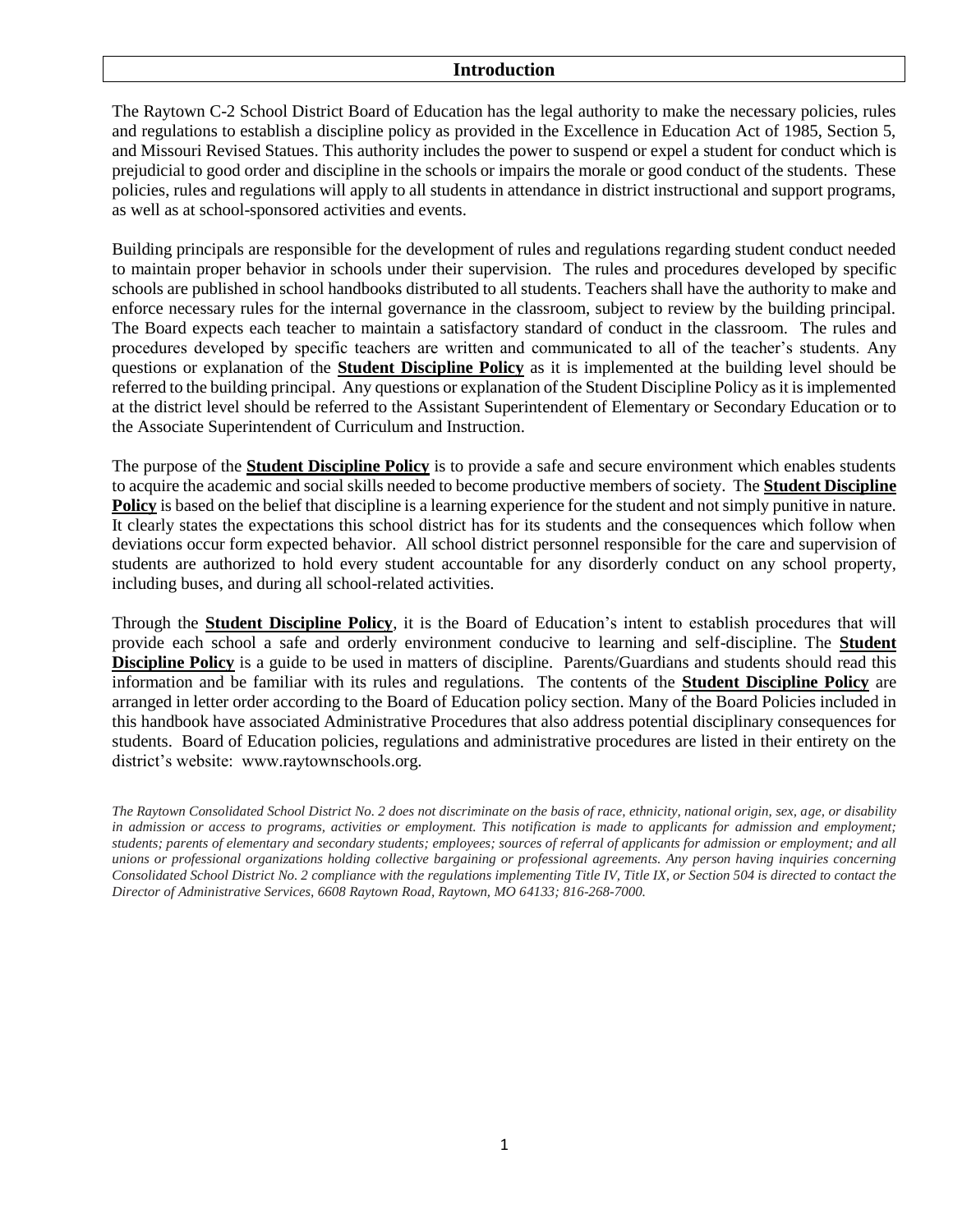## Introduction

The Raytown C-2 School District Board of Education has the legal authority to make the necessary policies, rules and regulations to establish a discipline policy as provided in the Excellence in Education Act of 1985, Section 5, and Missouri Revised Statues. This authority includes the power to suspend or expel a student for conduct which is prejudicial to good order and discipline in the schools or impairs the morale or good conduct of the students. These policies, rules and regulations will apply to all students in attendance in district instructional and support programs, as well as at school-sponsored activities and events.

Building principals are responsible for the development of rules and regulations regarding student conduct needed to maintain proper behavior in schools under their supervision. The rules and procedures developed by specific schools are published in school handbooks distributed to all students. Teachers shall have the authority to make and enforce necessary rules for the internal governance in the classroom, subject to review by the building principal. The Board expects each teacher to maintain a satisfactory standard of conduct in the classroom. The rules and procedures developed by specific teachers are written and communicated to all of the teacher's students. Any questions or explanation of the **Student Discipline Policy** as it is implemented at the building level should be referred to the building principal. Any questions or explanation of the Student Discipline Policy as it is implemented at the district level should be referred to the Assistant Superintendent of Elementary or Secondary Education or to the Associate Superintendent of Curriculum and Instruction.

The purpose of the **Student Discipline Policy** is to provide a safe and secure environment which enables students to acquire the academic and social skills needed to become productive members of society. The **Student Discipline Policy** is based on the belief that discipline is a learning experience for the student and not simply punitive in nature. It clearly states the expectations this school district has for its students and the consequences which follow when deviations occur form expected behavior. All school district personnel responsible for the care and supervision of students are authorized to hold every student accountable for any disorderly conduct on any school property, including buses, and during all school-related activities.

Through the **Student Discipline Policy**, it is the Board of Education's intent to establish procedures that will provide each school a safe and orderly environment conducive to learning and self-discipline. The **Student Discipline Policy** is a guide to be used in matters of discipline. Parents/Guardians and students should read this information and be familiar with its rules and regulations. The contents of the **Student Discipline Policy** are arranged in letter order according to the Board of Education policy section. Many of the Board Policies included in this handbook have associated Administrative Procedures that also address potential disciplinary consequences for students. Board of Education policies, regulations and administrative procedures are listed in their entirety on the district's website: www.raytownschools.org.

*The Raytown Consolidated School District No. 2 does not discriminate on the basis of race, ethnicity, national origin, sex, age, or disability in admission or access to programs, activities or employment. This notification is made to applicants for admission and employment; students; parents of elementary and secondary students; employees; sources of referral of applicants for admission or employment; and all unions or professional organizations holding collective bargaining or professional agreements. Any person having inquiries concerning Consolidated School District No. 2 compliance with the regulations implementing Title IV, Title IX, or Section 504 is directed to contact the Director of Administrative Services, 6608 Raytown Road, Raytown, MO 64133; 816-268-7000.*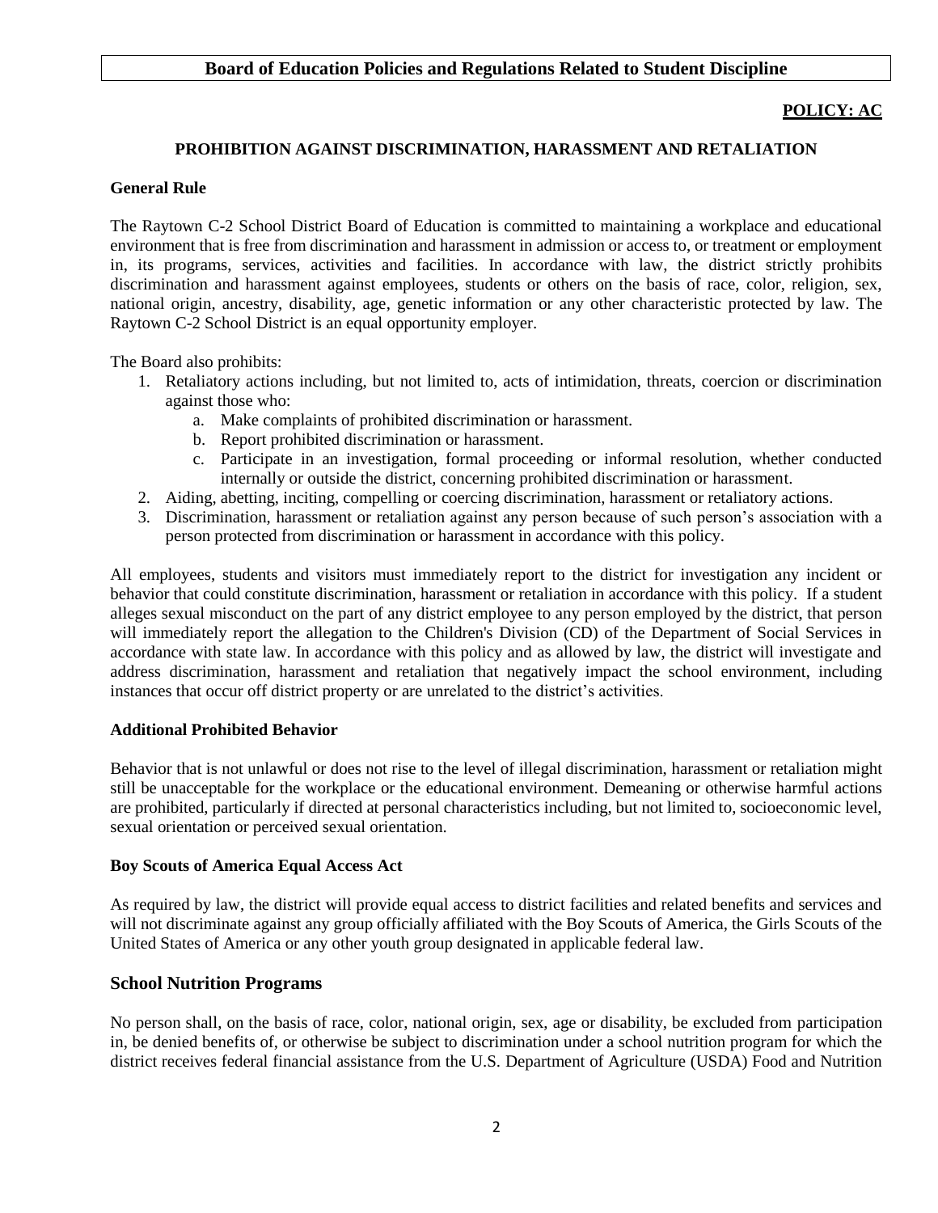**Board of Education Policies and Regulations Related to Student Discipline**

**POLICY: AC**

## PROHIBITION AGAINST DISCRIMINATION, HARASSMENT AND RETALIATION

### General Rule

The Raytown C-2 School District Board of Education is committed to maintaining a workplace and educational environment that is free from discrimination and harassment in admission or access to, or treatment or employment in, its programs, services, activities and facilities. In accordance with law, the district strictly prohibits discrimination and harassment against employees, students or others on the basis of race, color, religion, sex, national origin, ancestry, disability, age, genetic information or any other characteristic protected by law. The Raytown C-2 School District is an equal opportunity employer.

The Board also prohibits:

1. Retaliatory actions including, but not limited to, acts of intimidation, threats, coercion or discrimination against those who:
   a. Make complaints of prohibited discrimination or harassment.
   b. Report prohibited discrimination or harassment.
   c. Participate in an investigation, formal proceeding or informal resolution, whether conducted internally or outside the district, concerning prohibited discrimination or harassment.
2. Aiding, abetting, inciting, compelling or coercing discrimination, harassment or retaliatory actions.
3. Discrimination, harassment or retaliation against any person because of such person's association with a person protected from discrimination or harassment in accordance with this policy.

All employees, students and visitors must immediately report to the district for investigation any incident or behavior that could constitute discrimination, harassment or retaliation in accordance with this policy. If a student alleges sexual misconduct on the part of any district employee to any person employed by the district, that person will immediately report the allegation to the Children's Division (CD) of the Department of Social Services in accordance with state law. In accordance with this policy and as allowed by law, the district will investigate and address discrimination, harassment and retaliation that negatively impact the school environment, including instances that occur off district property or are unrelated to the district's activities.

### Additional Prohibited Behavior

Behavior that is not unlawful or does not rise to the level of illegal discrimination, harassment or retaliation might still be unacceptable for the workplace or the educational environment. Demeaning or otherwise harmful actions are prohibited, particularly if directed at personal characteristics including, but not limited to, socioeconomic level, sexual orientation or perceived sexual orientation.

### Boy Scouts of America Equal Access Act

As required by law, the district will provide equal access to district facilities and related benefits and services and will not discriminate against any group officially affiliated with the Boy Scouts of America, the Girls Scouts of the United States of America or any other youth group designated in applicable federal law.

### School Nutrition Programs

No person shall, on the basis of race, color, national origin, sex, age or disability, be excluded from participation in, be denied benefits of, or otherwise be subject to discrimination under a school nutrition program for which the district receives federal financial assistance from the U.S. Department of Agriculture (USDA) Food and Nutrition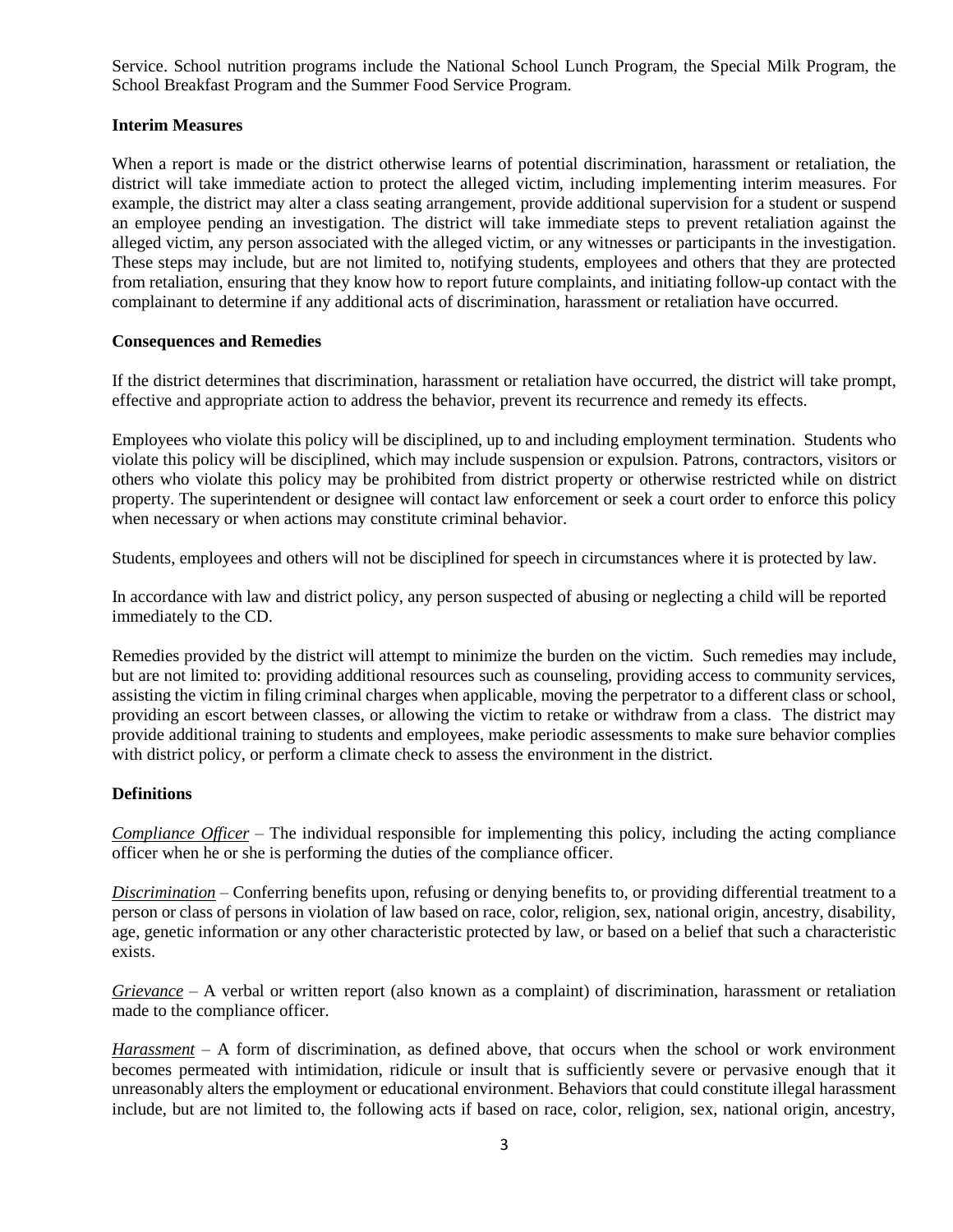Service. School nutrition programs include the National School Lunch Program, the Special Milk Program, the School Breakfast Program and the Summer Food Service Program.

**Interim Measures**

When a report is made or the district otherwise learns of potential discrimination, harassment or retaliation, the district will take immediate action to protect the alleged victim, including implementing interim measures. For example, the district may alter a class seating arrangement, provide additional supervision for a student or suspend an employee pending an investigation. The district will take immediate steps to prevent retaliation against the alleged victim, any person associated with the alleged victim, or any witnesses or participants in the investigation. These steps may include, but are not limited to, notifying students, employees and others that they are protected from retaliation, ensuring that they know how to report future complaints, and initiating follow-up contact with the complainant to determine if any additional acts of discrimination, harassment or retaliation have occurred.

**Consequences and Remedies**

If the district determines that discrimination, harassment or retaliation have occurred, the district will take prompt, effective and appropriate action to address the behavior, prevent its recurrence and remedy its effects.

Employees who violate this policy will be disciplined, up to and including employment termination. Students who violate this policy will be disciplined, which may include suspension or expulsion. Patrons, contractors, visitors or others who violate this policy may be prohibited from district property or otherwise restricted while on district property. The superintendent or designee will contact law enforcement or seek a court order to enforce this policy when necessary or when actions may constitute criminal behavior.

Students, employees and others will not be disciplined for speech in circumstances where it is protected by law.

In accordance with law and district policy, any person suspected of abusing or neglecting a child will be reported immediately to the CD.

Remedies provided by the district will attempt to minimize the burden on the victim. Such remedies may include, but are not limited to: providing additional resources such as counseling, providing access to community services, assisting the victim in filing criminal charges when applicable, moving the perpetrator to a different class or school, providing an escort between classes, or allowing the victim to retake or withdraw from a class. The district may provide additional training to students and employees, make periodic assessments to make sure behavior complies with district policy, or perform a climate check to assess the environment in the district.

**Definitions**

*Compliance Officer* – The individual responsible for implementing this policy, including the acting compliance officer when he or she is performing the duties of the compliance officer.

*Discrimination* – Conferring benefits upon, refusing or denying benefits to, or providing differential treatment to a person or class of persons in violation of law based on race, color, religion, sex, national origin, ancestry, disability, age, genetic information or any other characteristic protected by law, or based on a belief that such a characteristic exists.

*Grievance* – A verbal or written report (also known as a complaint) of discrimination, harassment or retaliation made to the compliance officer.

*Harassment* – A form of discrimination, as defined above, that occurs when the school or work environment becomes permeated with intimidation, ridicule or insult that is sufficiently severe or pervasive enough that it unreasonably alters the employment or educational environment. Behaviors that could constitute illegal harassment include, but are not limited to, the following acts if based on race, color, religion, sex, national origin, ancestry,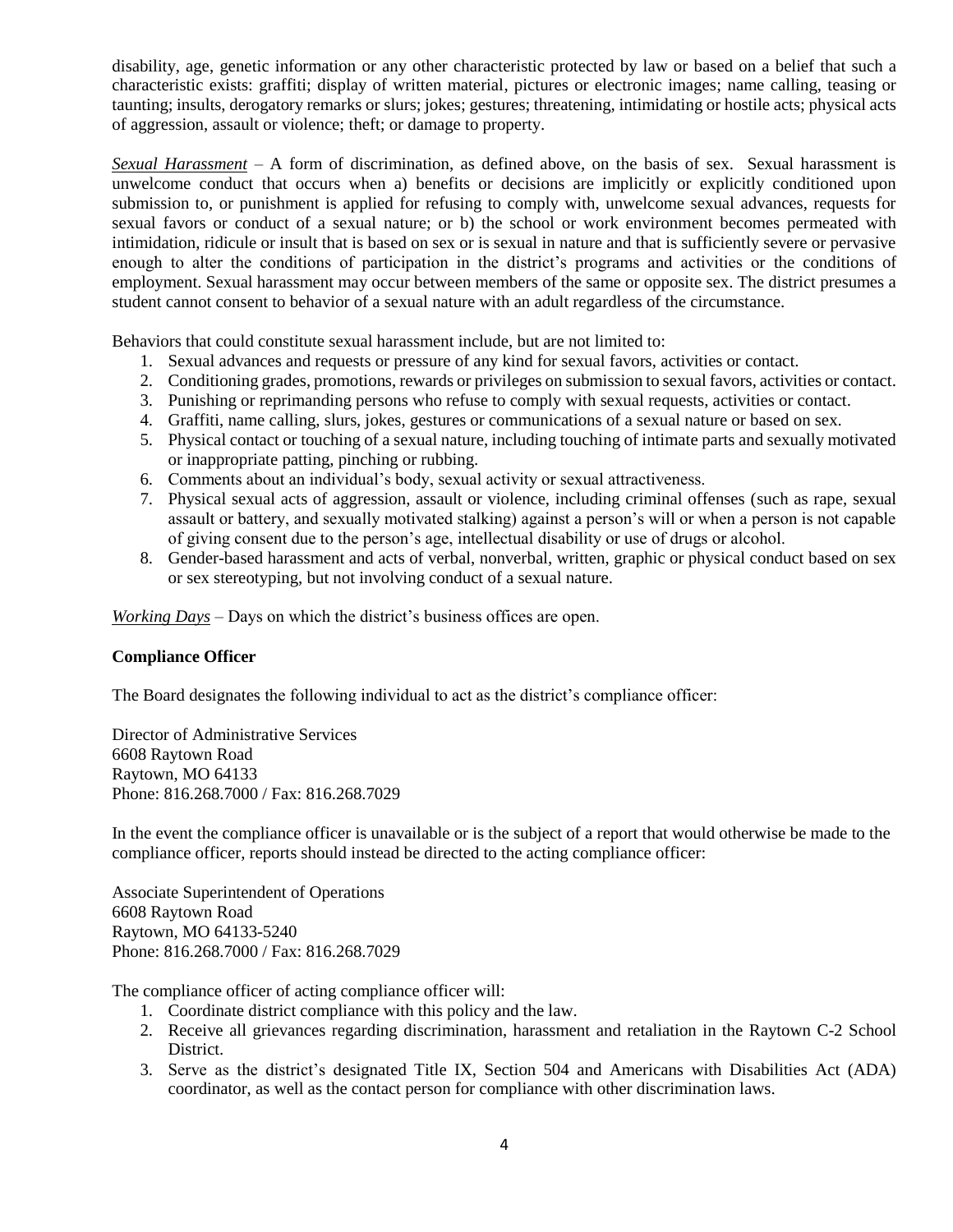disability, age, genetic information or any other characteristic protected by law or based on a belief that such a characteristic exists: graffiti; display of written material, pictures or electronic images; name calling, teasing or taunting; insults, derogatory remarks or slurs; jokes; gestures; threatening, intimidating or hostile acts; physical acts of aggression, assault or violence; theft; or damage to property.

***Sexual Harassment*** – A form of discrimination, as defined above, on the basis of sex. Sexual harassment is unwelcome conduct that occurs when a) benefits or decisions are implicitly or explicitly conditioned upon submission to, or punishment is applied for refusing to comply with, unwelcome sexual advances, requests for sexual favors or conduct of a sexual nature; or b) the school or work environment becomes permeated with intimidation, ridicule or insult that is based on sex or is sexual in nature and that is sufficiently severe or pervasive enough to alter the conditions of participation in the district's programs and activities or the conditions of employment. Sexual harassment may occur between members of the same or opposite sex. The district presumes a student cannot consent to behavior of a sexual nature with an adult regardless of the circumstance.

Behaviors that could constitute sexual harassment include, but are not limited to:

1. Sexual advances and requests or pressure of any kind for sexual favors, activities or contact.
2. Conditioning grades, promotions, rewards or privileges on submission to sexual favors, activities or contact.
3. Punishing or reprimanding persons who refuse to comply with sexual requests, activities or contact.
4. Graffiti, name calling, slurs, jokes, gestures or communications of a sexual nature or based on sex.
5. Physical contact or touching of a sexual nature, including touching of intimate parts and sexually motivated or inappropriate patting, pinching or rubbing.
6. Comments about an individual's body, sexual activity or sexual attractiveness.
7. Physical sexual acts of aggression, assault or violence, including criminal offenses (such as rape, sexual assault or battery, and sexually motivated stalking) against a person's will or when a person is not capable of giving consent due to the person's age, intellectual disability or use of drugs or alcohol.
8. Gender-based harassment and acts of verbal, nonverbal, written, graphic or physical conduct based on sex or sex stereotyping, but not involving conduct of a sexual nature.

***Working Days*** – Days on which the district's business offices are open.

**Compliance Officer**

The Board designates the following individual to act as the district's compliance officer:

Director of Administrative Services
6608 Raytown Road
Raytown, MO 64133
Phone: 816.268.7000 / Fax: 816.268.7029

In the event the compliance officer is unavailable or is the subject of a report that would otherwise be made to the compliance officer, reports should instead be directed to the acting compliance officer:

Associate Superintendent of Operations
6608 Raytown Road
Raytown, MO 64133-5240
Phone: 816.268.7000 / Fax: 816.268.7029

The compliance officer of acting compliance officer will:

1. Coordinate district compliance with this policy and the law.
2. Receive all grievances regarding discrimination, harassment and retaliation in the Raytown C-2 School District.
3. Serve as the district's designated Title IX, Section 504 and Americans with Disabilities Act (ADA) coordinator, as well as the contact person for compliance with other discrimination laws.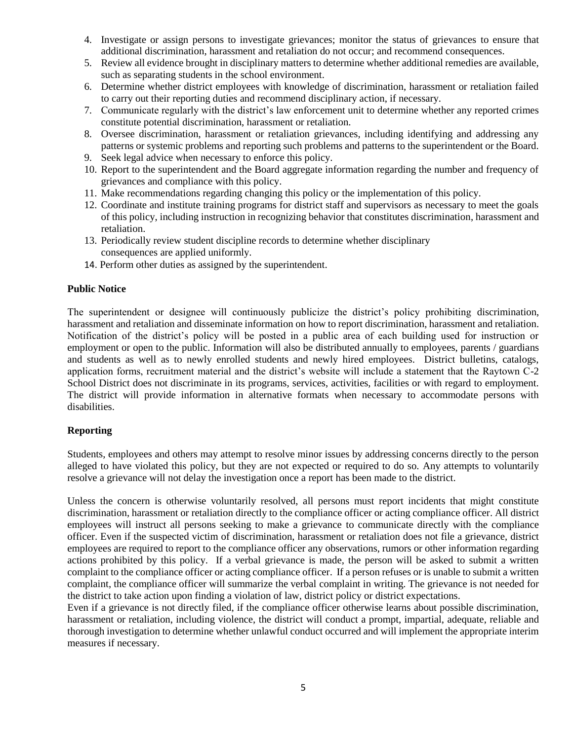4. Investigate or assign persons to investigate grievances; monitor the status of grievances to ensure that additional discrimination, harassment and retaliation do not occur; and recommend consequences.
5. Review all evidence brought in disciplinary matters to determine whether additional remedies are available, such as separating students in the school environment.
6. Determine whether district employees with knowledge of discrimination, harassment or retaliation failed to carry out their reporting duties and recommend disciplinary action, if necessary.
7. Communicate regularly with the district's law enforcement unit to determine whether any reported crimes constitute potential discrimination, harassment or retaliation.
8. Oversee discrimination, harassment or retaliation grievances, including identifying and addressing any patterns or systemic problems and reporting such problems and patterns to the superintendent or the Board.
9. Seek legal advice when necessary to enforce this policy.
10. Report to the superintendent and the Board aggregate information regarding the number and frequency of grievances and compliance with this policy.
11. Make recommendations regarding changing this policy or the implementation of this policy.
12. Coordinate and institute training programs for district staff and supervisors as necessary to meet the goals of this policy, including instruction in recognizing behavior that constitutes discrimination, harassment and retaliation.
13. Periodically review student discipline records to determine whether disciplinary consequences are applied uniformly.
14. Perform other duties as assigned by the superintendent.

**Public Notice**

The superintendent or designee will continuously publicize the district's policy prohibiting discrimination, harassment and retaliation and disseminate information on how to report discrimination, harassment and retaliation. Notification of the district's policy will be posted in a public area of each building used for instruction or employment or open to the public. Information will also be distributed annually to employees, parents / guardians and students as well as to newly enrolled students and newly hired employees. District bulletins, catalogs, application forms, recruitment material and the district's website will include a statement that the Raytown C-2 School District does not discriminate in its programs, services, activities, facilities or with regard to employment. The district will provide information in alternative formats when necessary to accommodate persons with disabilities.

**Reporting**

Students, employees and others may attempt to resolve minor issues by addressing concerns directly to the person alleged to have violated this policy, but they are not expected or required to do so. Any attempts to voluntarily resolve a grievance will not delay the investigation once a report has been made to the district.

Unless the concern is otherwise voluntarily resolved, all persons must report incidents that might constitute discrimination, harassment or retaliation directly to the compliance officer or acting compliance officer. All district employees will instruct all persons seeking to make a grievance to communicate directly with the compliance officer. Even if the suspected victim of discrimination, harassment or retaliation does not file a grievance, district employees are required to report to the compliance officer any observations, rumors or other information regarding actions prohibited by this policy. If a verbal grievance is made, the person will be asked to submit a written complaint to the compliance officer or acting compliance officer. If a person refuses or is unable to submit a written complaint, the compliance officer will summarize the verbal complaint in writing. The grievance is not needed for the district to take action upon finding a violation of law, district policy or district expectations.

Even if a grievance is not directly filed, if the compliance officer otherwise learns about possible discrimination, harassment or retaliation, including violence, the district will conduct a prompt, impartial, adequate, reliable and thorough investigation to determine whether unlawful conduct occurred and will implement the appropriate interim measures if necessary.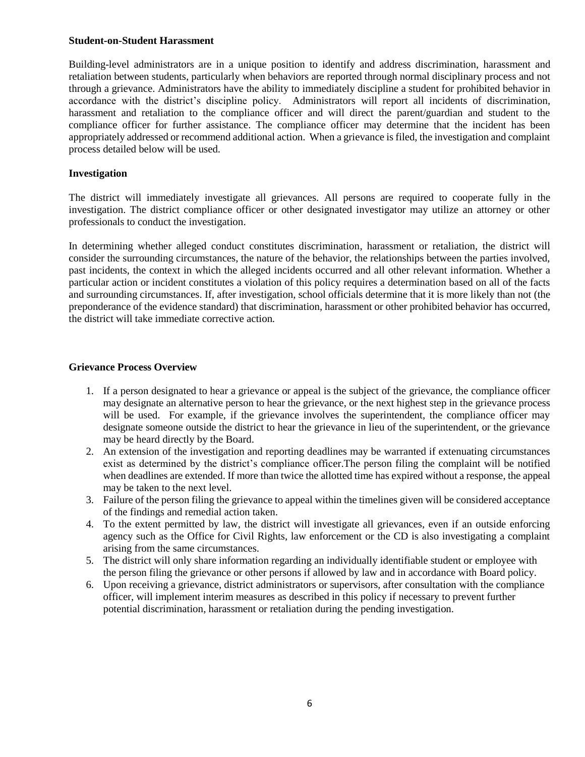**Student-on-Student Harassment**

Building-level administrators are in a unique position to identify and address discrimination, harassment and retaliation between students, particularly when behaviors are reported through normal disciplinary process and not through a grievance. Administrators have the ability to immediately discipline a student for prohibited behavior in accordance with the district's discipline policy. Administrators will report all incidents of discrimination, harassment and retaliation to the compliance officer and will direct the parent/guardian and student to the compliance officer for further assistance. The compliance officer may determine that the incident has been appropriately addressed or recommend additional action. When a grievance is filed, the investigation and complaint process detailed below will be used.

**Investigation**

The district will immediately investigate all grievances. All persons are required to cooperate fully in the investigation. The district compliance officer or other designated investigator may utilize an attorney or other professionals to conduct the investigation.

In determining whether alleged conduct constitutes discrimination, harassment or retaliation, the district will consider the surrounding circumstances, the nature of the behavior, the relationships between the parties involved, past incidents, the context in which the alleged incidents occurred and all other relevant information. Whether a particular action or incident constitutes a violation of this policy requires a determination based on all of the facts and surrounding circumstances. If, after investigation, school officials determine that it is more likely than not (the preponderance of the evidence standard) that discrimination, harassment or other prohibited behavior has occurred, the district will take immediate corrective action.

**Grievance Process Overview**

1. If a person designated to hear a grievance or appeal is the subject of the grievance, the compliance officer may designate an alternative person to hear the grievance, or the next highest step in the grievance process will be used. For example, if the grievance involves the superintendent, the compliance officer may designate someone outside the district to hear the grievance in lieu of the superintendent, or the grievance may be heard directly by the Board.
2. An extension of the investigation and reporting deadlines may be warranted if extenuating circumstances exist as determined by the district's compliance officer.The person filing the complaint will be notified when deadlines are extended. If more than twice the allotted time has expired without a response, the appeal may be taken to the next level.
3. Failure of the person filing the grievance to appeal within the timelines given will be considered acceptance of the findings and remedial action taken.
4. To the extent permitted by law, the district will investigate all grievances, even if an outside enforcing agency such as the Office for Civil Rights, law enforcement or the CD is also investigating a complaint arising from the same circumstances.
5. The district will only share information regarding an individually identifiable student or employee with the person filing the grievance or other persons if allowed by law and in accordance with Board policy.
6. Upon receiving a grievance, district administrators or supervisors, after consultation with the compliance officer, will implement interim measures as described in this policy if necessary to prevent further potential discrimination, harassment or retaliation during the pending investigation.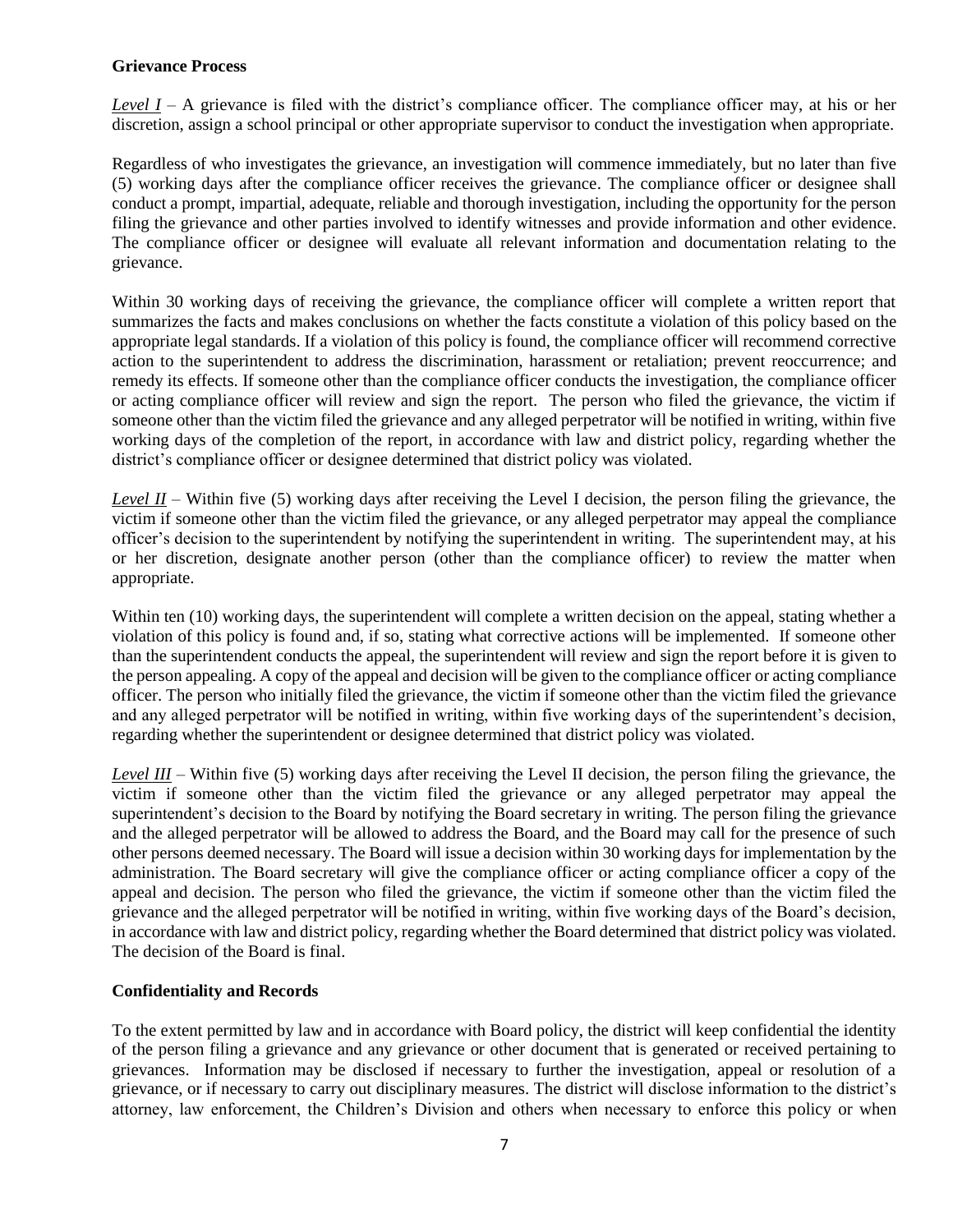**Grievance Process**

*Level I* – A grievance is filed with the district's compliance officer. The compliance officer may, at his or her discretion, assign a school principal or other appropriate supervisor to conduct the investigation when appropriate.

Regardless of who investigates the grievance, an investigation will commence immediately, but no later than five (5) working days after the compliance officer receives the grievance. The compliance officer or designee shall conduct a prompt, impartial, adequate, reliable and thorough investigation, including the opportunity for the person filing the grievance and other parties involved to identify witnesses and provide information and other evidence. The compliance officer or designee will evaluate all relevant information and documentation relating to the grievance.

Within 30 working days of receiving the grievance, the compliance officer will complete a written report that summarizes the facts and makes conclusions on whether the facts constitute a violation of this policy based on the appropriate legal standards. If a violation of this policy is found, the compliance officer will recommend corrective action to the superintendent to address the discrimination, harassment or retaliation; prevent reoccurrence; and remedy its effects. If someone other than the compliance officer conducts the investigation, the compliance officer or acting compliance officer will review and sign the report. The person who filed the grievance, the victim if someone other than the victim filed the grievance and any alleged perpetrator will be notified in writing, within five working days of the completion of the report, in accordance with law and district policy, regarding whether the district's compliance officer or designee determined that district policy was violated.

*Level II* – Within five (5) working days after receiving the Level I decision, the person filing the grievance, the victim if someone other than the victim filed the grievance, or any alleged perpetrator may appeal the compliance officer's decision to the superintendent by notifying the superintendent in writing. The superintendent may, at his or her discretion, designate another person (other than the compliance officer) to review the matter when appropriate.

Within ten (10) working days, the superintendent will complete a written decision on the appeal, stating whether a violation of this policy is found and, if so, stating what corrective actions will be implemented. If someone other than the superintendent conducts the appeal, the superintendent will review and sign the report before it is given to the person appealing. A copy of the appeal and decision will be given to the compliance officer or acting compliance officer. The person who initially filed the grievance, the victim if someone other than the victim filed the grievance and any alleged perpetrator will be notified in writing, within five working days of the superintendent's decision, regarding whether the superintendent or designee determined that district policy was violated.

*Level III* – Within five (5) working days after receiving the Level II decision, the person filing the grievance, the victim if someone other than the victim filed the grievance or any alleged perpetrator may appeal the superintendent's decision to the Board by notifying the Board secretary in writing. The person filing the grievance and the alleged perpetrator will be allowed to address the Board, and the Board may call for the presence of such other persons deemed necessary. The Board will issue a decision within 30 working days for implementation by the administration. The Board secretary will give the compliance officer or acting compliance officer a copy of the appeal and decision. The person who filed the grievance, the victim if someone other than the victim filed the grievance and the alleged perpetrator will be notified in writing, within five working days of the Board's decision, in accordance with law and district policy, regarding whether the Board determined that district policy was violated. The decision of the Board is final.

**Confidentiality and Records**

To the extent permitted by law and in accordance with Board policy, the district will keep confidential the identity of the person filing a grievance and any grievance or other document that is generated or received pertaining to grievances. Information may be disclosed if necessary to further the investigation, appeal or resolution of a grievance, or if necessary to carry out disciplinary measures. The district will disclose information to the district's attorney, law enforcement, the Children's Division and others when necessary to enforce this policy or when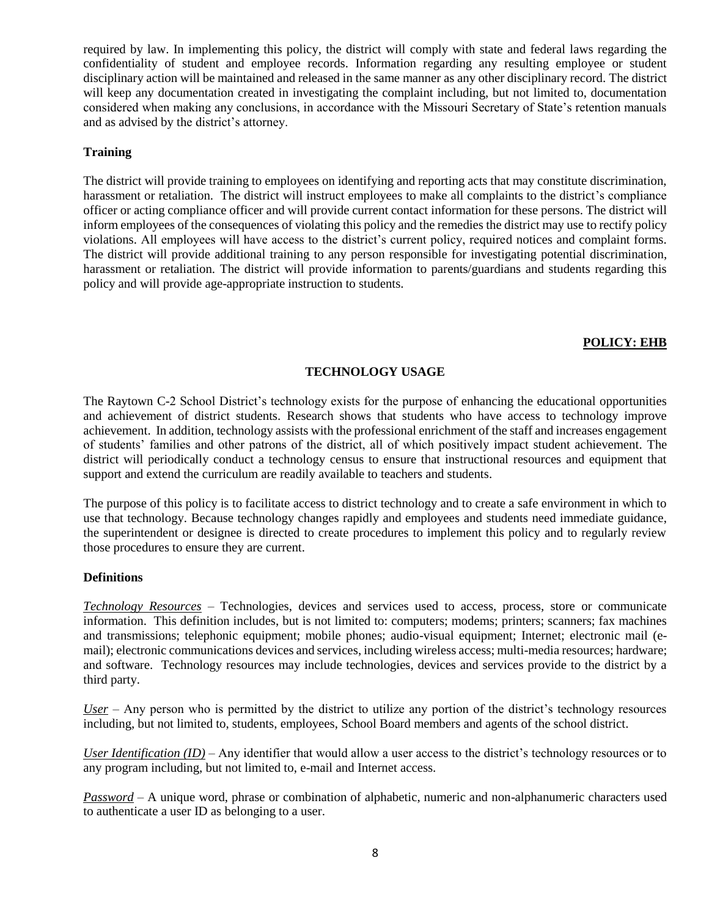required by law. In implementing this policy, the district will comply with state and federal laws regarding the confidentiality of student and employee records. Information regarding any resulting employee or student disciplinary action will be maintained and released in the same manner as any other disciplinary record. The district will keep any documentation created in investigating the complaint including, but not limited to, documentation considered when making any conclusions, in accordance with the Missouri Secretary of State's retention manuals and as advised by the district's attorney.

**Training**

The district will provide training to employees on identifying and reporting acts that may constitute discrimination, harassment or retaliation. The district will instruct employees to make all complaints to the district's compliance officer or acting compliance officer and will provide current contact information for these persons. The district will inform employees of the consequences of violating this policy and the remedies the district may use to rectify policy violations. All employees will have access to the district's current policy, required notices and complaint forms. The district will provide additional training to any person responsible for investigating potential discrimination, harassment or retaliation. The district will provide information to parents/guardians and students regarding this policy and will provide age-appropriate instruction to students.

**POLICY: EHB**

## TECHNOLOGY USAGE

The Raytown C-2 School District's technology exists for the purpose of enhancing the educational opportunities and achievement of district students. Research shows that students who have access to technology improve achievement. In addition, technology assists with the professional enrichment of the staff and increases engagement of students' families and other patrons of the district, all of which positively impact student achievement. The district will periodically conduct a technology census to ensure that instructional resources and equipment that support and extend the curriculum are readily available to teachers and students.

The purpose of this policy is to facilitate access to district technology and to create a safe environment in which to use that technology. Because technology changes rapidly and employees and students need immediate guidance, the superintendent or designee is directed to create procedures to implement this policy and to regularly review those procedures to ensure they are current.

**Definitions**

*Technology Resources* – Technologies, devices and services used to access, process, store or communicate information. This definition includes, but is not limited to: computers; modems; printers; scanners; fax machines and transmissions; telephonic equipment; mobile phones; audio-visual equipment; Internet; electronic mail (e-mail); electronic communications devices and services, including wireless access; multi-media resources; hardware; and software. Technology resources may include technologies, devices and services provide to the district by a third party.

*User* – Any person who is permitted by the district to utilize any portion of the district's technology resources including, but not limited to, students, employees, School Board members and agents of the school district.

*User Identification (ID)* – Any identifier that would allow a user access to the district's technology resources or to any program including, but not limited to, e-mail and Internet access.

*Password* – A unique word, phrase or combination of alphabetic, numeric and non-alphanumeric characters used to authenticate a user ID as belonging to a user.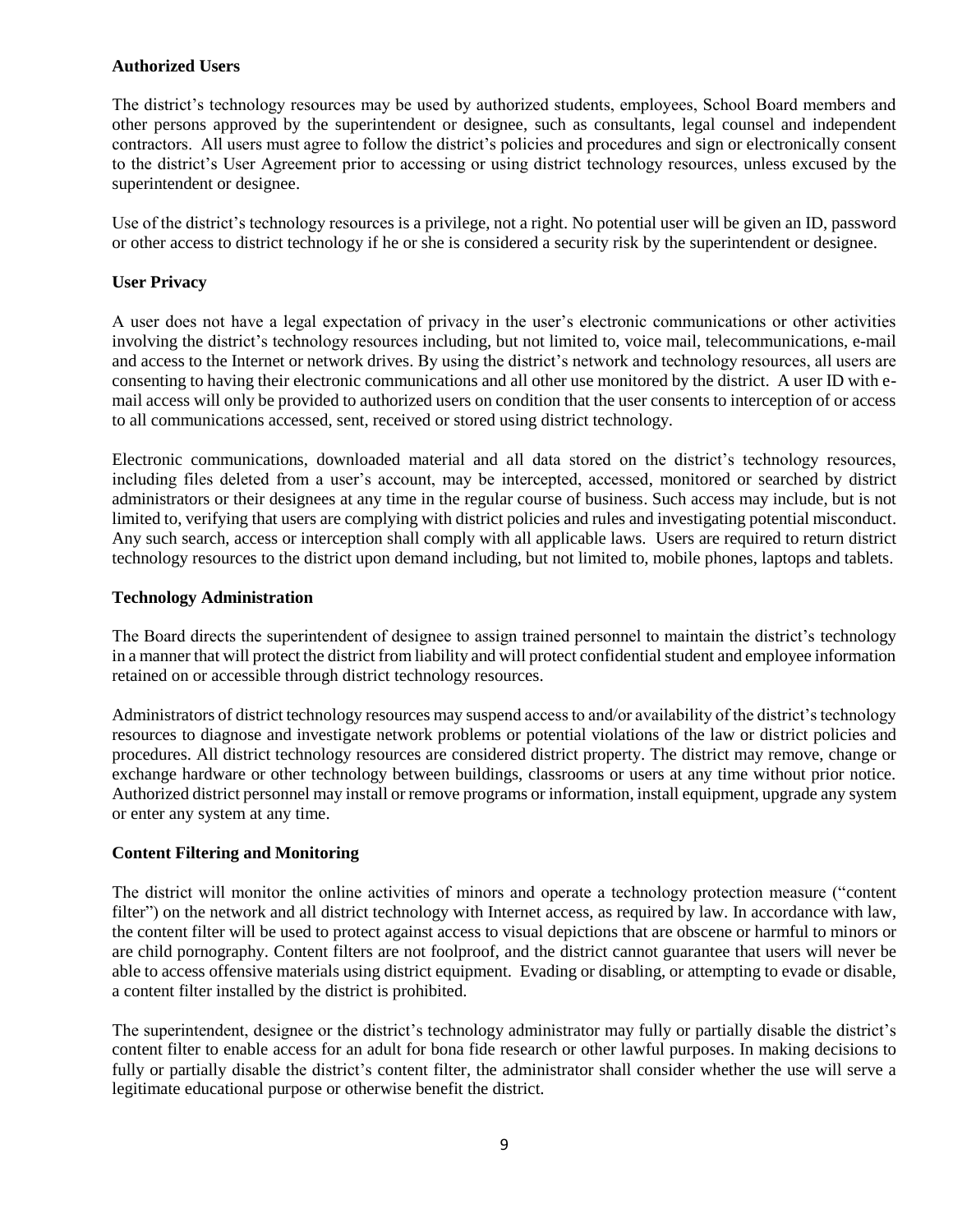**Authorized Users**

The district's technology resources may be used by authorized students, employees, School Board members and other persons approved by the superintendent or designee, such as consultants, legal counsel and independent contractors. All users must agree to follow the district's policies and procedures and sign or electronically consent to the district's User Agreement prior to accessing or using district technology resources, unless excused by the superintendent or designee.

Use of the district's technology resources is a privilege, not a right. No potential user will be given an ID, password or other access to district technology if he or she is considered a security risk by the superintendent or designee.

**User Privacy**

A user does not have a legal expectation of privacy in the user's electronic communications or other activities involving the district's technology resources including, but not limited to, voice mail, telecommunications, e-mail and access to the Internet or network drives. By using the district's network and technology resources, all users are consenting to having their electronic communications and all other use monitored by the district. A user ID with e-mail access will only be provided to authorized users on condition that the user consents to interception of or access to all communications accessed, sent, received or stored using district technology.

Electronic communications, downloaded material and all data stored on the district's technology resources, including files deleted from a user's account, may be intercepted, accessed, monitored or searched by district administrators or their designees at any time in the regular course of business. Such access may include, but is not limited to, verifying that users are complying with district policies and rules and investigating potential misconduct. Any such search, access or interception shall comply with all applicable laws. Users are required to return district technology resources to the district upon demand including, but not limited to, mobile phones, laptops and tablets.

**Technology Administration**

The Board directs the superintendent of designee to assign trained personnel to maintain the district's technology in a manner that will protect the district from liability and will protect confidential student and employee information retained on or accessible through district technology resources.

Administrators of district technology resources may suspend access to and/or availability of the district's technology resources to diagnose and investigate network problems or potential violations of the law or district policies and procedures. All district technology resources are considered district property. The district may remove, change or exchange hardware or other technology between buildings, classrooms or users at any time without prior notice. Authorized district personnel may install or remove programs or information, install equipment, upgrade any system or enter any system at any time.

**Content Filtering and Monitoring**

The district will monitor the online activities of minors and operate a technology protection measure ("content filter") on the network and all district technology with Internet access, as required by law. In accordance with law, the content filter will be used to protect against access to visual depictions that are obscene or harmful to minors or are child pornography. Content filters are not foolproof, and the district cannot guarantee that users will never be able to access offensive materials using district equipment. Evading or disabling, or attempting to evade or disable, a content filter installed by the district is prohibited.

The superintendent, designee or the district's technology administrator may fully or partially disable the district's content filter to enable access for an adult for bona fide research or other lawful purposes. In making decisions to fully or partially disable the district's content filter, the administrator shall consider whether the use will serve a legitimate educational purpose or otherwise benefit the district.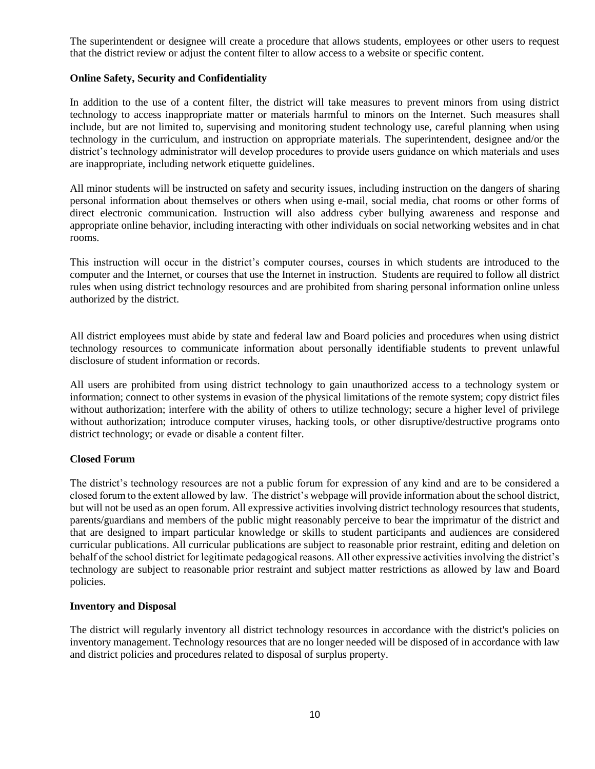The superintendent or designee will create a procedure that allows students, employees or other users to request that the district review or adjust the content filter to allow access to a website or specific content.

**Online Safety, Security and Confidentiality**

In addition to the use of a content filter, the district will take measures to prevent minors from using district technology to access inappropriate matter or materials harmful to minors on the Internet. Such measures shall include, but are not limited to, supervising and monitoring student technology use, careful planning when using technology in the curriculum, and instruction on appropriate materials. The superintendent, designee and/or the district's technology administrator will develop procedures to provide users guidance on which materials and uses are inappropriate, including network etiquette guidelines.

All minor students will be instructed on safety and security issues, including instruction on the dangers of sharing personal information about themselves or others when using e-mail, social media, chat rooms or other forms of direct electronic communication. Instruction will also address cyber bullying awareness and response and appropriate online behavior, including interacting with other individuals on social networking websites and in chat rooms.

This instruction will occur in the district's computer courses, courses in which students are introduced to the computer and the Internet, or courses that use the Internet in instruction. Students are required to follow all district rules when using district technology resources and are prohibited from sharing personal information online unless authorized by the district.

All district employees must abide by state and federal law and Board policies and procedures when using district technology resources to communicate information about personally identifiable students to prevent unlawful disclosure of student information or records.

All users are prohibited from using district technology to gain unauthorized access to a technology system or information; connect to other systems in evasion of the physical limitations of the remote system; copy district files without authorization; interfere with the ability of others to utilize technology; secure a higher level of privilege without authorization; introduce computer viruses, hacking tools, or other disruptive/destructive programs onto district technology; or evade or disable a content filter.

**Closed Forum**

The district's technology resources are not a public forum for expression of any kind and are to be considered a closed forum to the extent allowed by law. The district's webpage will provide information about the school district, but will not be used as an open forum. All expressive activities involving district technology resources that students, parents/guardians and members of the public might reasonably perceive to bear the imprimatur of the district and that are designed to impart particular knowledge or skills to student participants and audiences are considered curricular publications. All curricular publications are subject to reasonable prior restraint, editing and deletion on behalf of the school district for legitimate pedagogical reasons. All other expressive activities involving the district's technology are subject to reasonable prior restraint and subject matter restrictions as allowed by law and Board policies.

**Inventory and Disposal**

The district will regularly inventory all district technology resources in accordance with the district's policies on inventory management. Technology resources that are no longer needed will be disposed of in accordance with law and district policies and procedures related to disposal of surplus property.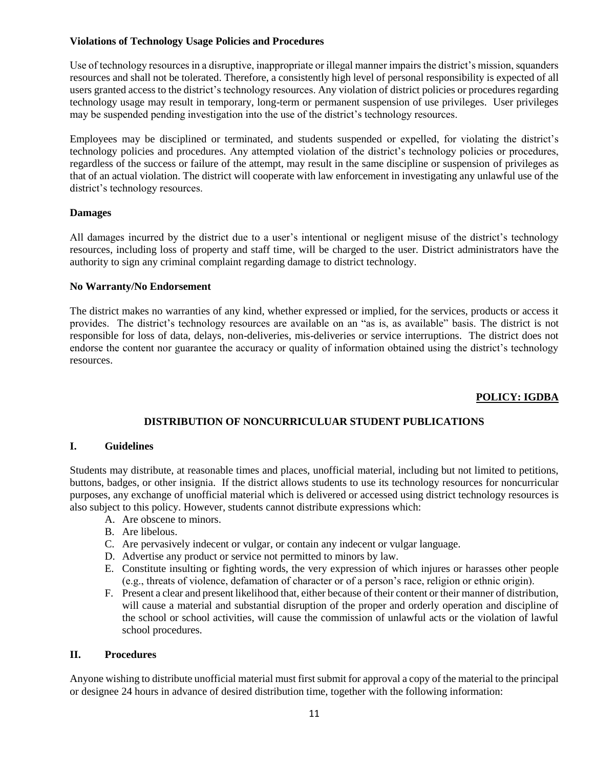**Violations of Technology Usage Policies and Procedures**

Use of technology resources in a disruptive, inappropriate or illegal manner impairs the district's mission, squanders resources and shall not be tolerated. Therefore, a consistently high level of personal responsibility is expected of all users granted access to the district's technology resources. Any violation of district policies or procedures regarding technology usage may result in temporary, long-term or permanent suspension of use privileges. User privileges may be suspended pending investigation into the use of the district's technology resources.

Employees may be disciplined or terminated, and students suspended or expelled, for violating the district's technology policies and procedures. Any attempted violation of the district's technology policies or procedures, regardless of the success or failure of the attempt, may result in the same discipline or suspension of privileges as that of an actual violation. The district will cooperate with law enforcement in investigating any unlawful use of the district's technology resources.

**Damages**

All damages incurred by the district due to a user's intentional or negligent misuse of the district's technology resources, including loss of property and staff time, will be charged to the user. District administrators have the authority to sign any criminal complaint regarding damage to district technology.

**No Warranty/No Endorsement**

The district makes no warranties of any kind, whether expressed or implied, for the services, products or access it provides. The district's technology resources are available on an "as is, as available" basis. The district is not responsible for loss of data, delays, non-deliveries, mis-deliveries or service interruptions. The district does not endorse the content nor guarantee the accuracy or quality of information obtained using the district's technology resources.

**POLICY: IGDBA**

## DISTRIBUTION OF NONCURRICULUAR STUDENT PUBLICATIONS

### I. Guidelines

Students may distribute, at reasonable times and places, unofficial material, including but not limited to petitions, buttons, badges, or other insignia. If the district allows students to use its technology resources for noncurricular purposes, any exchange of unofficial material which is delivered or accessed using district technology resources is also subject to this policy. However, students cannot distribute expressions which:

A. Are obscene to minors.
B. Are libelous.
C. Are pervasively indecent or vulgar, or contain any indecent or vulgar language.
D. Advertise any product or service not permitted to minors by law.
E. Constitute insulting or fighting words, the very expression of which injures or harasses other people (e.g., threats of violence, defamation of character or of a person's race, religion or ethnic origin).
F. Present a clear and present likelihood that, either because of their content or their manner of distribution, will cause a material and substantial disruption of the proper and orderly operation and discipline of the school or school activities, will cause the commission of unlawful acts or the violation of lawful school procedures.

### II. Procedures

Anyone wishing to distribute unofficial material must first submit for approval a copy of the material to the principal or designee 24 hours in advance of desired distribution time, together with the following information: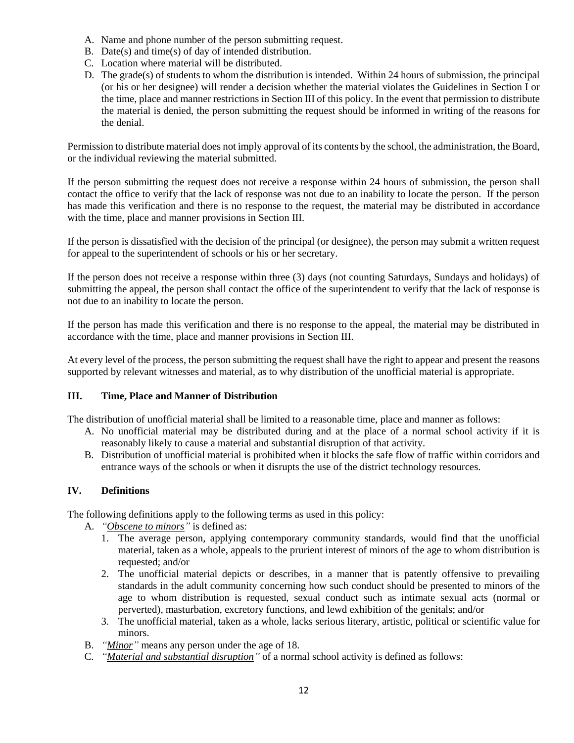A. Name and phone number of the person submitting request.
B. Date(s) and time(s) of day of intended distribution.
C. Location where material will be distributed.
D. The grade(s) of students to whom the distribution is intended. Within 24 hours of submission, the principal (or his or her designee) will render a decision whether the material violates the Guidelines in Section I or the time, place and manner restrictions in Section III of this policy. In the event that permission to distribute the material is denied, the person submitting the request should be informed in writing of the reasons for the denial.

Permission to distribute material does not imply approval of its contents by the school, the administration, the Board, or the individual reviewing the material submitted.

If the person submitting the request does not receive a response within 24 hours of submission, the person shall contact the office to verify that the lack of response was not due to an inability to locate the person. If the person has made this verification and there is no response to the request, the material may be distributed in accordance with the time, place and manner provisions in Section III.

If the person is dissatisfied with the decision of the principal (or designee), the person may submit a written request for appeal to the superintendent of schools or his or her secretary.

If the person does not receive a response within three (3) days (not counting Saturdays, Sundays and holidays) of submitting the appeal, the person shall contact the office of the superintendent to verify that the lack of response is not due to an inability to locate the person.

If the person has made this verification and there is no response to the appeal, the material may be distributed in accordance with the time, place and manner provisions in Section III.

At every level of the process, the person submitting the request shall have the right to appear and present the reasons supported by relevant witnesses and material, as to why distribution of the unofficial material is appropriate.

## III. Time, Place and Manner of Distribution

The distribution of unofficial material shall be limited to a reasonable time, place and manner as follows:

A. No unofficial material may be distributed during and at the place of a normal school activity if it is reasonably likely to cause a material and substantial disruption of that activity.
B. Distribution of unofficial material is prohibited when it blocks the safe flow of traffic within corridors and entrance ways of the schools or when it disrupts the use of the district technology resources.

## IV. Definitions

The following definitions apply to the following terms as used in this policy:

A. *"Obscene to minors"* is defined as:
   1. The average person, applying contemporary community standards, would find that the unofficial material, taken as a whole, appeals to the prurient interest of minors of the age to whom distribution is requested; and/or
   2. The unofficial material depicts or describes, in a manner that is patently offensive to prevailing standards in the adult community concerning how such conduct should be presented to minors of the age to whom distribution is requested, sexual conduct such as intimate sexual acts (normal or perverted), masturbation, excretory functions, and lewd exhibition of the genitals; and/or
   3. The unofficial material, taken as a whole, lacks serious literary, artistic, political or scientific value for minors.
B. *"Minor"* means any person under the age of 18.
C. *"Material and substantial disruption"* of a normal school activity is defined as follows: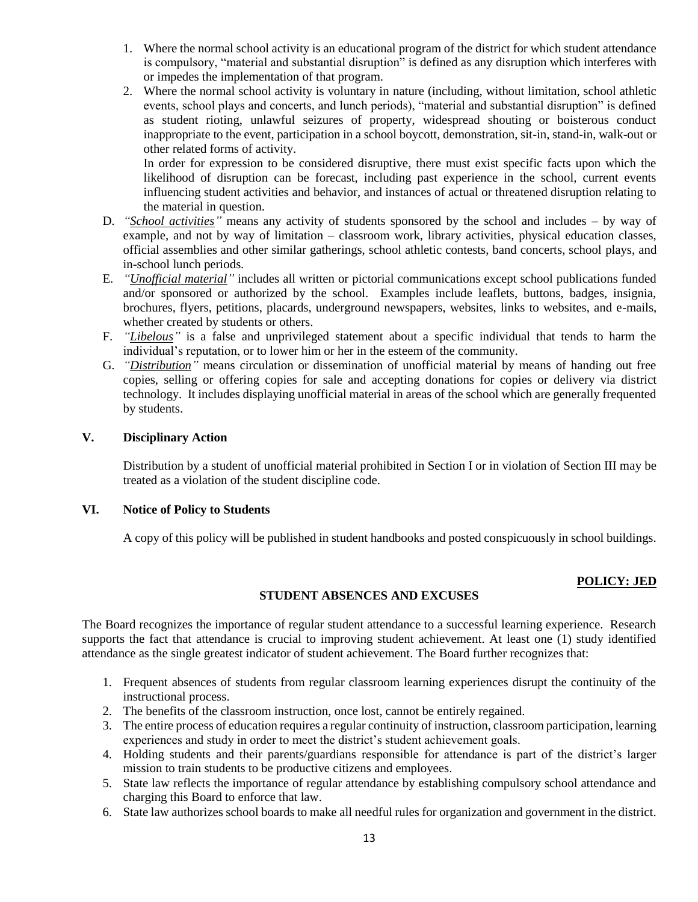1. Where the normal school activity is an educational program of the district for which student attendance is compulsory, "material and substantial disruption" is defined as any disruption which interferes with or impedes the implementation of that program.
2. Where the normal school activity is voluntary in nature (including, without limitation, school athletic events, school plays and concerts, and lunch periods), "material and substantial disruption" is defined as student rioting, unlawful seizures of property, widespread shouting or boisterous conduct inappropriate to the event, participation in a school boycott, demonstration, sit-in, stand-in, walk-out or other related forms of activity.

   In order for expression to be considered disruptive, there must exist specific facts upon which the likelihood of disruption can be forecast, including past experience in the school, current events influencing student activities and behavior, and instances of actual or threatened disruption relating to the material in question.

D. *"School activities"* means any activity of students sponsored by the school and includes – by way of example, and not by way of limitation – classroom work, library activities, physical education classes, official assemblies and other similar gatherings, school athletic contests, band concerts, school plays, and in-school lunch periods.

E. *"Unofficial material"* includes all written or pictorial communications except school publications funded and/or sponsored or authorized by the school. Examples include leaflets, buttons, badges, insignia, brochures, flyers, petitions, placards, underground newspapers, websites, links to websites, and e-mails, whether created by students or others.

F. *"Libelous"* is a false and unprivileged statement about a specific individual that tends to harm the individual's reputation, or to lower him or her in the esteem of the community.

G. *"Distribution"* means circulation or dissemination of unofficial material by means of handing out free copies, selling or offering copies for sale and accepting donations for copies or delivery via district technology. It includes displaying unofficial material in areas of the school which are generally frequented by students.

## V. Disciplinary Action

Distribution by a student of unofficial material prohibited in Section I or in violation of Section III may be treated as a violation of the student discipline code.

## VI. Notice of Policy to Students

A copy of this policy will be published in student handbooks and posted conspicuously in school buildings.

**POLICY: JED**

## STUDENT ABSENCES AND EXCUSES

The Board recognizes the importance of regular student attendance to a successful learning experience. Research supports the fact that attendance is crucial to improving student achievement. At least one (1) study identified attendance as the single greatest indicator of student achievement. The Board further recognizes that:

1. Frequent absences of students from regular classroom learning experiences disrupt the continuity of the instructional process.
2. The benefits of the classroom instruction, once lost, cannot be entirely regained.
3. The entire process of education requires a regular continuity of instruction, classroom participation, learning experiences and study in order to meet the district's student achievement goals.
4. Holding students and their parents/guardians responsible for attendance is part of the district's larger mission to train students to be productive citizens and employees.
5. State law reflects the importance of regular attendance by establishing compulsory school attendance and charging this Board to enforce that law.
6. State law authorizes school boards to make all needful rules for organization and government in the district.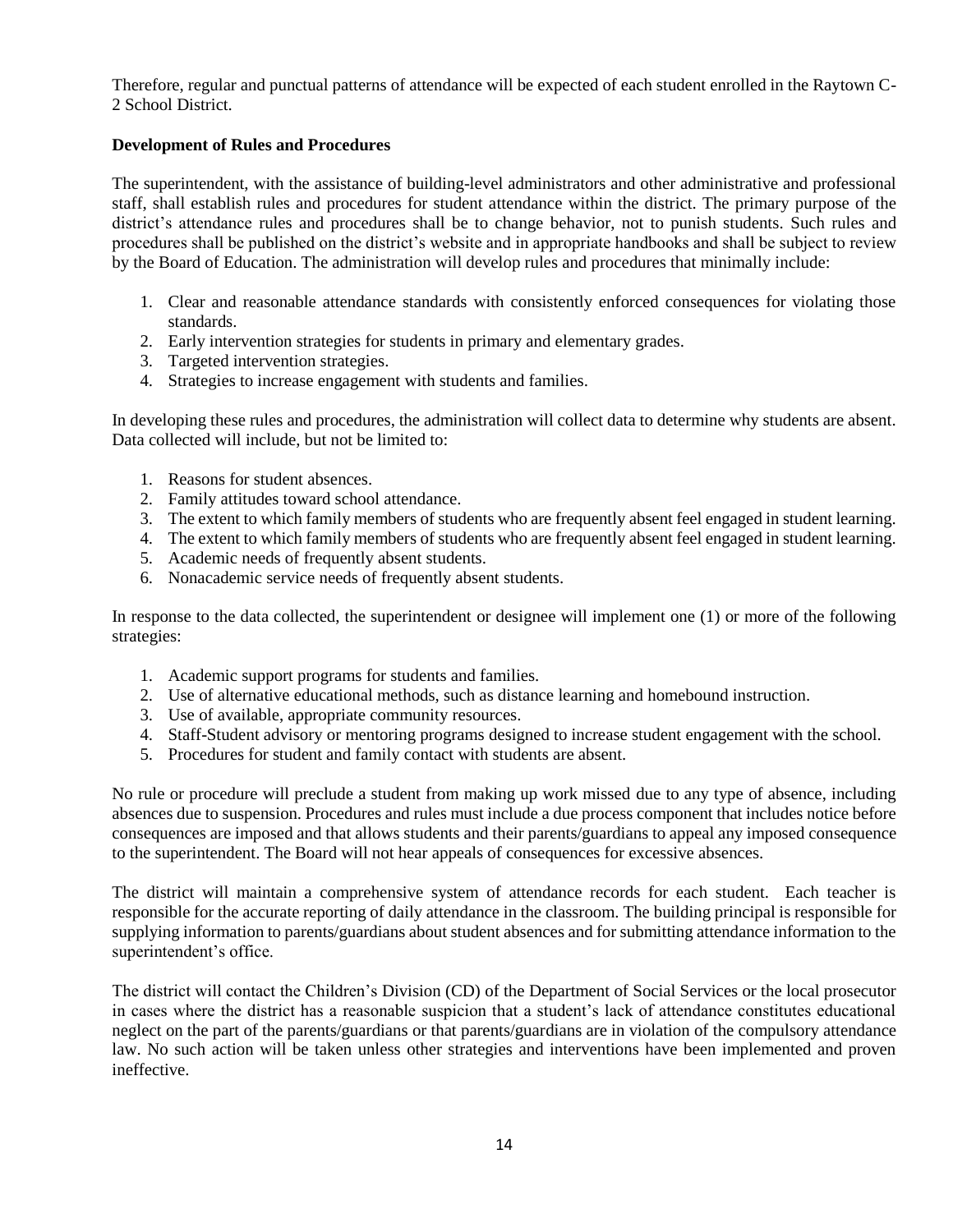Therefore, regular and punctual patterns of attendance will be expected of each student enrolled in the Raytown C-2 School District.

**Development of Rules and Procedures**

The superintendent, with the assistance of building-level administrators and other administrative and professional staff, shall establish rules and procedures for student attendance within the district. The primary purpose of the district's attendance rules and procedures shall be to change behavior, not to punish students. Such rules and procedures shall be published on the district's website and in appropriate handbooks and shall be subject to review by the Board of Education. The administration will develop rules and procedures that minimally include:

1. Clear and reasonable attendance standards with consistently enforced consequences for violating those standards.
2. Early intervention strategies for students in primary and elementary grades.
3. Targeted intervention strategies.
4. Strategies to increase engagement with students and families.

In developing these rules and procedures, the administration will collect data to determine why students are absent. Data collected will include, but not be limited to:

1. Reasons for student absences.
2. Family attitudes toward school attendance.
3. The extent to which family members of students who are frequently absent feel engaged in student learning.
4. The extent to which family members of students who are frequently absent feel engaged in student learning.
5. Academic needs of frequently absent students.
6. Nonacademic service needs of frequently absent students.

In response to the data collected, the superintendent or designee will implement one (1) or more of the following strategies:

1. Academic support programs for students and families.
2. Use of alternative educational methods, such as distance learning and homebound instruction.
3. Use of available, appropriate community resources.
4. Staff-Student advisory or mentoring programs designed to increase student engagement with the school.
5. Procedures for student and family contact with students are absent.

No rule or procedure will preclude a student from making up work missed due to any type of absence, including absences due to suspension. Procedures and rules must include a due process component that includes notice before consequences are imposed and that allows students and their parents/guardians to appeal any imposed consequence to the superintendent. The Board will not hear appeals of consequences for excessive absences.

The district will maintain a comprehensive system of attendance records for each student. Each teacher is responsible for the accurate reporting of daily attendance in the classroom. The building principal is responsible for supplying information to parents/guardians about student absences and for submitting attendance information to the superintendent's office.

The district will contact the Children's Division (CD) of the Department of Social Services or the local prosecutor in cases where the district has a reasonable suspicion that a student's lack of attendance constitutes educational neglect on the part of the parents/guardians or that parents/guardians are in violation of the compulsory attendance law. No such action will be taken unless other strategies and interventions have been implemented and proven ineffective.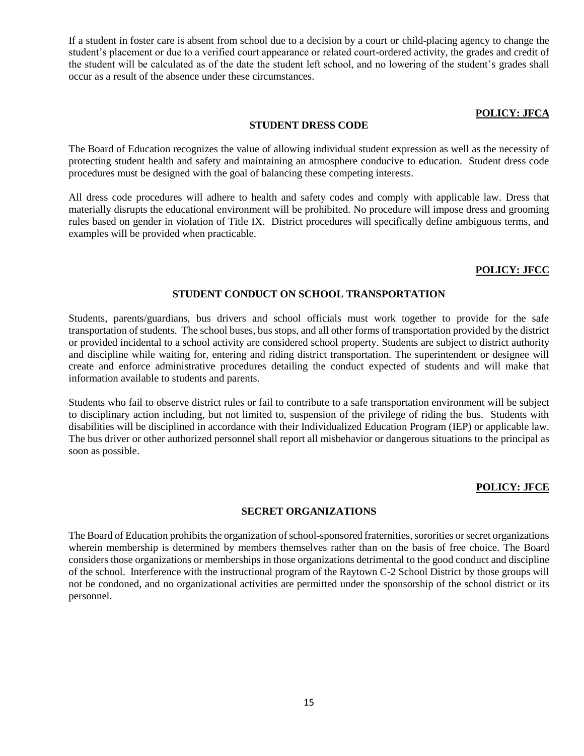If a student in foster care is absent from school due to a decision by a court or child-placing agency to change the student's placement or due to a verified court appearance or related court-ordered activity, the grades and credit of the student will be calculated as of the date the student left school, and no lowering of the student's grades shall occur as a result of the absence under these circumstances.

**POLICY: JFCA**

## STUDENT DRESS CODE

The Board of Education recognizes the value of allowing individual student expression as well as the necessity of protecting student health and safety and maintaining an atmosphere conducive to education. Student dress code procedures must be designed with the goal of balancing these competing interests.

All dress code procedures will adhere to health and safety codes and comply with applicable law. Dress that materially disrupts the educational environment will be prohibited. No procedure will impose dress and grooming rules based on gender in violation of Title IX. District procedures will specifically define ambiguous terms, and examples will be provided when practicable.

**POLICY: JFCC**

## STUDENT CONDUCT ON SCHOOL TRANSPORTATION

Students, parents/guardians, bus drivers and school officials must work together to provide for the safe transportation of students. The school buses, bus stops, and all other forms of transportation provided by the district or provided incidental to a school activity are considered school property. Students are subject to district authority and discipline while waiting for, entering and riding district transportation. The superintendent or designee will create and enforce administrative procedures detailing the conduct expected of students and will make that information available to students and parents.

Students who fail to observe district rules or fail to contribute to a safe transportation environment will be subject to disciplinary action including, but not limited to, suspension of the privilege of riding the bus. Students with disabilities will be disciplined in accordance with their Individualized Education Program (IEP) or applicable law. The bus driver or other authorized personnel shall report all misbehavior or dangerous situations to the principal as soon as possible.

**POLICY: JFCE**

## SECRET ORGANIZATIONS

The Board of Education prohibits the organization of school-sponsored fraternities, sororities or secret organizations wherein membership is determined by members themselves rather than on the basis of free choice. The Board considers those organizations or memberships in those organizations detrimental to the good conduct and discipline of the school. Interference with the instructional program of the Raytown C-2 School District by those groups will not be condoned, and no organizational activities are permitted under the sponsorship of the school district or its personnel.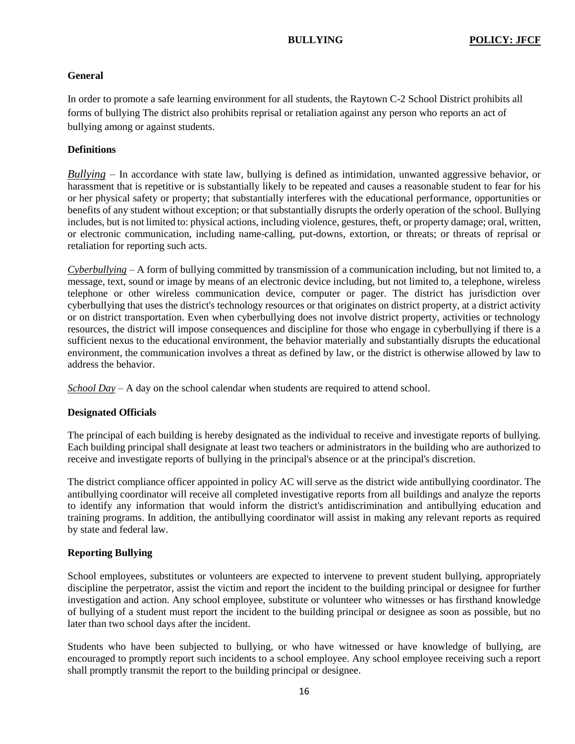# BULLYING — POLICY: JFCF

**General**

In order to promote a safe learning environment for all students, the Raytown C-2 School District prohibits all forms of bullying The district also prohibits reprisal or retaliation against any person who reports an act of bullying among or against students.

**Definitions**

*Bullying* – In accordance with state law, bullying is defined as intimidation, unwanted aggressive behavior, or harassment that is repetitive or is substantially likely to be repeated and causes a reasonable student to fear for his or her physical safety or property; that substantially interferes with the educational performance, opportunities or benefits of any student without exception; or that substantially disrupts the orderly operation of the school. Bullying includes, but is not limited to: physical actions, including violence, gestures, theft, or property damage; oral, written, or electronic communication, including name-calling, put-downs, extortion, or threats; or threats of reprisal or retaliation for reporting such acts.

*Cyberbullying* – A form of bullying committed by transmission of a communication including, but not limited to, a message, text, sound or image by means of an electronic device including, but not limited to, a telephone, wireless telephone or other wireless communication device, computer or pager. The district has jurisdiction over cyberbullying that uses the district's technology resources or that originates on district property, at a district activity or on district transportation. Even when cyberbullying does not involve district property, activities or technology resources, the district will impose consequences and discipline for those who engage in cyberbullying if there is a sufficient nexus to the educational environment, the behavior materially and substantially disrupts the educational environment, the communication involves a threat as defined by law, or the district is otherwise allowed by law to address the behavior.

*School Day* – A day on the school calendar when students are required to attend school.

**Designated Officials**

The principal of each building is hereby designated as the individual to receive and investigate reports of bullying. Each building principal shall designate at least two teachers or administrators in the building who are authorized to receive and investigate reports of bullying in the principal's absence or at the principal's discretion.

The district compliance officer appointed in policy AC will serve as the district wide antibullying coordinator. The antibullying coordinator will receive all completed investigative reports from all buildings and analyze the reports to identify any information that would inform the district's antidiscrimination and antibullying education and training programs. In addition, the antibullying coordinator will assist in making any relevant reports as required by state and federal law.

**Reporting Bullying**

School employees, substitutes or volunteers are expected to intervene to prevent student bullying, appropriately discipline the perpetrator, assist the victim and report the incident to the building principal or designee for further investigation and action. Any school employee, substitute or volunteer who witnesses or has firsthand knowledge of bullying of a student must report the incident to the building principal or designee as soon as possible, but no later than two school days after the incident.

Students who have been subjected to bullying, or who have witnessed or have knowledge of bullying, are encouraged to promptly report such incidents to a school employee. Any school employee receiving such a report shall promptly transmit the report to the building principal or designee.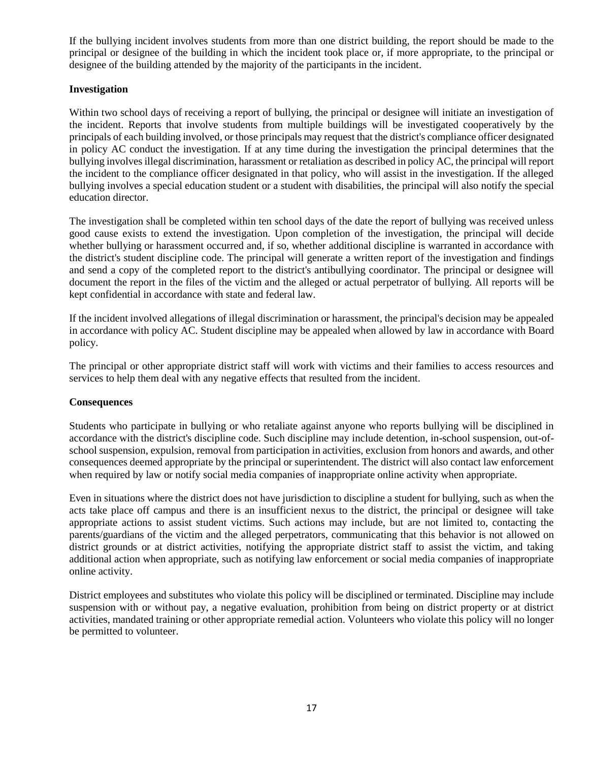If the bullying incident involves students from more than one district building, the report should be made to the principal or designee of the building in which the incident took place or, if more appropriate, to the principal or designee of the building attended by the majority of the participants in the incident.

**Investigation**

Within two school days of receiving a report of bullying, the principal or designee will initiate an investigation of the incident. Reports that involve students from multiple buildings will be investigated cooperatively by the principals of each building involved, or those principals may request that the district's compliance officer designated in policy AC conduct the investigation. If at any time during the investigation the principal determines that the bullying involves illegal discrimination, harassment or retaliation as described in policy AC, the principal will report the incident to the compliance officer designated in that policy, who will assist in the investigation. If the alleged bullying involves a special education student or a student with disabilities, the principal will also notify the special education director.

The investigation shall be completed within ten school days of the date the report of bullying was received unless good cause exists to extend the investigation. Upon completion of the investigation, the principal will decide whether bullying or harassment occurred and, if so, whether additional discipline is warranted in accordance with the district's student discipline code. The principal will generate a written report of the investigation and findings and send a copy of the completed report to the district's antibullying coordinator. The principal or designee will document the report in the files of the victim and the alleged or actual perpetrator of bullying. All reports will be kept confidential in accordance with state and federal law.

If the incident involved allegations of illegal discrimination or harassment, the principal's decision may be appealed in accordance with policy AC. Student discipline may be appealed when allowed by law in accordance with Board policy.

The principal or other appropriate district staff will work with victims and their families to access resources and services to help them deal with any negative effects that resulted from the incident.

**Consequences**

Students who participate in bullying or who retaliate against anyone who reports bullying will be disciplined in accordance with the district's discipline code. Such discipline may include detention, in-school suspension, out-of-school suspension, expulsion, removal from participation in activities, exclusion from honors and awards, and other consequences deemed appropriate by the principal or superintendent. The district will also contact law enforcement when required by law or notify social media companies of inappropriate online activity when appropriate.

Even in situations where the district does not have jurisdiction to discipline a student for bullying, such as when the acts take place off campus and there is an insufficient nexus to the district, the principal or designee will take appropriate actions to assist student victims. Such actions may include, but are not limited to, contacting the parents/guardians of the victim and the alleged perpetrators, communicating that this behavior is not allowed on district grounds or at district activities, notifying the appropriate district staff to assist the victim, and taking additional action when appropriate, such as notifying law enforcement or social media companies of inappropriate online activity.

District employees and substitutes who violate this policy will be disciplined or terminated. Discipline may include suspension with or without pay, a negative evaluation, prohibition from being on district property or at district activities, mandated training or other appropriate remedial action. Volunteers who violate this policy will no longer be permitted to volunteer.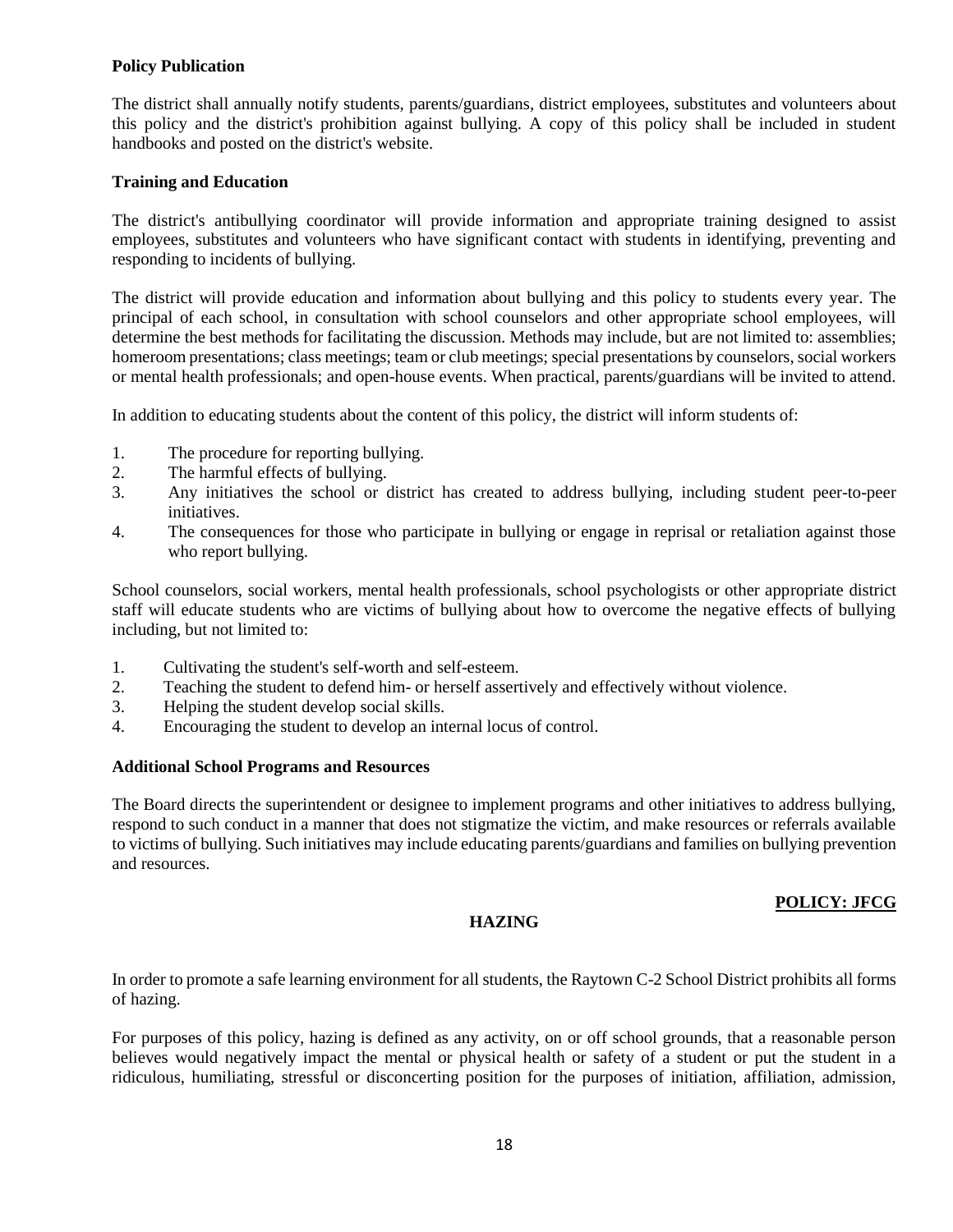**Policy Publication**

The district shall annually notify students, parents/guardians, district employees, substitutes and volunteers about this policy and the district's prohibition against bullying. A copy of this policy shall be included in student handbooks and posted on the district's website.

**Training and Education**

The district's antibullying coordinator will provide information and appropriate training designed to assist employees, substitutes and volunteers who have significant contact with students in identifying, preventing and responding to incidents of bullying.

The district will provide education and information about bullying and this policy to students every year. The principal of each school, in consultation with school counselors and other appropriate school employees, will determine the best methods for facilitating the discussion. Methods may include, but are not limited to: assemblies; homeroom presentations; class meetings; team or club meetings; special presentations by counselors, social workers or mental health professionals; and open-house events. When practical, parents/guardians will be invited to attend.

In addition to educating students about the content of this policy, the district will inform students of:

1. The procedure for reporting bullying.
2. The harmful effects of bullying.
3. Any initiatives the school or district has created to address bullying, including student peer-to-peer initiatives.
4. The consequences for those who participate in bullying or engage in reprisal or retaliation against those who report bullying.

School counselors, social workers, mental health professionals, school psychologists or other appropriate district staff will educate students who are victims of bullying about how to overcome the negative effects of bullying including, but not limited to:

1. Cultivating the student's self-worth and self-esteem.
2. Teaching the student to defend him- or herself assertively and effectively without violence.
3. Helping the student develop social skills.
4. Encouraging the student to develop an internal locus of control.

**Additional School Programs and Resources**

The Board directs the superintendent or designee to implement programs and other initiatives to address bullying, respond to such conduct in a manner that does not stigmatize the victim, and make resources or referrals available to victims of bullying. Such initiatives may include educating parents/guardians and families on bullying prevention and resources.

**POLICY: JFCG**

## HAZING

In order to promote a safe learning environment for all students, the Raytown C-2 School District prohibits all forms of hazing.

For purposes of this policy, hazing is defined as any activity, on or off school grounds, that a reasonable person believes would negatively impact the mental or physical health or safety of a student or put the student in a ridiculous, humiliating, stressful or disconcerting position for the purposes of initiation, affiliation, admission,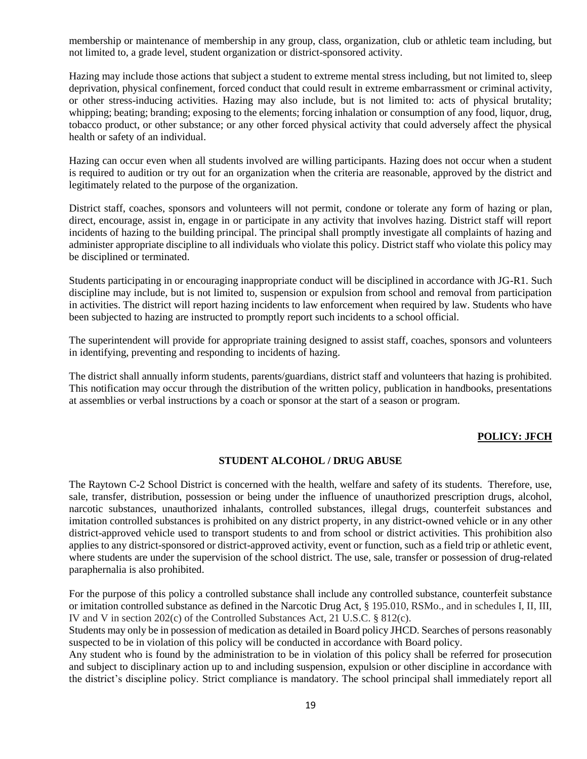membership or maintenance of membership in any group, class, organization, club or athletic team including, but not limited to, a grade level, student organization or district-sponsored activity.

Hazing may include those actions that subject a student to extreme mental stress including, but not limited to, sleep deprivation, physical confinement, forced conduct that could result in extreme embarrassment or criminal activity, or other stress-inducing activities. Hazing may also include, but is not limited to: acts of physical brutality; whipping; beating; branding; exposing to the elements; forcing inhalation or consumption of any food, liquor, drug, tobacco product, or other substance; or any other forced physical activity that could adversely affect the physical health or safety of an individual.

Hazing can occur even when all students involved are willing participants. Hazing does not occur when a student is required to audition or try out for an organization when the criteria are reasonable, approved by the district and legitimately related to the purpose of the organization.

District staff, coaches, sponsors and volunteers will not permit, condone or tolerate any form of hazing or plan, direct, encourage, assist in, engage in or participate in any activity that involves hazing. District staff will report incidents of hazing to the building principal. The principal shall promptly investigate all complaints of hazing and administer appropriate discipline to all individuals who violate this policy. District staff who violate this policy may be disciplined or terminated.

Students participating in or encouraging inappropriate conduct will be disciplined in accordance with JG-R1. Such discipline may include, but is not limited to, suspension or expulsion from school and removal from participation in activities. The district will report hazing incidents to law enforcement when required by law. Students who have been subjected to hazing are instructed to promptly report such incidents to a school official.

The superintendent will provide for appropriate training designed to assist staff, coaches, sponsors and volunteers in identifying, preventing and responding to incidents of hazing.

The district shall annually inform students, parents/guardians, district staff and volunteers that hazing is prohibited. This notification may occur through the distribution of the written policy, publication in handbooks, presentations at assemblies or verbal instructions by a coach or sponsor at the start of a season or program.

**POLICY: JFCH**

## STUDENT ALCOHOL / DRUG ABUSE

The Raytown C-2 School District is concerned with the health, welfare and safety of its students. Therefore, use, sale, transfer, distribution, possession or being under the influence of unauthorized prescription drugs, alcohol, narcotic substances, unauthorized inhalants, controlled substances, illegal drugs, counterfeit substances and imitation controlled substances is prohibited on any district property, in any district-owned vehicle or in any other district-approved vehicle used to transport students to and from school or district activities. This prohibition also applies to any district-sponsored or district-approved activity, event or function, such as a field trip or athletic event, where students are under the supervision of the school district. The use, sale, transfer or possession of drug-related paraphernalia is also prohibited.

For the purpose of this policy a controlled substance shall include any controlled substance, counterfeit substance or imitation controlled substance as defined in the Narcotic Drug Act, § 195.010, RSMo., and in schedules I, II, III, IV and V in section 202(c) of the Controlled Substances Act, 21 U.S.C. § 812(c).

Students may only be in possession of medication as detailed in Board policy JHCD. Searches of persons reasonably suspected to be in violation of this policy will be conducted in accordance with Board policy.

Any student who is found by the administration to be in violation of this policy shall be referred for prosecution and subject to disciplinary action up to and including suspension, expulsion or other discipline in accordance with the district's discipline policy. Strict compliance is mandatory. The school principal shall immediately report all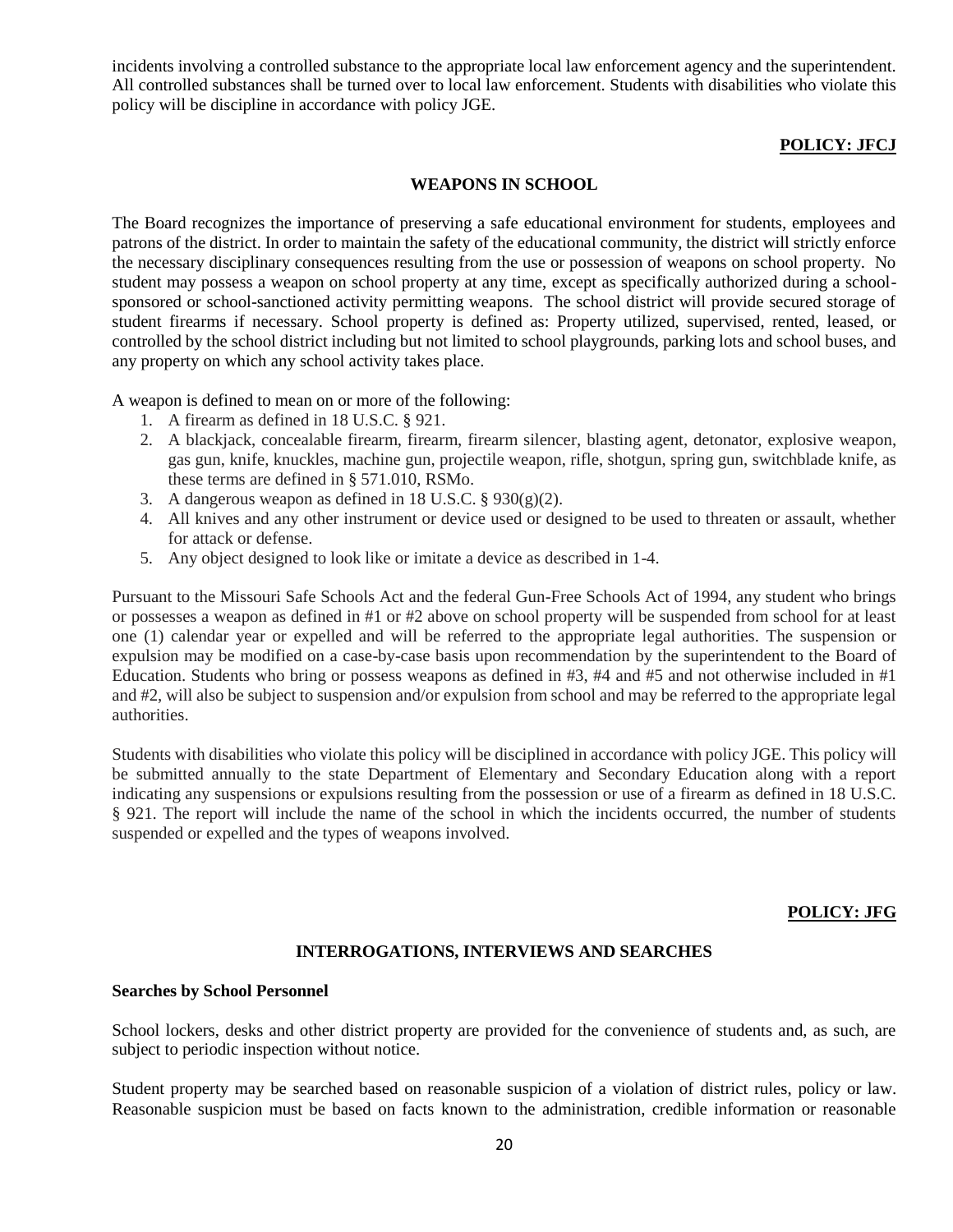incidents involving a controlled substance to the appropriate local law enforcement agency and the superintendent. All controlled substances shall be turned over to local law enforcement. Students with disabilities who violate this policy will be discipline in accordance with policy JGE.

**POLICY: JFCJ**

### WEAPONS IN SCHOOL

The Board recognizes the importance of preserving a safe educational environment for students, employees and patrons of the district. In order to maintain the safety of the educational community, the district will strictly enforce the necessary disciplinary consequences resulting from the use or possession of weapons on school property. No student may possess a weapon on school property at any time, except as specifically authorized during a school-sponsored or school-sanctioned activity permitting weapons. The school district will provide secured storage of student firearms if necessary. School property is defined as: Property utilized, supervised, rented, leased, or controlled by the school district including but not limited to school playgrounds, parking lots and school buses, and any property on which any school activity takes place.

A weapon is defined to mean on or more of the following:

1. A firearm as defined in 18 U.S.C. § 921.
2. A blackjack, concealable firearm, firearm, firearm silencer, blasting agent, detonator, explosive weapon, gas gun, knife, knuckles, machine gun, projectile weapon, rifle, shotgun, spring gun, switchblade knife, as these terms are defined in § 571.010, RSMo.
3. A dangerous weapon as defined in 18 U.S.C. § 930(g)(2).
4. All knives and any other instrument or device used or designed to be used to threaten or assault, whether for attack or defense.
5. Any object designed to look like or imitate a device as described in 1-4.

Pursuant to the Missouri Safe Schools Act and the federal Gun-Free Schools Act of 1994, any student who brings or possesses a weapon as defined in #1 or #2 above on school property will be suspended from school for at least one (1) calendar year or expelled and will be referred to the appropriate legal authorities. The suspension or expulsion may be modified on a case-by-case basis upon recommendation by the superintendent to the Board of Education. Students who bring or possess weapons as defined in #3, #4 and #5 and not otherwise included in #1 and #2, will also be subject to suspension and/or expulsion from school and may be referred to the appropriate legal authorities.

Students with disabilities who violate this policy will be disciplined in accordance with policy JGE. This policy will be submitted annually to the state Department of Elementary and Secondary Education along with a report indicating any suspensions or expulsions resulting from the possession or use of a firearm as defined in 18 U.S.C. § 921. The report will include the name of the school in which the incidents occurred, the number of students suspended or expelled and the types of weapons involved.

**POLICY: JFG**

### INTERROGATIONS, INTERVIEWS AND SEARCHES

**Searches by School Personnel**

School lockers, desks and other district property are provided for the convenience of students and, as such, are subject to periodic inspection without notice.

Student property may be searched based on reasonable suspicion of a violation of district rules, policy or law. Reasonable suspicion must be based on facts known to the administration, credible information or reasonable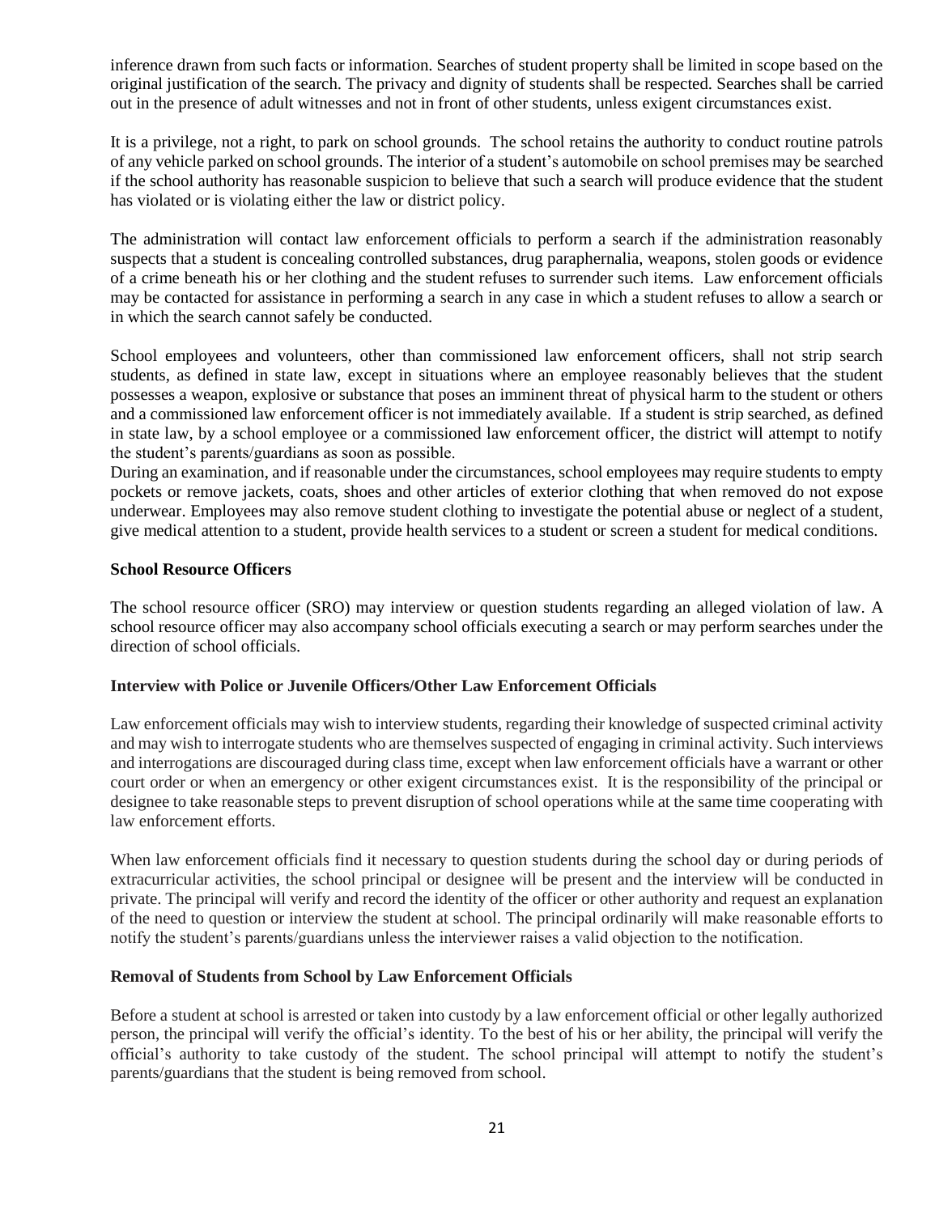inference drawn from such facts or information. Searches of student property shall be limited in scope based on the original justification of the search. The privacy and dignity of students shall be respected. Searches shall be carried out in the presence of adult witnesses and not in front of other students, unless exigent circumstances exist.

It is a privilege, not a right, to park on school grounds. The school retains the authority to conduct routine patrols of any vehicle parked on school grounds. The interior of a student's automobile on school premises may be searched if the school authority has reasonable suspicion to believe that such a search will produce evidence that the student has violated or is violating either the law or district policy.

The administration will contact law enforcement officials to perform a search if the administration reasonably suspects that a student is concealing controlled substances, drug paraphernalia, weapons, stolen goods or evidence of a crime beneath his or her clothing and the student refuses to surrender such items. Law enforcement officials may be contacted for assistance in performing a search in any case in which a student refuses to allow a search or in which the search cannot safely be conducted.

School employees and volunteers, other than commissioned law enforcement officers, shall not strip search students, as defined in state law, except in situations where an employee reasonably believes that the student possesses a weapon, explosive or substance that poses an imminent threat of physical harm to the student or others and a commissioned law enforcement officer is not immediately available. If a student is strip searched, as defined in state law, by a school employee or a commissioned law enforcement officer, the district will attempt to notify the student's parents/guardians as soon as possible.

During an examination, and if reasonable under the circumstances, school employees may require students to empty pockets or remove jackets, coats, shoes and other articles of exterior clothing that when removed do not expose underwear. Employees may also remove student clothing to investigate the potential abuse or neglect of a student, give medical attention to a student, provide health services to a student or screen a student for medical conditions.

**School Resource Officers**

The school resource officer (SRO) may interview or question students regarding an alleged violation of law. A school resource officer may also accompany school officials executing a search or may perform searches under the direction of school officials.

**Interview with Police or Juvenile Officers/Other Law Enforcement Officials**

Law enforcement officials may wish to interview students, regarding their knowledge of suspected criminal activity and may wish to interrogate students who are themselves suspected of engaging in criminal activity. Such interviews and interrogations are discouraged during class time, except when law enforcement officials have a warrant or other court order or when an emergency or other exigent circumstances exist. It is the responsibility of the principal or designee to take reasonable steps to prevent disruption of school operations while at the same time cooperating with law enforcement efforts.

When law enforcement officials find it necessary to question students during the school day or during periods of extracurricular activities, the school principal or designee will be present and the interview will be conducted in private. The principal will verify and record the identity of the officer or other authority and request an explanation of the need to question or interview the student at school. The principal ordinarily will make reasonable efforts to notify the student's parents/guardians unless the interviewer raises a valid objection to the notification.

**Removal of Students from School by Law Enforcement Officials**

Before a student at school is arrested or taken into custody by a law enforcement official or other legally authorized person, the principal will verify the official's identity. To the best of his or her ability, the principal will verify the official's authority to take custody of the student. The school principal will attempt to notify the student's parents/guardians that the student is being removed from school.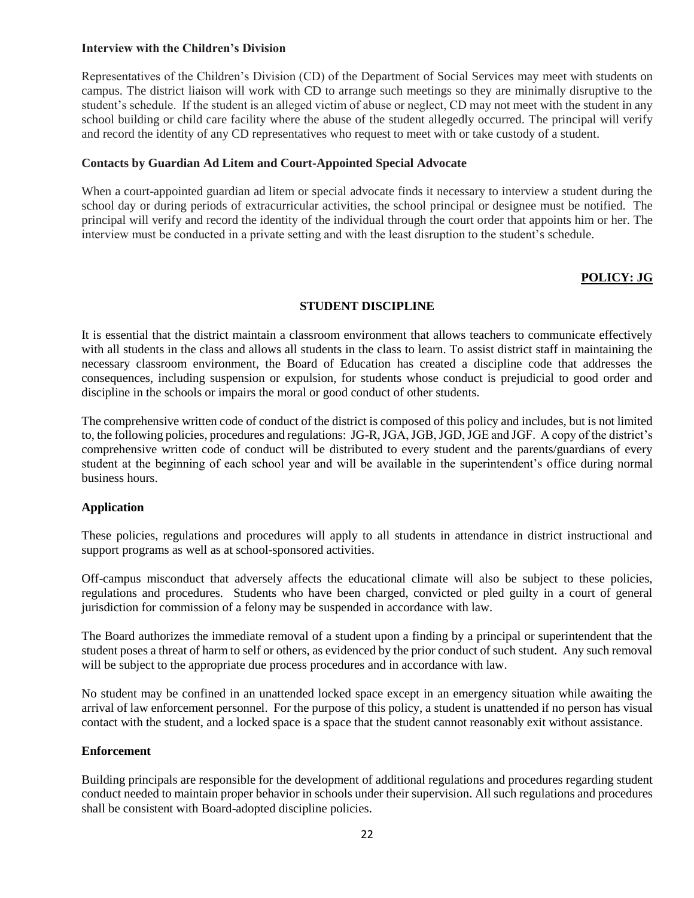### Interview with the Children's Division

Representatives of the Children's Division (CD) of the Department of Social Services may meet with students on campus. The district liaison will work with CD to arrange such meetings so they are minimally disruptive to the student's schedule. If the student is an alleged victim of abuse or neglect, CD may not meet with the student in any school building or child care facility where the abuse of the student allegedly occurred. The principal will verify and record the identity of any CD representatives who request to meet with or take custody of a student.

### Contacts by Guardian Ad Litem and Court-Appointed Special Advocate

When a court-appointed guardian ad litem or special advocate finds it necessary to interview a student during the school day or during periods of extracurricular activities, the school principal or designee must be notified. The principal will verify and record the identity of the individual through the court order that appoints him or her. The interview must be conducted in a private setting and with the least disruption to the student's schedule.

**POLICY: JG**

## STUDENT DISCIPLINE

It is essential that the district maintain a classroom environment that allows teachers to communicate effectively with all students in the class and allows all students in the class to learn. To assist district staff in maintaining the necessary classroom environment, the Board of Education has created a discipline code that addresses the consequences, including suspension or expulsion, for students whose conduct is prejudicial to good order and discipline in the schools or impairs the moral or good conduct of other students.

The comprehensive written code of conduct of the district is composed of this policy and includes, but is not limited to, the following policies, procedures and regulations: JG-R, JGA, JGB, JGD, JGE and JGF. A copy of the district's comprehensive written code of conduct will be distributed to every student and the parents/guardians of every student at the beginning of each school year and will be available in the superintendent's office during normal business hours.

### Application

These policies, regulations and procedures will apply to all students in attendance in district instructional and support programs as well as at school-sponsored activities.

Off-campus misconduct that adversely affects the educational climate will also be subject to these policies, regulations and procedures. Students who have been charged, convicted or pled guilty in a court of general jurisdiction for commission of a felony may be suspended in accordance with law.

The Board authorizes the immediate removal of a student upon a finding by a principal or superintendent that the student poses a threat of harm to self or others, as evidenced by the prior conduct of such student. Any such removal will be subject to the appropriate due process procedures and in accordance with law.

No student may be confined in an unattended locked space except in an emergency situation while awaiting the arrival of law enforcement personnel. For the purpose of this policy, a student is unattended if no person has visual contact with the student, and a locked space is a space that the student cannot reasonably exit without assistance.

### Enforcement

Building principals are responsible for the development of additional regulations and procedures regarding student conduct needed to maintain proper behavior in schools under their supervision. All such regulations and procedures shall be consistent with Board-adopted discipline policies.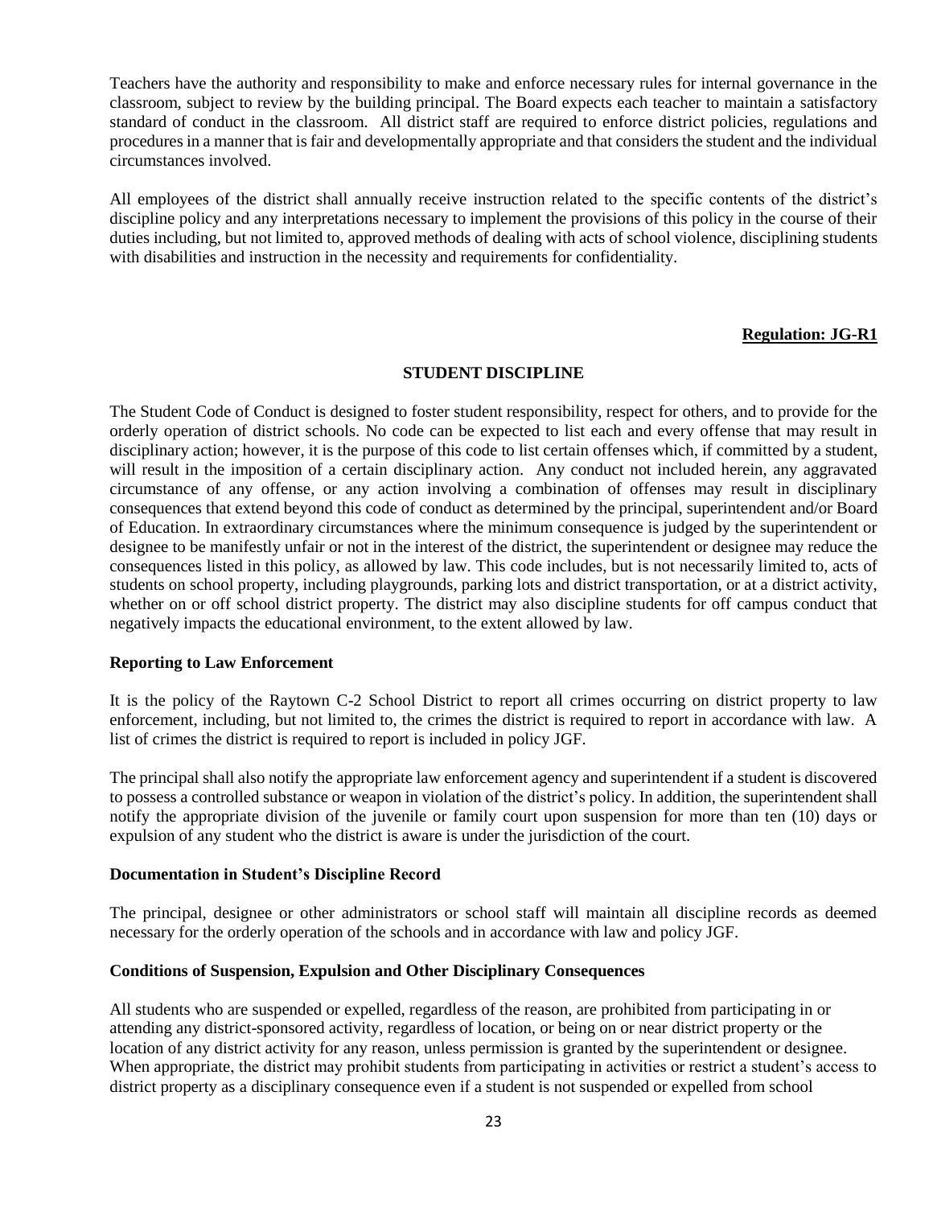Teachers have the authority and responsibility to make and enforce necessary rules for internal governance in the classroom, subject to review by the building principal. The Board expects each teacher to maintain a satisfactory standard of conduct in the classroom. All district staff are required to enforce district policies, regulations and procedures in a manner that is fair and developmentally appropriate and that considers the student and the individual circumstances involved.

All employees of the district shall annually receive instruction related to the specific contents of the district's discipline policy and any interpretations necessary to implement the provisions of this policy in the course of their duties including, but not limited to, approved methods of dealing with acts of school violence, disciplining students with disabilities and instruction in the necessity and requirements for confidentiality.

**Regulation: JG-R1**

## STUDENT DISCIPLINE

The Student Code of Conduct is designed to foster student responsibility, respect for others, and to provide for the orderly operation of district schools. No code can be expected to list each and every offense that may result in disciplinary action; however, it is the purpose of this code to list certain offenses which, if committed by a student, will result in the imposition of a certain disciplinary action. Any conduct not included herein, any aggravated circumstance of any offense, or any action involving a combination of offenses may result in disciplinary consequences that extend beyond this code of conduct as determined by the principal, superintendent and/or Board of Education. In extraordinary circumstances where the minimum consequence is judged by the superintendent or designee to be manifestly unfair or not in the interest of the district, the superintendent or designee may reduce the consequences listed in this policy, as allowed by law. This code includes, but is not necessarily limited to, acts of students on school property, including playgrounds, parking lots and district transportation, or at a district activity, whether on or off school district property. The district may also discipline students for off campus conduct that negatively impacts the educational environment, to the extent allowed by law.

### Reporting to Law Enforcement

It is the policy of the Raytown C-2 School District to report all crimes occurring on district property to law enforcement, including, but not limited to, the crimes the district is required to report in accordance with law. A list of crimes the district is required to report is included in policy JGF.

The principal shall also notify the appropriate law enforcement agency and superintendent if a student is discovered to possess a controlled substance or weapon in violation of the district's policy. In addition, the superintendent shall notify the appropriate division of the juvenile or family court upon suspension for more than ten (10) days or expulsion of any student who the district is aware is under the jurisdiction of the court.

### Documentation in Student's Discipline Record

The principal, designee or other administrators or school staff will maintain all discipline records as deemed necessary for the orderly operation of the schools and in accordance with law and policy JGF.

### Conditions of Suspension, Expulsion and Other Disciplinary Consequences

All students who are suspended or expelled, regardless of the reason, are prohibited from participating in or attending any district-sponsored activity, regardless of location, or being on or near district property or the location of any district activity for any reason, unless permission is granted by the superintendent or designee. When appropriate, the district may prohibit students from participating in activities or restrict a student's access to district property as a disciplinary consequence even if a student is not suspended or expelled from school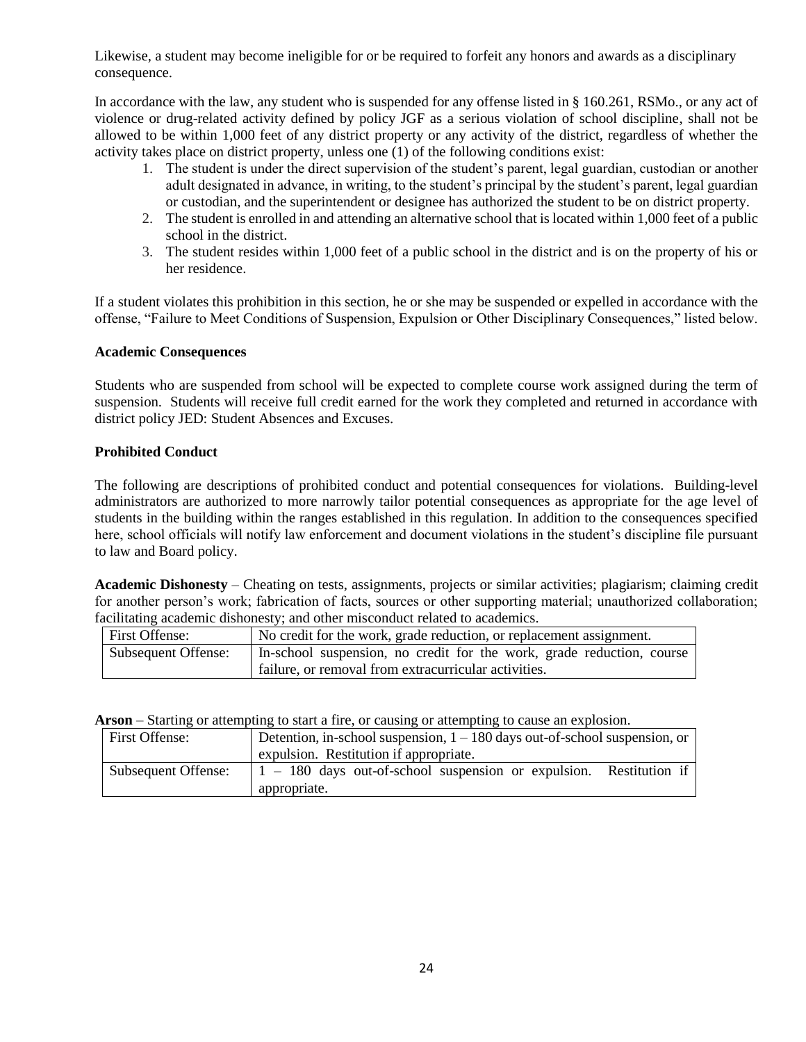Likewise, a student may become ineligible for or be required to forfeit any honors and awards as a disciplinary consequence.

In accordance with the law, any student who is suspended for any offense listed in § 160.261, RSMo., or any act of violence or drug-related activity defined by policy JGF as a serious violation of school discipline, shall not be allowed to be within 1,000 feet of any district property or any activity of the district, regardless of whether the activity takes place on district property, unless one (1) of the following conditions exist:

1. The student is under the direct supervision of the student's parent, legal guardian, custodian or another adult designated in advance, in writing, to the student's principal by the student's parent, legal guardian or custodian, and the superintendent or designee has authorized the student to be on district property.
2. The student is enrolled in and attending an alternative school that is located within 1,000 feet of a public school in the district.
3. The student resides within 1,000 feet of a public school in the district and is on the property of his or her residence.

If a student violates this prohibition in this section, he or she may be suspended or expelled in accordance with the offense, "Failure to Meet Conditions of Suspension, Expulsion or Other Disciplinary Consequences," listed below.

**Academic Consequences**

Students who are suspended from school will be expected to complete course work assigned during the term of suspension. Students will receive full credit earned for the work they completed and returned in accordance with district policy JED: Student Absences and Excuses.

**Prohibited Conduct**

The following are descriptions of prohibited conduct and potential consequences for violations. Building-level administrators are authorized to more narrowly tailor potential consequences as appropriate for the age level of students in the building within the ranges established in this regulation. In addition to the consequences specified here, school officials will notify law enforcement and document violations in the student's discipline file pursuant to law and Board policy.

**Academic Dishonesty** – Cheating on tests, assignments, projects or similar activities; plagiarism; claiming credit for another person's work; fabrication of facts, sources or other supporting material; unauthorized collaboration; facilitating academic dishonesty; and other misconduct related to academics.

| First Offense: | No credit for the work, grade reduction, or replacement assignment. |
|---|---|
| Subsequent Offense: | In-school suspension, no credit for the work, grade reduction, course failure, or removal from extracurricular activities. |

**Arson** – Starting or attempting to start a fire, or causing or attempting to cause an explosion.

| First Offense: | Detention, in-school suspension, 1 – 180 days out-of-school suspension, or expulsion. Restitution if appropriate. |
|---|---|
| Subsequent Offense: | 1 – 180 days out-of-school suspension or expulsion. Restitution if appropriate. |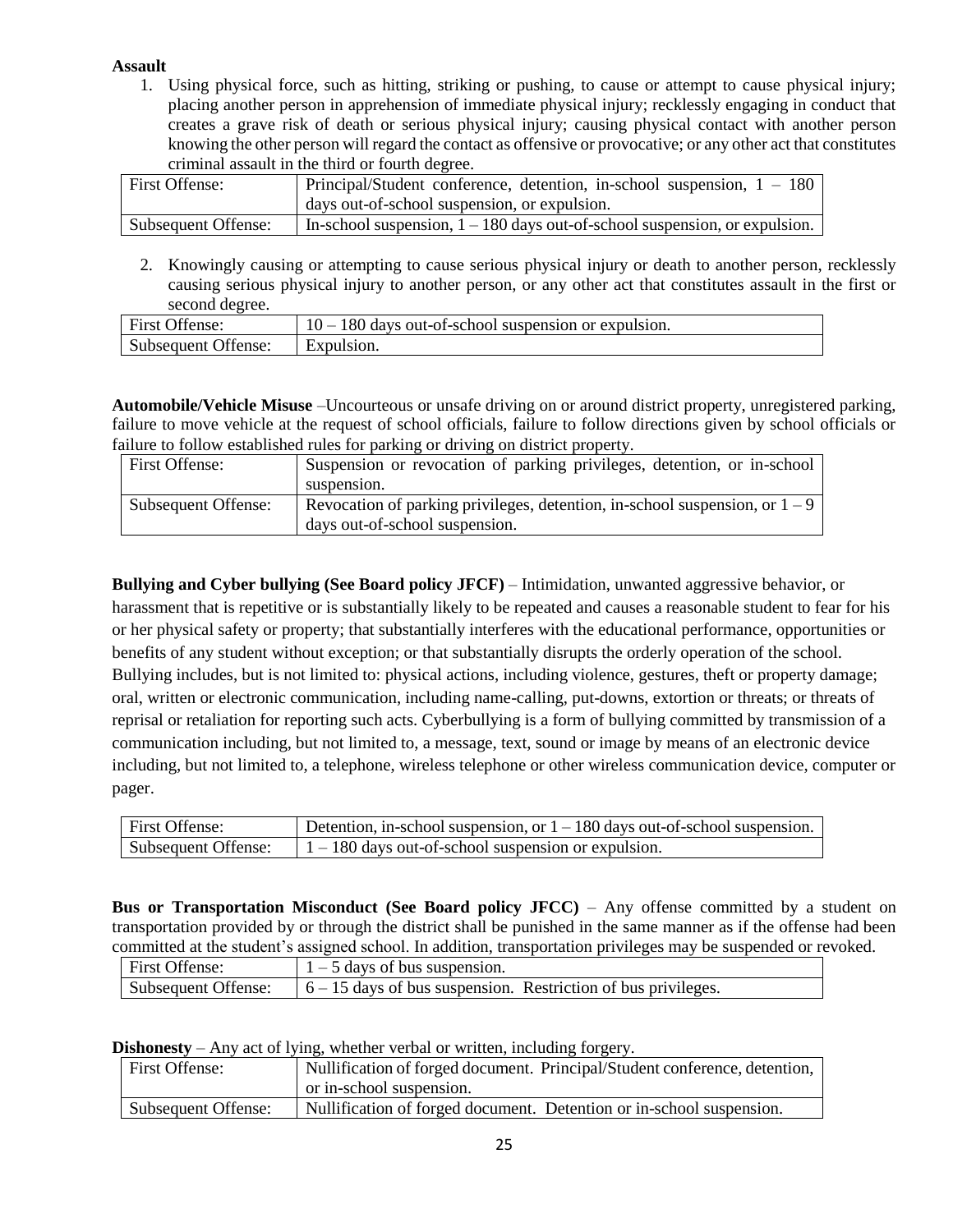**Assault**

1. Using physical force, such as hitting, striking or pushing, to cause or attempt to cause physical injury; placing another person in apprehension of immediate physical injury; recklessly engaging in conduct that creates a grave risk of death or serious physical injury; causing physical contact with another person knowing the other person will regard the contact as offensive or provocative; or any other act that constitutes criminal assault in the third or fourth degree.

| First Offense: | Principal/Student conference, detention, in-school suspension, 1 – 180 days out-of-school suspension, or expulsion. |
|---|---|
| Subsequent Offense: | In-school suspension, 1 – 180 days out-of-school suspension, or expulsion. |

2. Knowingly causing or attempting to cause serious physical injury or death to another person, recklessly causing serious physical injury to another person, or any other act that constitutes assault in the first or second degree.

| First Offense: | 10 – 180 days out-of-school suspension or expulsion. |
|---|---|
| Subsequent Offense: | Expulsion. |

**Automobile/Vehicle Misuse** –Uncourteous or unsafe driving on or around district property, unregistered parking, failure to move vehicle at the request of school officials, failure to follow directions given by school officials or failure to follow established rules for parking or driving on district property.

| First Offense: | Suspension or revocation of parking privileges, detention, or in-school suspension. |
|---|---|
| Subsequent Offense: | Revocation of parking privileges, detention, in-school suspension, or 1 – 9 days out-of-school suspension. |

**Bullying and Cyber bullying (See Board policy JFCF)** – Intimidation, unwanted aggressive behavior, or harassment that is repetitive or is substantially likely to be repeated and causes a reasonable student to fear for his or her physical safety or property; that substantially interferes with the educational performance, opportunities or benefits of any student without exception; or that substantially disrupts the orderly operation of the school. Bullying includes, but is not limited to: physical actions, including violence, gestures, theft or property damage; oral, written or electronic communication, including name-calling, put-downs, extortion or threats; or threats of reprisal or retaliation for reporting such acts. Cyberbullying is a form of bullying committed by transmission of a communication including, but not limited to, a message, text, sound or image by means of an electronic device including, but not limited to, a telephone, wireless telephone or other wireless communication device, computer or pager.

| First Offense: | Detention, in-school suspension, or 1 – 180 days out-of-school suspension. |
|---|---|
| Subsequent Offense: | 1 – 180 days out-of-school suspension or expulsion. |

**Bus or Transportation Misconduct (See Board policy JFCC)** – Any offense committed by a student on transportation provided by or through the district shall be punished in the same manner as if the offense had been committed at the student's assigned school. In addition, transportation privileges may be suspended or revoked.

| First Offense: | 1 – 5 days of bus suspension. |
|---|---|
| Subsequent Offense: | 6 – 15 days of bus suspension. Restriction of bus privileges. |

**Dishonesty** – Any act of lying, whether verbal or written, including forgery.

| First Offense: | Nullification of forged document. Principal/Student conference, detention, or in-school suspension. |
|---|---|
| Subsequent Offense: | Nullification of forged document. Detention or in-school suspension. |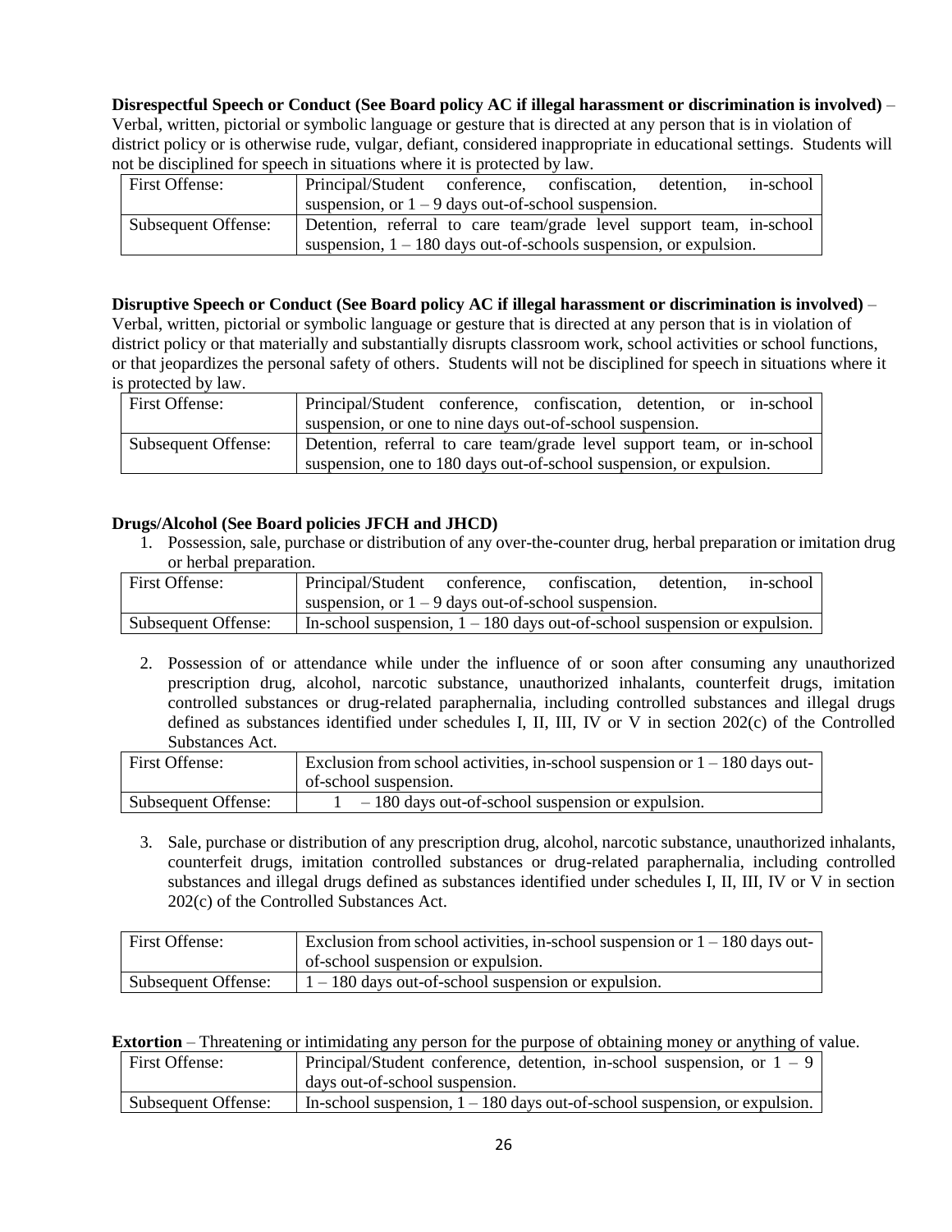**Disrespectful Speech or Conduct (See Board policy AC if illegal harassment or discrimination is involved)** – Verbal, written, pictorial or symbolic language or gesture that is directed at any person that is in violation of district policy or is otherwise rude, vulgar, defiant, considered inappropriate in educational settings. Students will not be disciplined for speech in situations where it is protected by law.

| First Offense: | Principal/Student conference, confiscation, detention, in-school suspension, or 1 – 9 days out-of-school suspension. |
|---|---|
| Subsequent Offense: | Detention, referral to care team/grade level support team, in-school suspension, 1 – 180 days out-of-schools suspension, or expulsion. |

**Disruptive Speech or Conduct (See Board policy AC if illegal harassment or discrimination is involved)** – Verbal, written, pictorial or symbolic language or gesture that is directed at any person that is in violation of district policy or that materially and substantially disrupts classroom work, school activities or school functions, or that jeopardizes the personal safety of others. Students will not be disciplined for speech in situations where it is protected by law.

| First Offense: | Principal/Student conference, confiscation, detention, or in-school suspension, or one to nine days out-of-school suspension. |
|---|---|
| Subsequent Offense: | Detention, referral to care team/grade level support team, or in-school suspension, one to 180 days out-of-school suspension, or expulsion. |

**Drugs/Alcohol (See Board policies JFCH and JHCD)**

1. Possession, sale, purchase or distribution of any over-the-counter drug, herbal preparation or imitation drug or herbal preparation.

| First Offense: | Principal/Student conference, confiscation, detention, in-school suspension, or 1 – 9 days out-of-school suspension. |
|---|---|
| Subsequent Offense: | In-school suspension, 1 – 180 days out-of-school suspension or expulsion. |

2. Possession of or attendance while under the influence of or soon after consuming any unauthorized prescription drug, alcohol, narcotic substance, unauthorized inhalants, counterfeit drugs, imitation controlled substances or drug-related paraphernalia, including controlled substances and illegal drugs defined as substances identified under schedules I, II, III, IV or V in section 202(c) of the Controlled Substances Act.

| First Offense: | Exclusion from school activities, in-school suspension or 1 – 180 days out-of-school suspension. |
|---|---|
| Subsequent Offense: | 1 – 180 days out-of-school suspension or expulsion. |

3. Sale, purchase or distribution of any prescription drug, alcohol, narcotic substance, unauthorized inhalants, counterfeit drugs, imitation controlled substances or drug-related paraphernalia, including controlled substances and illegal drugs defined as substances identified under schedules I, II, III, IV or V in section 202(c) of the Controlled Substances Act.

| First Offense: | Exclusion from school activities, in-school suspension or 1 – 180 days out-of-school suspension or expulsion. |
|---|---|
| Subsequent Offense: | 1 – 180 days out-of-school suspension or expulsion. |

**Extortion** – Threatening or intimidating any person for the purpose of obtaining money or anything of value.

| First Offense: | Principal/Student conference, detention, in-school suspension, or 1 – 9 days out-of-school suspension. |
|---|---|
| Subsequent Offense: | In-school suspension, 1 – 180 days out-of-school suspension, or expulsion. |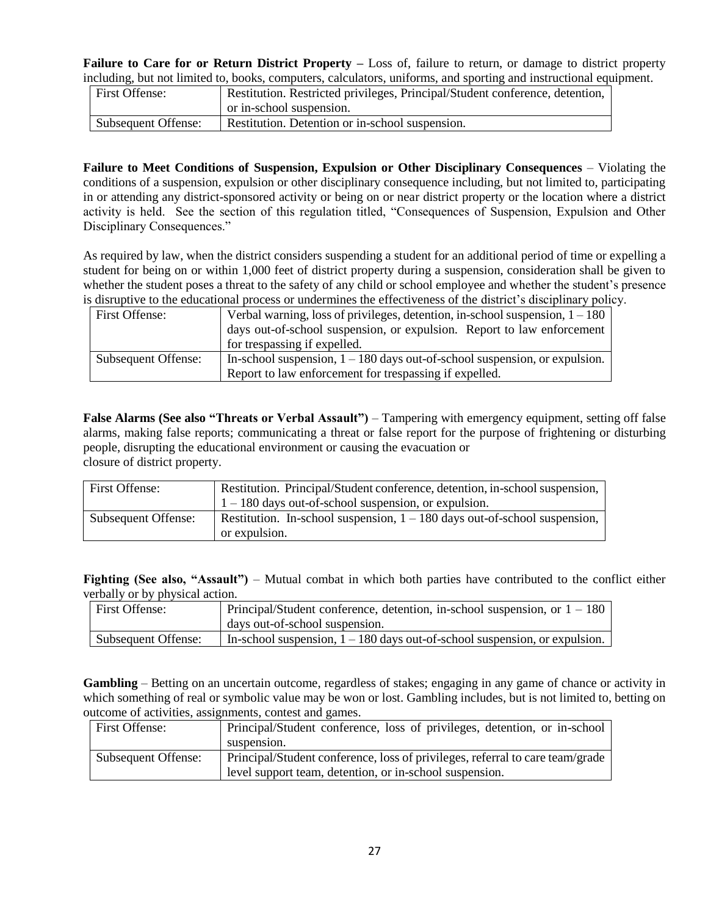**Failure to Care for or Return District Property –** Loss of, failure to return, or damage to district property including, but not limited to, books, computers, calculators, uniforms, and sporting and instructional equipment.

| First Offense: | Restitution. Restricted privileges, Principal/Student conference, detention, or in-school suspension. |
|---|---|
| Subsequent Offense: | Restitution. Detention or in-school suspension. |

**Failure to Meet Conditions of Suspension, Expulsion or Other Disciplinary Consequences** – Violating the conditions of a suspension, expulsion or other disciplinary consequence including, but not limited to, participating in or attending any district-sponsored activity or being on or near district property or the location where a district activity is held. See the section of this regulation titled, "Consequences of Suspension, Expulsion and Other Disciplinary Consequences."

As required by law, when the district considers suspending a student for an additional period of time or expelling a student for being on or within 1,000 feet of district property during a suspension, consideration shall be given to whether the student poses a threat to the safety of any child or school employee and whether the student's presence is disruptive to the educational process or undermines the effectiveness of the district's disciplinary policy.

| First Offense: | Verbal warning, loss of privileges, detention, in-school suspension, 1 – 180 days out-of-school suspension, or expulsion. Report to law enforcement for trespassing if expelled. |
|---|---|
| Subsequent Offense: | In-school suspension, 1 – 180 days out-of-school suspension, or expulsion. Report to law enforcement for trespassing if expelled. |

**False Alarms (See also "Threats or Verbal Assault")** – Tampering with emergency equipment, setting off false alarms, making false reports; communicating a threat or false report for the purpose of frightening or disturbing people, disrupting the educational environment or causing the evacuation or closure of district property.

| First Offense: | Restitution. Principal/Student conference, detention, in-school suspension, 1 – 180 days out-of-school suspension, or expulsion. |
|---|---|
| Subsequent Offense: | Restitution. In-school suspension, 1 – 180 days out-of-school suspension, or expulsion. |

**Fighting (See also, "Assault")** – Mutual combat in which both parties have contributed to the conflict either verbally or by physical action.

| First Offense: | Principal/Student conference, detention, in-school suspension, or 1 – 180 days out-of-school suspension. |
|---|---|
| Subsequent Offense: | In-school suspension, 1 – 180 days out-of-school suspension, or expulsion. |

**Gambling** – Betting on an uncertain outcome, regardless of stakes; engaging in any game of chance or activity in which something of real or symbolic value may be won or lost. Gambling includes, but is not limited to, betting on outcome of activities, assignments, contest and games.

| First Offense: | Principal/Student conference, loss of privileges, detention, or in-school suspension. |
|---|---|
| Subsequent Offense: | Principal/Student conference, loss of privileges, referral to care team/grade level support team, detention, or in-school suspension. |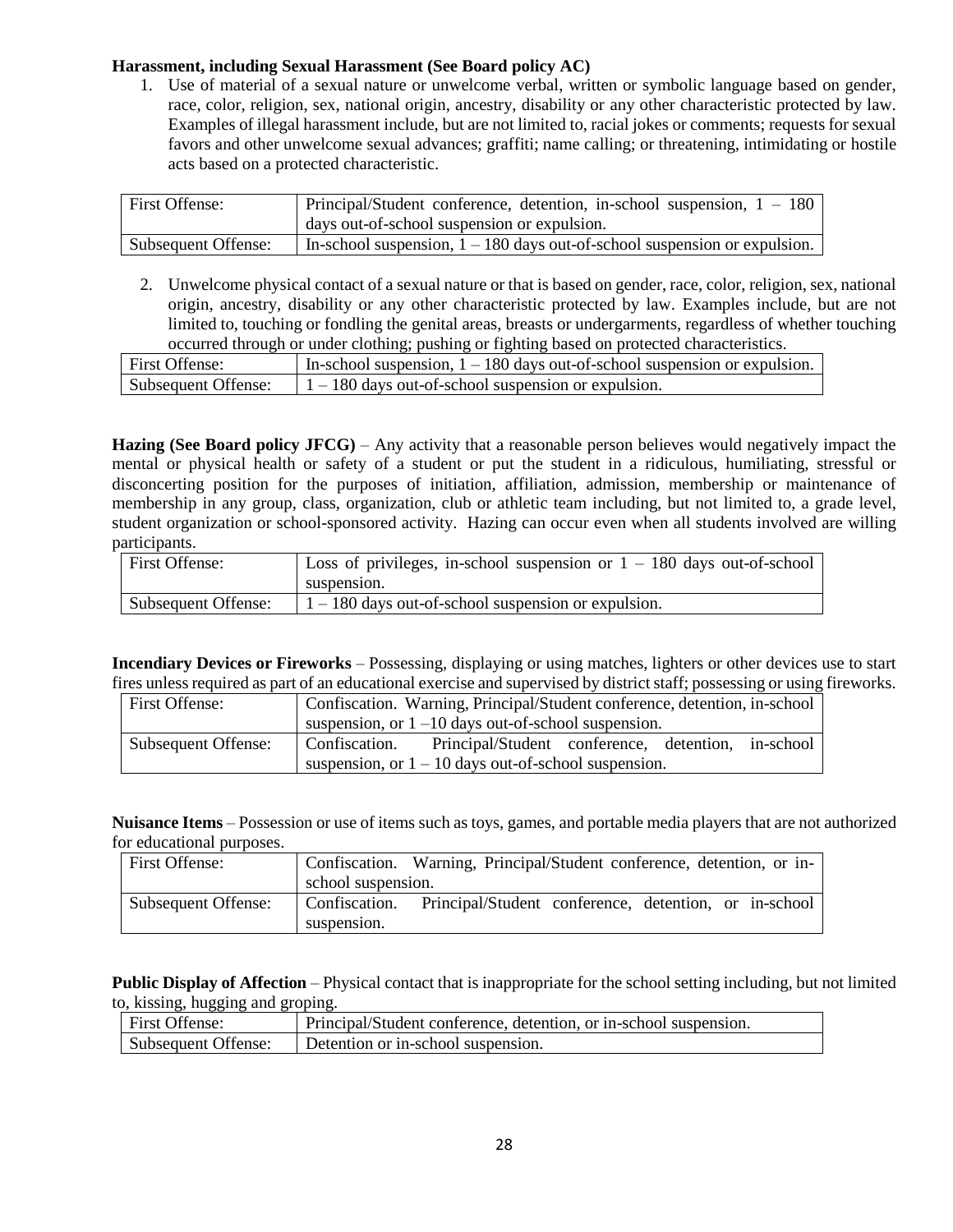**Harassment, including Sexual Harassment (See Board policy AC)**

1. Use of material of a sexual nature or unwelcome verbal, written or symbolic language based on gender, race, color, religion, sex, national origin, ancestry, disability or any other characteristic protected by law. Examples of illegal harassment include, but are not limited to, racial jokes or comments; requests for sexual favors and other unwelcome sexual advances; graffiti; name calling; or threatening, intimidating or hostile acts based on a protected characteristic.

| First Offense: | Principal/Student conference, detention, in-school suspension, 1 – 180 days out-of-school suspension or expulsion. |
|---|---|
| Subsequent Offense: | In-school suspension, 1 – 180 days out-of-school suspension or expulsion. |

2. Unwelcome physical contact of a sexual nature or that is based on gender, race, color, religion, sex, national origin, ancestry, disability or any other characteristic protected by law. Examples include, but are not limited to, touching or fondling the genital areas, breasts or undergarments, regardless of whether touching occurred through or under clothing; pushing or fighting based on protected characteristics.

| First Offense: | In-school suspension, 1 – 180 days out-of-school suspension or expulsion. |
|---|---|
| Subsequent Offense: | 1 – 180 days out-of-school suspension or expulsion. |

**Hazing (See Board policy JFCG)** – Any activity that a reasonable person believes would negatively impact the mental or physical health or safety of a student or put the student in a ridiculous, humiliating, stressful or disconcerting position for the purposes of initiation, affiliation, admission, membership or maintenance of membership in any group, class, organization, club or athletic team including, but not limited to, a grade level, student organization or school-sponsored activity. Hazing can occur even when all students involved are willing participants.

| First Offense: | Loss of privileges, in-school suspension or 1 – 180 days out-of-school suspension. |
|---|---|
| Subsequent Offense: | 1 – 180 days out-of-school suspension or expulsion. |

**Incendiary Devices or Fireworks** – Possessing, displaying or using matches, lighters or other devices use to start fires unless required as part of an educational exercise and supervised by district staff; possessing or using fireworks.

| First Offense: | Confiscation. Warning, Principal/Student conference, detention, in-school suspension, or 1 –10 days out-of-school suspension. |
|---|---|
| Subsequent Offense: | Confiscation. Principal/Student conference, detention, in-school suspension, or 1 – 10 days out-of-school suspension. |

**Nuisance Items** – Possession or use of items such as toys, games, and portable media players that are not authorized for educational purposes.

| First Offense: | Confiscation. Warning, Principal/Student conference, detention, or in-school suspension. |
|---|---|
| Subsequent Offense: | Confiscation. Principal/Student conference, detention, or in-school suspension. |

**Public Display of Affection** – Physical contact that is inappropriate for the school setting including, but not limited to, kissing, hugging and groping.

| First Offense: | Principal/Student conference, detention, or in-school suspension. |
|---|---|
| Subsequent Offense: | Detention or in-school suspension. |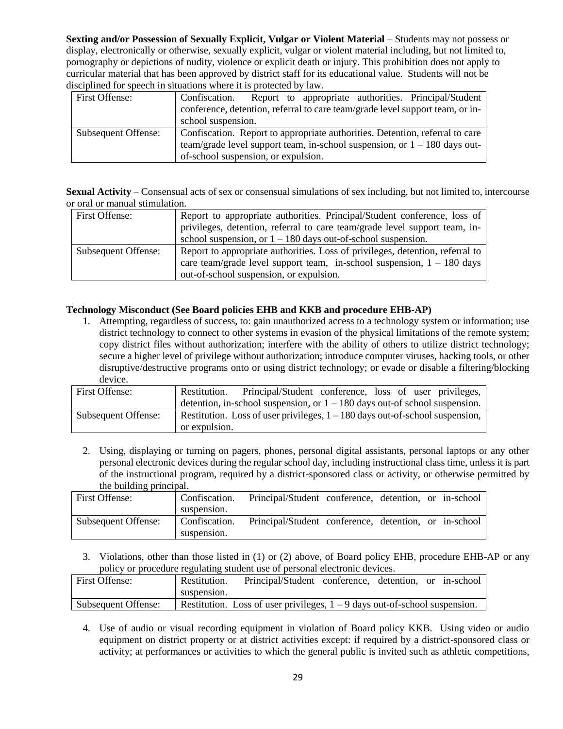**Sexting and/or Possession of Sexually Explicit, Vulgar or Violent Material** – Students may not possess or display, electronically or otherwise, sexually explicit, vulgar or violent material including, but not limited to, pornography or depictions of nudity, violence or explicit death or injury. This prohibition does not apply to curricular material that has been approved by district staff for its educational value. Students will not be disciplined for speech in situations where it is protected by law.

| | |
|---|---|
| First Offense: | Confiscation. Report to appropriate authorities. Principal/Student conference, detention, referral to care team/grade level support team, or in-school suspension. |
| Subsequent Offense: | Confiscation. Report to appropriate authorities. Detention, referral to care team/grade level support team, in-school suspension, or 1 – 180 days out-of-school suspension, or expulsion. |

**Sexual Activity** – Consensual acts of sex or consensual simulations of sex including, but not limited to, intercourse or oral or manual stimulation.

| | |
|---|---|
| First Offense: | Report to appropriate authorities. Principal/Student conference, loss of privileges, detention, referral to care team/grade level support team, in-school suspension, or 1 – 180 days out-of-school suspension. |
| Subsequent Offense: | Report to appropriate authorities. Loss of privileges, detention, referral to care team/grade level support team, in-school suspension, 1 – 180 days out-of-school suspension, or expulsion. |

**Technology Misconduct (See Board policies EHB and KKB and procedure EHB-AP)**

1. Attempting, regardless of success, to: gain unauthorized access to a technology system or information; use district technology to connect to other systems in evasion of the physical limitations of the remote system; copy district files without authorization; interfere with the ability of others to utilize district technology; secure a higher level of privilege without authorization; introduce computer viruses, hacking tools, or other disruptive/destructive programs onto or using district technology; or evade or disable a filtering/blocking device.

| | |
|---|---|
| First Offense: | Restitution. Principal/Student conference, loss of user privileges, detention, in-school suspension, or 1 – 180 days out-of school suspension. |
| Subsequent Offense: | Restitution. Loss of user privileges, 1 – 180 days out-of-school suspension, or expulsion. |

2. Using, displaying or turning on pagers, phones, personal digital assistants, personal laptops or any other personal electronic devices during the regular school day, including instructional class time, unless it is part of the instructional program, required by a district-sponsored class or activity, or otherwise permitted by the building principal.

| | |
|---|---|
| First Offense: | Confiscation. Principal/Student conference, detention, or in-school suspension. |
| Subsequent Offense: | Confiscation. Principal/Student conference, detention, or in-school suspension. |

3. Violations, other than those listed in (1) or (2) above, of Board policy EHB, procedure EHB-AP or any policy or procedure regulating student use of personal electronic devices.

| | |
|---|---|
| First Offense: | Restitution. Principal/Student conference, detention, or in-school suspension. |
| Subsequent Offense: | Restitution. Loss of user privileges, 1 – 9 days out-of-school suspension. |

4. Use of audio or visual recording equipment in violation of Board policy KKB. Using video or audio equipment on district property or at district activities except: if required by a district-sponsored class or activity; at performances or activities to which the general public is invited such as athletic competitions,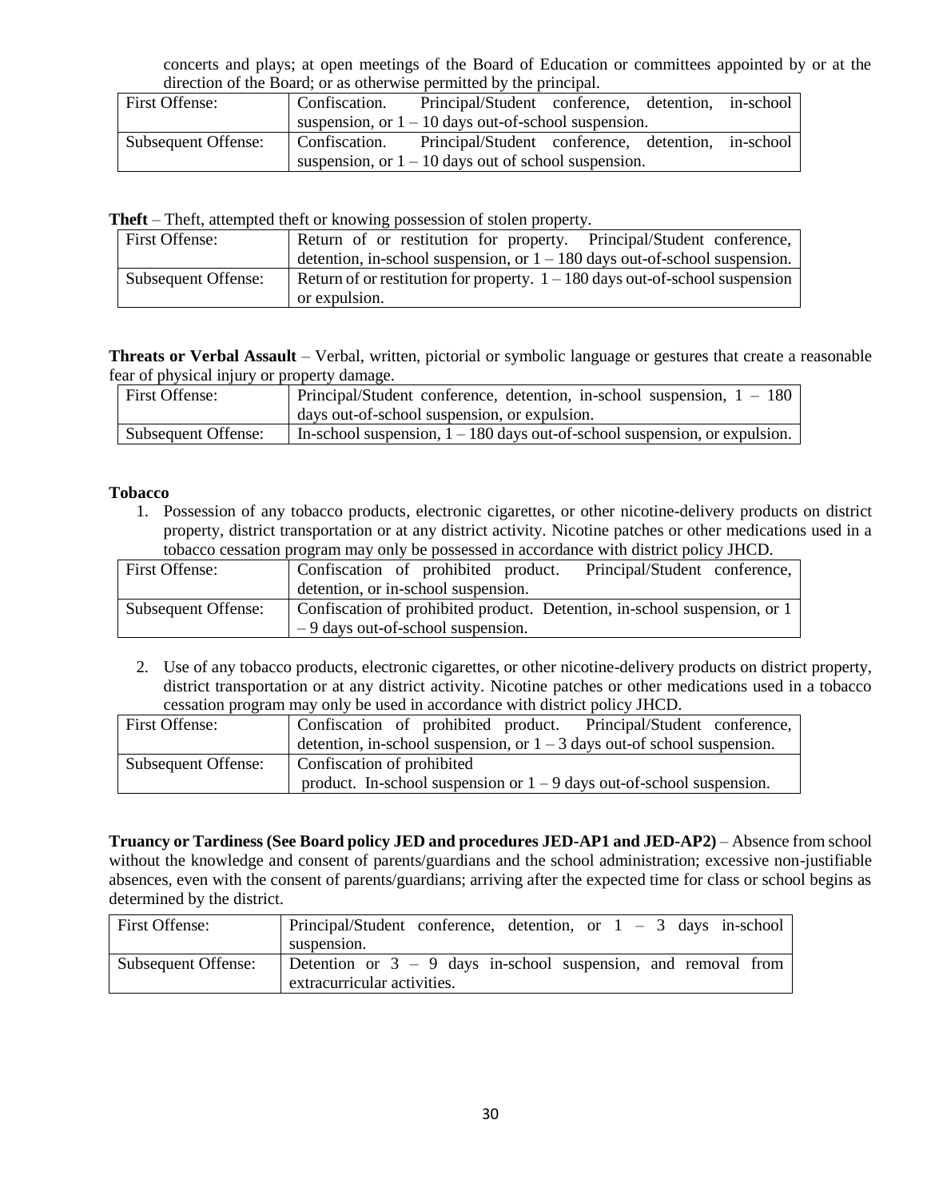concerts and plays; at open meetings of the Board of Education or committees appointed by or at the direction of the Board; or as otherwise permitted by the principal.

| First Offense: | Confiscation. Principal/Student conference, detention, in-school suspension, or 1 – 10 days out-of-school suspension. |
|---|---|
| Subsequent Offense: | Confiscation. Principal/Student conference, detention, in-school suspension, or 1 – 10 days out of school suspension. |

**Theft** – Theft, attempted theft or knowing possession of stolen property.

| First Offense: | Return of or restitution for property. Principal/Student conference, detention, in-school suspension, or 1 – 180 days out-of-school suspension. |
|---|---|
| Subsequent Offense: | Return of or restitution for property. 1 – 180 days out-of-school suspension or expulsion. |

**Threats or Verbal Assault** – Verbal, written, pictorial or symbolic language or gestures that create a reasonable fear of physical injury or property damage.

| First Offense: | Principal/Student conference, detention, in-school suspension, 1 – 180 days out-of-school suspension, or expulsion. |
|---|---|
| Subsequent Offense: | In-school suspension, 1 – 180 days out-of-school suspension, or expulsion. |

**Tobacco**

1. Possession of any tobacco products, electronic cigarettes, or other nicotine-delivery products on district property, district transportation or at any district activity. Nicotine patches or other medications used in a tobacco cessation program may only be possessed in accordance with district policy JHCD.

| First Offense: | Confiscation of prohibited product. Principal/Student conference, detention, or in-school suspension. |
|---|---|
| Subsequent Offense: | Confiscation of prohibited product. Detention, in-school suspension, or 1 – 9 days out-of-school suspension. |

2. Use of any tobacco products, electronic cigarettes, or other nicotine-delivery products on district property, district transportation or at any district activity. Nicotine patches or other medications used in a tobacco cessation program may only be used in accordance with district policy JHCD.

| First Offense: | Confiscation of prohibited product. Principal/Student conference, detention, in-school suspension, or 1 – 3 days out-of school suspension. |
|---|---|
| Subsequent Offense: | Confiscation of prohibited product. In-school suspension or 1 – 9 days out-of-school suspension. |

**Truancy or Tardiness (See Board policy JED and procedures JED-AP1 and JED-AP2)** – Absence from school without the knowledge and consent of parents/guardians and the school administration; excessive non-justifiable absences, even with the consent of parents/guardians; arriving after the expected time for class or school begins as determined by the district.

| First Offense: | Principal/Student conference, detention, or 1 – 3 days in-school suspension. |
|---|---|
| Subsequent Offense: | Detention or 3 – 9 days in-school suspension, and removal from extracurricular activities. |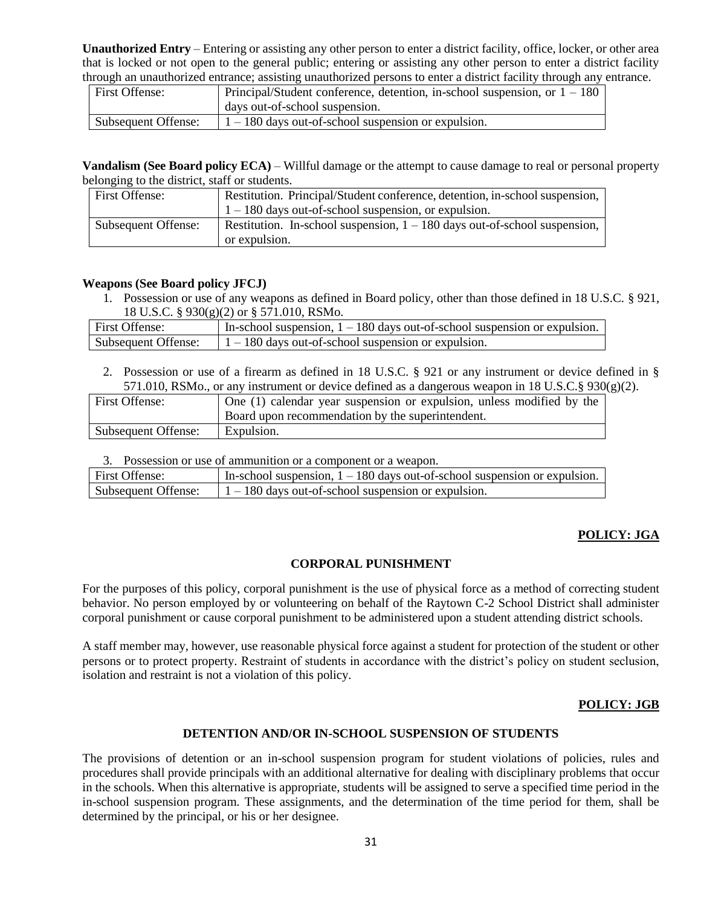**Unauthorized Entry** – Entering or assisting any other person to enter a district facility, office, locker, or other area that is locked or not open to the general public; entering or assisting any other person to enter a district facility through an unauthorized entrance; assisting unauthorized persons to enter a district facility through any entrance.

| First Offense: | Principal/Student conference, detention, in-school suspension, or 1 – 180 days out-of-school suspension. |
|---|---|
| Subsequent Offense: | 1 – 180 days out-of-school suspension or expulsion. |

**Vandalism (See Board policy ECA)** – Willful damage or the attempt to cause damage to real or personal property belonging to the district, staff or students.

| First Offense: | Restitution. Principal/Student conference, detention, in-school suspension, 1 – 180 days out-of-school suspension, or expulsion. |
|---|---|
| Subsequent Offense: | Restitution. In-school suspension, 1 – 180 days out-of-school suspension, or expulsion. |

**Weapons (See Board policy JFCJ)**

1. Possession or use of any weapons as defined in Board policy, other than those defined in 18 U.S.C. § 921, 18 U.S.C. § 930(g)(2) or § 571.010, RSMo.

| First Offense: | In-school suspension, 1 – 180 days out-of-school suspension or expulsion. |
|---|---|
| Subsequent Offense: | 1 – 180 days out-of-school suspension or expulsion. |

2. Possession or use of a firearm as defined in 18 U.S.C. § 921 or any instrument or device defined in § 571.010, RSMo., or any instrument or device defined as a dangerous weapon in 18 U.S.C.§ 930(g)(2).

| First Offense: | One (1) calendar year suspension or expulsion, unless modified by the Board upon recommendation by the superintendent. |
|---|---|
| Subsequent Offense: | Expulsion. |

3. Possession or use of ammunition or a component or a weapon.

| First Offense: | In-school suspension, 1 – 180 days out-of-school suspension or expulsion. |
|---|---|
| Subsequent Offense: | 1 – 180 days out-of-school suspension or expulsion. |

**POLICY: JGA**

## CORPORAL PUNISHMENT

For the purposes of this policy, corporal punishment is the use of physical force as a method of correcting student behavior. No person employed by or volunteering on behalf of the Raytown C-2 School District shall administer corporal punishment or cause corporal punishment to be administered upon a student attending district schools.

A staff member may, however, use reasonable physical force against a student for protection of the student or other persons or to protect property. Restraint of students in accordance with the district's policy on student seclusion, isolation and restraint is not a violation of this policy.

**POLICY: JGB**

## DETENTION AND/OR IN-SCHOOL SUSPENSION OF STUDENTS

The provisions of detention or an in-school suspension program for student violations of policies, rules and procedures shall provide principals with an additional alternative for dealing with disciplinary problems that occur in the schools. When this alternative is appropriate, students will be assigned to serve a specified time period in the in-school suspension program. These assignments, and the determination of the time period for them, shall be determined by the principal, or his or her designee.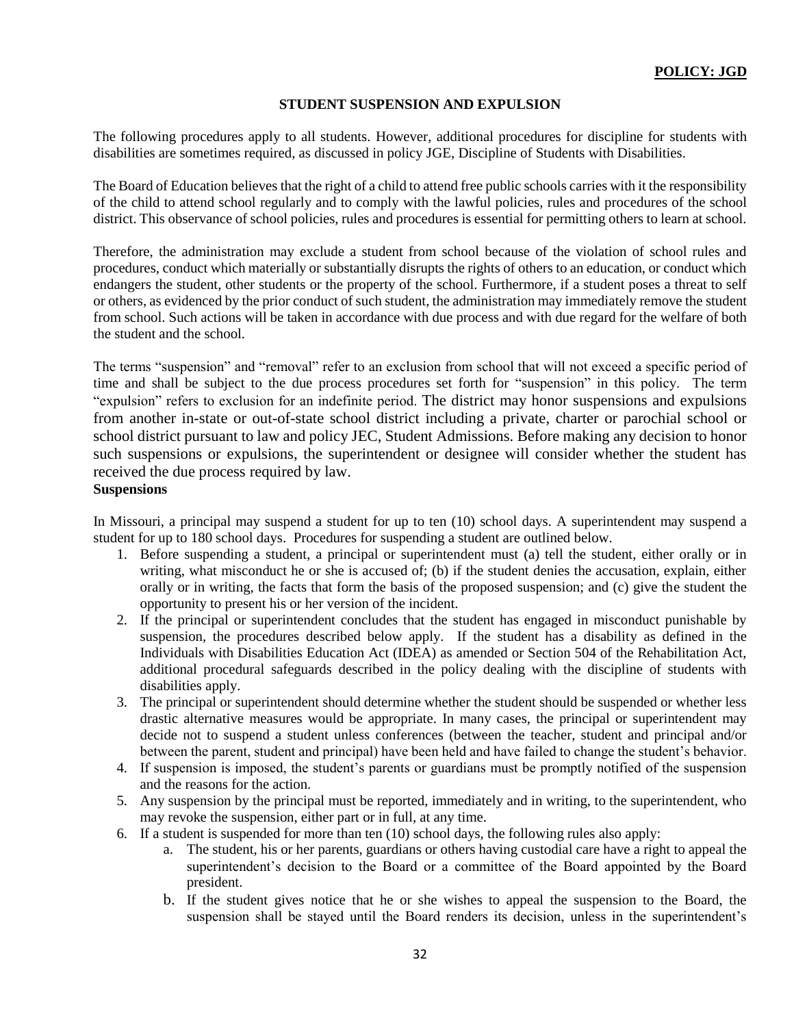**POLICY: JGD**

## STUDENT SUSPENSION AND EXPULSION

The following procedures apply to all students. However, additional procedures for discipline for students with disabilities are sometimes required, as discussed in policy JGE, Discipline of Students with Disabilities.

The Board of Education believes that the right of a child to attend free public schools carries with it the responsibility of the child to attend school regularly and to comply with the lawful policies, rules and procedures of the school district. This observance of school policies, rules and procedures is essential for permitting others to learn at school.

Therefore, the administration may exclude a student from school because of the violation of school rules and procedures, conduct which materially or substantially disrupts the rights of others to an education, or conduct which endangers the student, other students or the property of the school. Furthermore, if a student poses a threat to self or others, as evidenced by the prior conduct of such student, the administration may immediately remove the student from school. Such actions will be taken in accordance with due process and with due regard for the welfare of both the student and the school.

The terms "suspension" and "removal" refer to an exclusion from school that will not exceed a specific period of time and shall be subject to the due process procedures set forth for "suspension" in this policy. The term "expulsion" refers to exclusion for an indefinite period. The district may honor suspensions and expulsions from another in-state or out-of-state school district including a private, charter or parochial school or school district pursuant to law and policy JEC, Student Admissions. Before making any decision to honor such suspensions or expulsions, the superintendent or designee will consider whether the student has received the due process required by law.

**Suspensions**

In Missouri, a principal may suspend a student for up to ten (10) school days. A superintendent may suspend a student for up to 180 school days. Procedures for suspending a student are outlined below.

1. Before suspending a student, a principal or superintendent must (a) tell the student, either orally or in writing, what misconduct he or she is accused of; (b) if the student denies the accusation, explain, either orally or in writing, the facts that form the basis of the proposed suspension; and (c) give the student the opportunity to present his or her version of the incident.
2. If the principal or superintendent concludes that the student has engaged in misconduct punishable by suspension, the procedures described below apply. If the student has a disability as defined in the Individuals with Disabilities Education Act (IDEA) as amended or Section 504 of the Rehabilitation Act, additional procedural safeguards described in the policy dealing with the discipline of students with disabilities apply.
3. The principal or superintendent should determine whether the student should be suspended or whether less drastic alternative measures would be appropriate. In many cases, the principal or superintendent may decide not to suspend a student unless conferences (between the teacher, student and principal and/or between the parent, student and principal) have been held and have failed to change the student's behavior.
4. If suspension is imposed, the student's parents or guardians must be promptly notified of the suspension and the reasons for the action.
5. Any suspension by the principal must be reported, immediately and in writing, to the superintendent, who may revoke the suspension, either part or in full, at any time.
6. If a student is suspended for more than ten (10) school days, the following rules also apply:
   a. The student, his or her parents, guardians or others having custodial care have a right to appeal the superintendent's decision to the Board or a committee of the Board appointed by the Board president.
   b. If the student gives notice that he or she wishes to appeal the suspension to the Board, the suspension shall be stayed until the Board renders its decision, unless in the superintendent's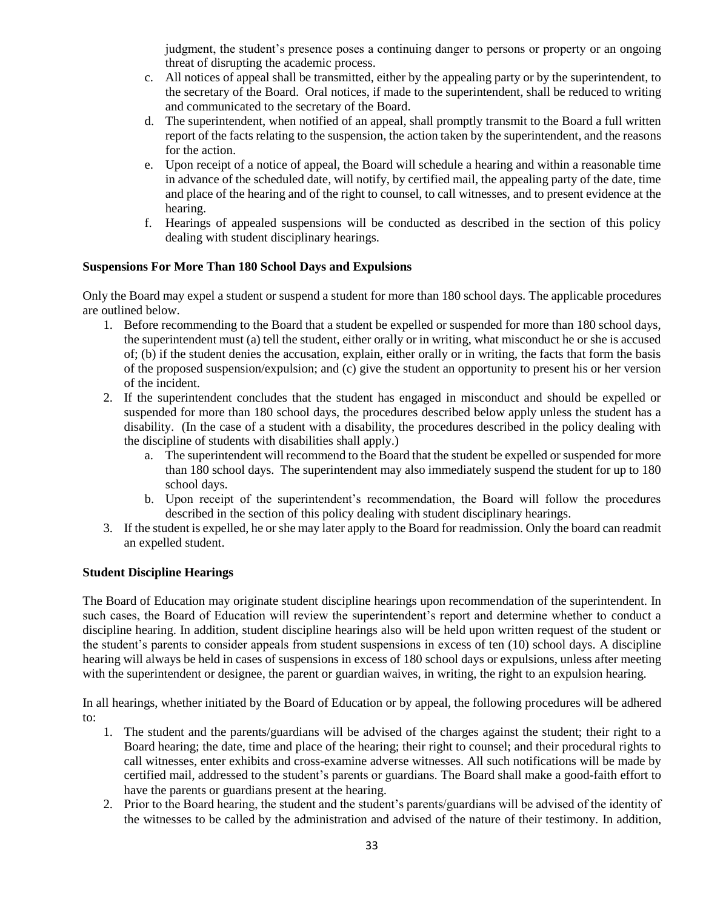judgment, the student's presence poses a continuing danger to persons or property or an ongoing threat of disrupting the academic process.

c. All notices of appeal shall be transmitted, either by the appealing party or by the superintendent, to the secretary of the Board. Oral notices, if made to the superintendent, shall be reduced to writing and communicated to the secretary of the Board.

d. The superintendent, when notified of an appeal, shall promptly transmit to the Board a full written report of the facts relating to the suspension, the action taken by the superintendent, and the reasons for the action.

e. Upon receipt of a notice of appeal, the Board will schedule a hearing and within a reasonable time in advance of the scheduled date, will notify, by certified mail, the appealing party of the date, time and place of the hearing and of the right to counsel, to call witnesses, and to present evidence at the hearing.

f. Hearings of appealed suspensions will be conducted as described in the section of this policy dealing with student disciplinary hearings.

**Suspensions For More Than 180 School Days and Expulsions**

Only the Board may expel a student or suspend a student for more than 180 school days. The applicable procedures are outlined below.

1. Before recommending to the Board that a student be expelled or suspended for more than 180 school days, the superintendent must (a) tell the student, either orally or in writing, what misconduct he or she is accused of; (b) if the student denies the accusation, explain, either orally or in writing, the facts that form the basis of the proposed suspension/expulsion; and (c) give the student an opportunity to present his or her version of the incident.
2. If the superintendent concludes that the student has engaged in misconduct and should be expelled or suspended for more than 180 school days, the procedures described below apply unless the student has a disability. (In the case of a student with a disability, the procedures described in the policy dealing with the discipline of students with disabilities shall apply.)
   a. The superintendent will recommend to the Board that the student be expelled or suspended for more than 180 school days. The superintendent may also immediately suspend the student for up to 180 school days.
   b. Upon receipt of the superintendent's recommendation, the Board will follow the procedures described in the section of this policy dealing with student disciplinary hearings.
3. If the student is expelled, he or she may later apply to the Board for readmission. Only the board can readmit an expelled student.

**Student Discipline Hearings**

The Board of Education may originate student discipline hearings upon recommendation of the superintendent. In such cases, the Board of Education will review the superintendent's report and determine whether to conduct a discipline hearing. In addition, student discipline hearings also will be held upon written request of the student or the student's parents to consider appeals from student suspensions in excess of ten (10) school days. A discipline hearing will always be held in cases of suspensions in excess of 180 school days or expulsions, unless after meeting with the superintendent or designee, the parent or guardian waives, in writing, the right to an expulsion hearing.

In all hearings, whether initiated by the Board of Education or by appeal, the following procedures will be adhered to:

1. The student and the parents/guardians will be advised of the charges against the student; their right to a Board hearing; the date, time and place of the hearing; their right to counsel; and their procedural rights to call witnesses, enter exhibits and cross-examine adverse witnesses. All such notifications will be made by certified mail, addressed to the student's parents or guardians. The Board shall make a good-faith effort to have the parents or guardians present at the hearing.
2. Prior to the Board hearing, the student and the student's parents/guardians will be advised of the identity of the witnesses to be called by the administration and advised of the nature of their testimony. In addition,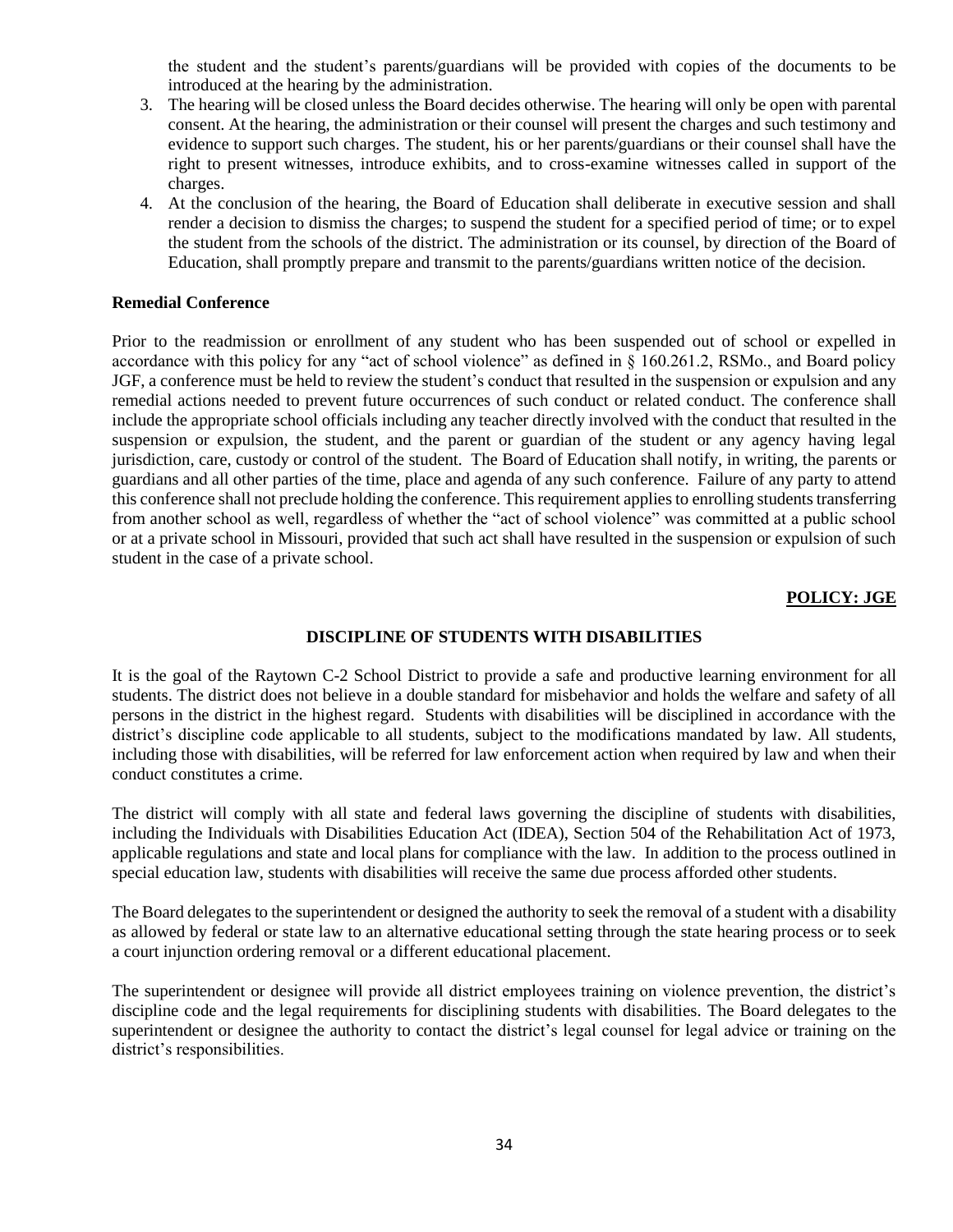the student and the student's parents/guardians will be provided with copies of the documents to be introduced at the hearing by the administration.

3. The hearing will be closed unless the Board decides otherwise. The hearing will only be open with parental consent. At the hearing, the administration or their counsel will present the charges and such testimony and evidence to support such charges. The student, his or her parents/guardians or their counsel shall have the right to present witnesses, introduce exhibits, and to cross-examine witnesses called in support of the charges.
4. At the conclusion of the hearing, the Board of Education shall deliberate in executive session and shall render a decision to dismiss the charges; to suspend the student for a specified period of time; or to expel the student from the schools of the district. The administration or its counsel, by direction of the Board of Education, shall promptly prepare and transmit to the parents/guardians written notice of the decision.

**Remedial Conference**

Prior to the readmission or enrollment of any student who has been suspended out of school or expelled in accordance with this policy for any "act of school violence" as defined in § 160.261.2, RSMo., and Board policy JGF, a conference must be held to review the student's conduct that resulted in the suspension or expulsion and any remedial actions needed to prevent future occurrences of such conduct or related conduct. The conference shall include the appropriate school officials including any teacher directly involved with the conduct that resulted in the suspension or expulsion, the student, and the parent or guardian of the student or any agency having legal jurisdiction, care, custody or control of the student. The Board of Education shall notify, in writing, the parents or guardians and all other parties of the time, place and agenda of any such conference. Failure of any party to attend this conference shall not preclude holding the conference. This requirement applies to enrolling students transferring from another school as well, regardless of whether the "act of school violence" was committed at a public school or at a private school in Missouri, provided that such act shall have resulted in the suspension or expulsion of such student in the case of a private school.

**POLICY: JGE**

**DISCIPLINE OF STUDENTS WITH DISABILITIES**

It is the goal of the Raytown C-2 School District to provide a safe and productive learning environment for all students. The district does not believe in a double standard for misbehavior and holds the welfare and safety of all persons in the district in the highest regard. Students with disabilities will be disciplined in accordance with the district's discipline code applicable to all students, subject to the modifications mandated by law. All students, including those with disabilities, will be referred for law enforcement action when required by law and when their conduct constitutes a crime.

The district will comply with all state and federal laws governing the discipline of students with disabilities, including the Individuals with Disabilities Education Act (IDEA), Section 504 of the Rehabilitation Act of 1973, applicable regulations and state and local plans for compliance with the law. In addition to the process outlined in special education law, students with disabilities will receive the same due process afforded other students.

The Board delegates to the superintendent or designed the authority to seek the removal of a student with a disability as allowed by federal or state law to an alternative educational setting through the state hearing process or to seek a court injunction ordering removal or a different educational placement.

The superintendent or designee will provide all district employees training on violence prevention, the district's discipline code and the legal requirements for disciplining students with disabilities. The Board delegates to the superintendent or designee the authority to contact the district's legal counsel for legal advice or training on the district's responsibilities.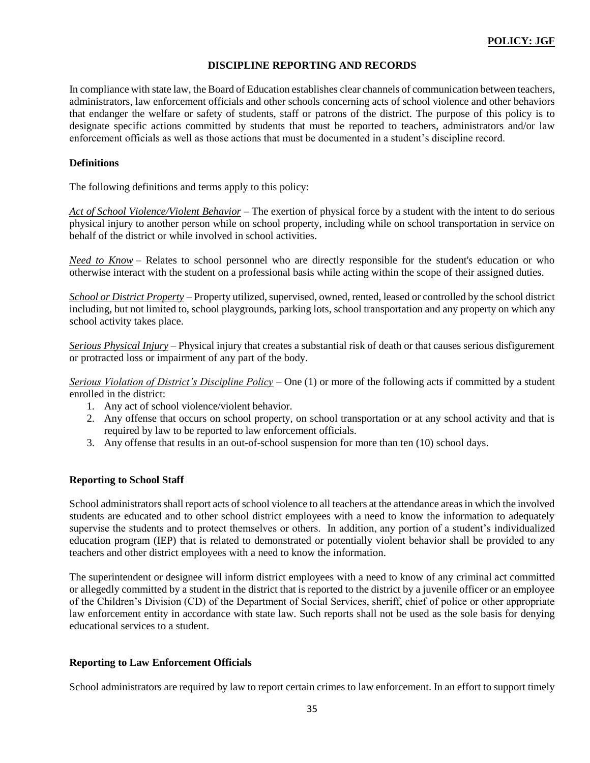**POLICY: JGF**

## DISCIPLINE REPORTING AND RECORDS

In compliance with state law, the Board of Education establishes clear channels of communication between teachers, administrators, law enforcement officials and other schools concerning acts of school violence and other behaviors that endanger the welfare or safety of students, staff or patrons of the district. The purpose of this policy is to designate specific actions committed by students that must be reported to teachers, administrators and/or law enforcement officials as well as those actions that must be documented in a student's discipline record.

### Definitions

The following definitions and terms apply to this policy:

*Act of School Violence/Violent Behavior* – The exertion of physical force by a student with the intent to do serious physical injury to another person while on school property, including while on school transportation in service on behalf of the district or while involved in school activities.

*Need to Know* – Relates to school personnel who are directly responsible for the student's education or who otherwise interact with the student on a professional basis while acting within the scope of their assigned duties.

*School or District Property* – Property utilized, supervised, owned, rented, leased or controlled by the school district including, but not limited to, school playgrounds, parking lots, school transportation and any property on which any school activity takes place.

*Serious Physical Injury* – Physical injury that creates a substantial risk of death or that causes serious disfigurement or protracted loss or impairment of any part of the body.

*Serious Violation of District's Discipline Policy* – One (1) or more of the following acts if committed by a student enrolled in the district:

1. Any act of school violence/violent behavior.
2. Any offense that occurs on school property, on school transportation or at any school activity and that is required by law to be reported to law enforcement officials.
3. Any offense that results in an out-of-school suspension for more than ten (10) school days.

### Reporting to School Staff

School administrators shall report acts of school violence to all teachers at the attendance areas in which the involved students are educated and to other school district employees with a need to know the information to adequately supervise the students and to protect themselves or others. In addition, any portion of a student's individualized education program (IEP) that is related to demonstrated or potentially violent behavior shall be provided to any teachers and other district employees with a need to know the information.

The superintendent or designee will inform district employees with a need to know of any criminal act committed or allegedly committed by a student in the district that is reported to the district by a juvenile officer or an employee of the Children's Division (CD) of the Department of Social Services, sheriff, chief of police or other appropriate law enforcement entity in accordance with state law. Such reports shall not be used as the sole basis for denying educational services to a student.

### Reporting to Law Enforcement Officials

School administrators are required by law to report certain crimes to law enforcement. In an effort to support timely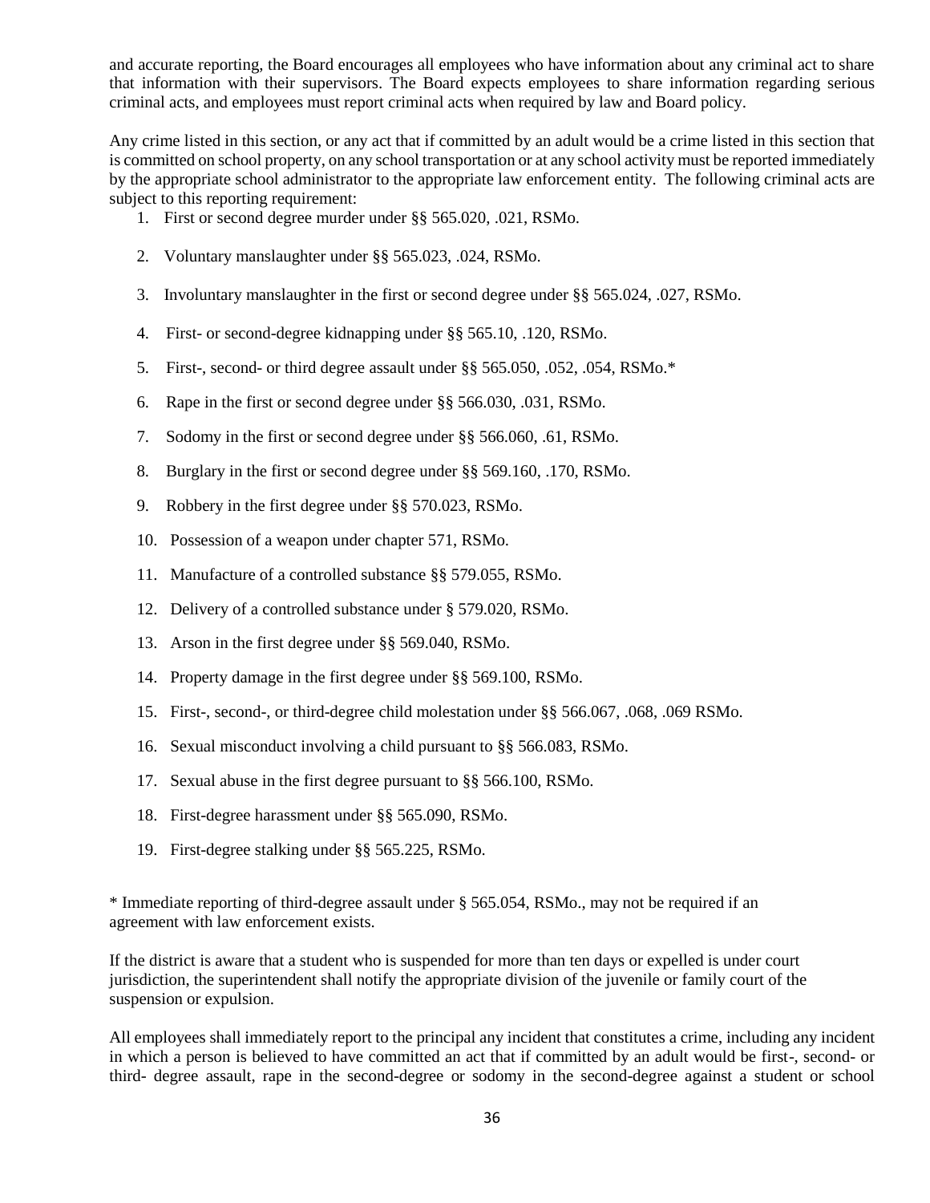and accurate reporting, the Board encourages all employees who have information about any criminal act to share that information with their supervisors. The Board expects employees to share information regarding serious criminal acts, and employees must report criminal acts when required by law and Board policy.

Any crime listed in this section, or any act that if committed by an adult would be a crime listed in this section that is committed on school property, on any school transportation or at any school activity must be reported immediately by the appropriate school administrator to the appropriate law enforcement entity. The following criminal acts are subject to this reporting requirement:

1. First or second degree murder under §§ 565.020, .021, RSMo.
2. Voluntary manslaughter under §§ 565.023, .024, RSMo.
3. Involuntary manslaughter in the first or second degree under §§ 565.024, .027, RSMo.
4. First- or second-degree kidnapping under §§ 565.10, .120, RSMo.
5. First-, second- or third degree assault under §§ 565.050, .052, .054, RSMo.*
6. Rape in the first or second degree under §§ 566.030, .031, RSMo.
7. Sodomy in the first or second degree under §§ 566.060, .61, RSMo.
8. Burglary in the first or second degree under §§ 569.160, .170, RSMo.
9. Robbery in the first degree under §§ 570.023, RSMo.
10. Possession of a weapon under chapter 571, RSMo.
11. Manufacture of a controlled substance §§ 579.055, RSMo.
12. Delivery of a controlled substance under § 579.020, RSMo.
13. Arson in the first degree under §§ 569.040, RSMo.
14. Property damage in the first degree under §§ 569.100, RSMo.
15. First-, second-, or third-degree child molestation under §§ 566.067, .068, .069 RSMo.
16. Sexual misconduct involving a child pursuant to §§ 566.083, RSMo.
17. Sexual abuse in the first degree pursuant to §§ 566.100, RSMo.
18. First-degree harassment under §§ 565.090, RSMo.
19. First-degree stalking under §§ 565.225, RSMo.

* Immediate reporting of third-degree assault under § 565.054, RSMo., may not be required if an agreement with law enforcement exists.

If the district is aware that a student who is suspended for more than ten days or expelled is under court jurisdiction, the superintendent shall notify the appropriate division of the juvenile or family court of the suspension or expulsion.

All employees shall immediately report to the principal any incident that constitutes a crime, including any incident in which a person is believed to have committed an act that if committed by an adult would be first-, second- or third- degree assault, rape in the second-degree or sodomy in the second-degree against a student or school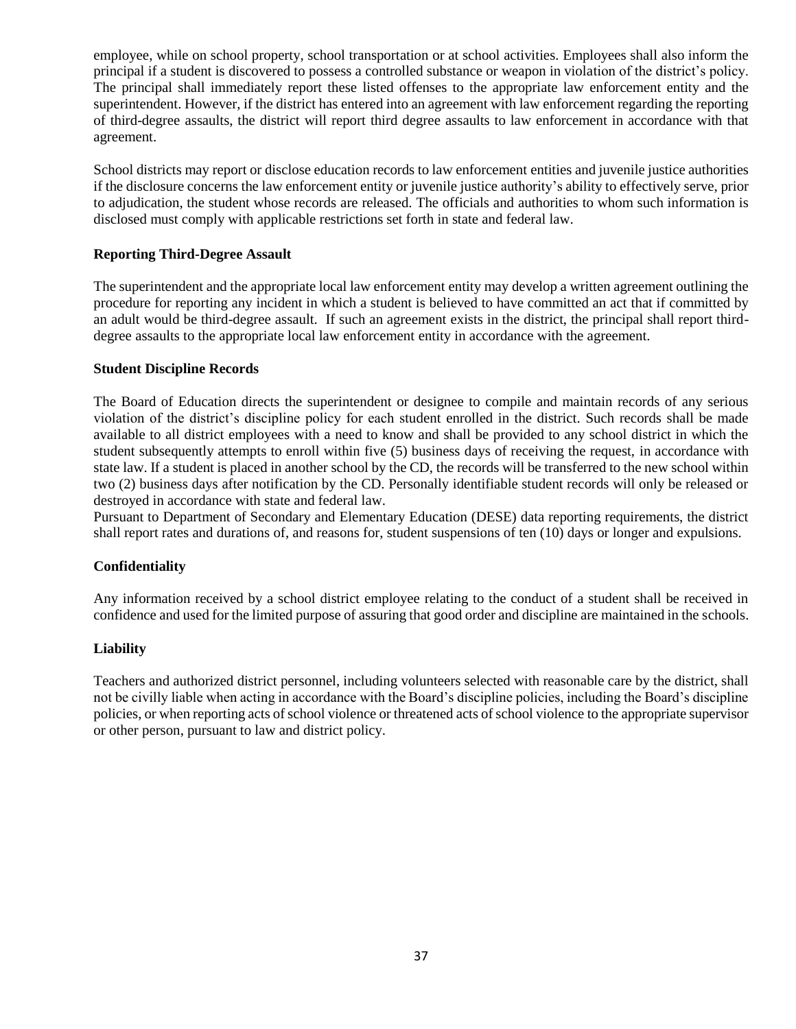employee, while on school property, school transportation or at school activities. Employees shall also inform the principal if a student is discovered to possess a controlled substance or weapon in violation of the district's policy. The principal shall immediately report these listed offenses to the appropriate law enforcement entity and the superintendent. However, if the district has entered into an agreement with law enforcement regarding the reporting of third-degree assaults, the district will report third degree assaults to law enforcement in accordance with that agreement.

School districts may report or disclose education records to law enforcement entities and juvenile justice authorities if the disclosure concerns the law enforcement entity or juvenile justice authority's ability to effectively serve, prior to adjudication, the student whose records are released. The officials and authorities to whom such information is disclosed must comply with applicable restrictions set forth in state and federal law.

**Reporting Third-Degree Assault**

The superintendent and the appropriate local law enforcement entity may develop a written agreement outlining the procedure for reporting any incident in which a student is believed to have committed an act that if committed by an adult would be third-degree assault. If such an agreement exists in the district, the principal shall report third-degree assaults to the appropriate local law enforcement entity in accordance with the agreement.

**Student Discipline Records**

The Board of Education directs the superintendent or designee to compile and maintain records of any serious violation of the district's discipline policy for each student enrolled in the district. Such records shall be made available to all district employees with a need to know and shall be provided to any school district in which the student subsequently attempts to enroll within five (5) business days of receiving the request, in accordance with state law. If a student is placed in another school by the CD, the records will be transferred to the new school within two (2) business days after notification by the CD. Personally identifiable student records will only be released or destroyed in accordance with state and federal law.
Pursuant to Department of Secondary and Elementary Education (DESE) data reporting requirements, the district shall report rates and durations of, and reasons for, student suspensions of ten (10) days or longer and expulsions.

**Confidentiality**

Any information received by a school district employee relating to the conduct of a student shall be received in confidence and used for the limited purpose of assuring that good order and discipline are maintained in the schools.

**Liability**

Teachers and authorized district personnel, including volunteers selected with reasonable care by the district, shall not be civilly liable when acting in accordance with the Board's discipline policies, including the Board's discipline policies, or when reporting acts of school violence or threatened acts of school violence to the appropriate supervisor or other person, pursuant to law and district policy.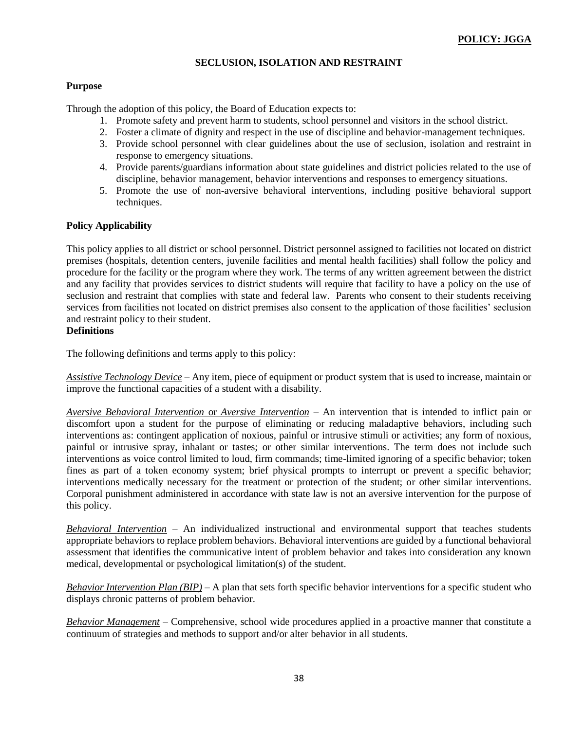**POLICY: JGGA**

## SECLUSION, ISOLATION AND RESTRAINT

### Purpose

Through the adoption of this policy, the Board of Education expects to:

1. Promote safety and prevent harm to students, school personnel and visitors in the school district.
2. Foster a climate of dignity and respect in the use of discipline and behavior-management techniques.
3. Provide school personnel with clear guidelines about the use of seclusion, isolation and restraint in response to emergency situations.
4. Provide parents/guardians information about state guidelines and district policies related to the use of discipline, behavior management, behavior interventions and responses to emergency situations.
5. Promote the use of non-aversive behavioral interventions, including positive behavioral support techniques.

### Policy Applicability

This policy applies to all district or school personnel. District personnel assigned to facilities not located on district premises (hospitals, detention centers, juvenile facilities and mental health facilities) shall follow the policy and procedure for the facility or the program where they work. The terms of any written agreement between the district and any facility that provides services to district students will require that facility to have a policy on the use of seclusion and restraint that complies with state and federal law. Parents who consent to their students receiving services from facilities not located on district premises also consent to the application of those facilities' seclusion and restraint policy to their student.

### Definitions

The following definitions and terms apply to this policy:

*Assistive Technology Device* – Any item, piece of equipment or product system that is used to increase, maintain or improve the functional capacities of a student with a disability.

*Aversive Behavioral Intervention* or *Aversive Intervention* – An intervention that is intended to inflict pain or discomfort upon a student for the purpose of eliminating or reducing maladaptive behaviors, including such interventions as: contingent application of noxious, painful or intrusive stimuli or activities; any form of noxious, painful or intrusive spray, inhalant or tastes; or other similar interventions. The term does not include such interventions as voice control limited to loud, firm commands; time-limited ignoring of a specific behavior; token fines as part of a token economy system; brief physical prompts to interrupt or prevent a specific behavior; interventions medically necessary for the treatment or protection of the student; or other similar interventions. Corporal punishment administered in accordance with state law is not an aversive intervention for the purpose of this policy.

*Behavioral Intervention* – An individualized instructional and environmental support that teaches students appropriate behaviors to replace problem behaviors. Behavioral interventions are guided by a functional behavioral assessment that identifies the communicative intent of problem behavior and takes into consideration any known medical, developmental or psychological limitation(s) of the student.

*Behavior Intervention Plan (BIP)* – A plan that sets forth specific behavior interventions for a specific student who displays chronic patterns of problem behavior.

*Behavior Management* – Comprehensive, school wide procedures applied in a proactive manner that constitute a continuum of strategies and methods to support and/or alter behavior in all students.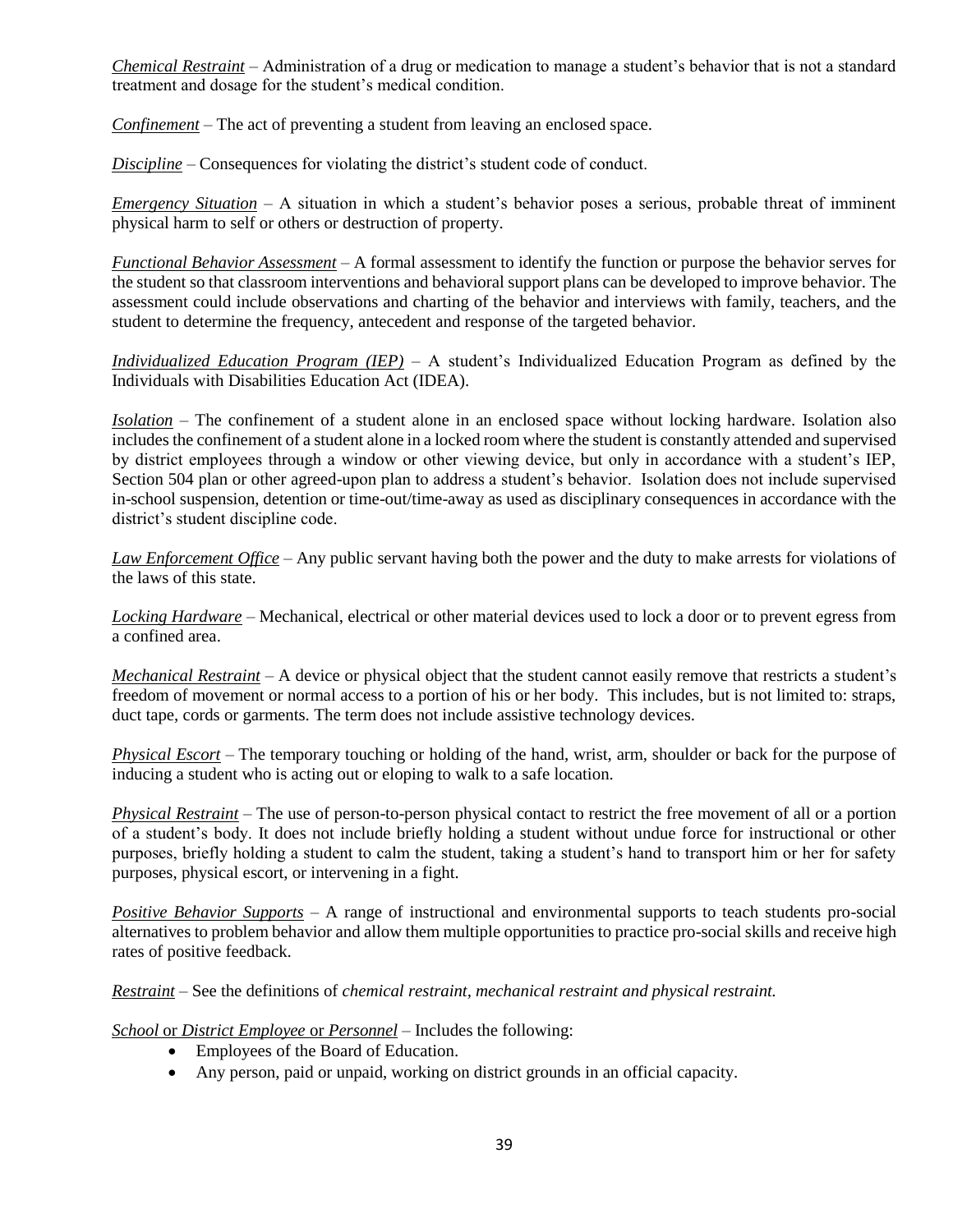*Chemical Restraint* – Administration of a drug or medication to manage a student's behavior that is not a standard treatment and dosage for the student's medical condition.

*Confinement* – The act of preventing a student from leaving an enclosed space.

*Discipline* – Consequences for violating the district's student code of conduct.

*Emergency Situation* – A situation in which a student's behavior poses a serious, probable threat of imminent physical harm to self or others or destruction of property.

*Functional Behavior Assessment* – A formal assessment to identify the function or purpose the behavior serves for the student so that classroom interventions and behavioral support plans can be developed to improve behavior. The assessment could include observations and charting of the behavior and interviews with family, teachers, and the student to determine the frequency, antecedent and response of the targeted behavior.

*Individualized Education Program (IEP)* – A student's Individualized Education Program as defined by the Individuals with Disabilities Education Act (IDEA).

*Isolation* – The confinement of a student alone in an enclosed space without locking hardware. Isolation also includes the confinement of a student alone in a locked room where the student is constantly attended and supervised by district employees through a window or other viewing device, but only in accordance with a student's IEP, Section 504 plan or other agreed-upon plan to address a student's behavior. Isolation does not include supervised in-school suspension, detention or time-out/time-away as used as disciplinary consequences in accordance with the district's student discipline code.

*Law Enforcement Office* – Any public servant having both the power and the duty to make arrests for violations of the laws of this state.

*Locking Hardware* – Mechanical, electrical or other material devices used to lock a door or to prevent egress from a confined area.

*Mechanical Restraint* – A device or physical object that the student cannot easily remove that restricts a student's freedom of movement or normal access to a portion of his or her body. This includes, but is not limited to: straps, duct tape, cords or garments. The term does not include assistive technology devices.

*Physical Escort* – The temporary touching or holding of the hand, wrist, arm, shoulder or back for the purpose of inducing a student who is acting out or eloping to walk to a safe location.

*Physical Restraint* – The use of person-to-person physical contact to restrict the free movement of all or a portion of a student's body. It does not include briefly holding a student without undue force for instructional or other purposes, briefly holding a student to calm the student, taking a student's hand to transport him or her for safety purposes, physical escort, or intervening in a fight.

*Positive Behavior Supports* – A range of instructional and environmental supports to teach students pro-social alternatives to problem behavior and allow them multiple opportunities to practice pro-social skills and receive high rates of positive feedback.

*Restraint* – See the definitions of *chemical restraint, mechanical restraint and physical restraint.*

*School* or *District Employee* or *Personnel* – Includes the following:

- Employees of the Board of Education.
- Any person, paid or unpaid, working on district grounds in an official capacity.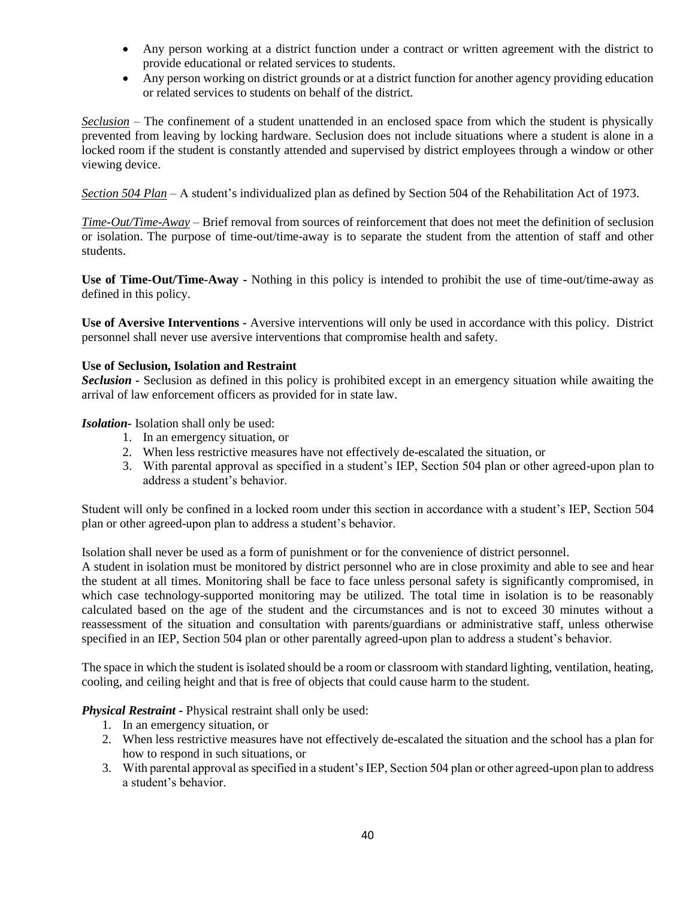- Any person working at a district function under a contract or written agreement with the district to provide educational or related services to students.
- Any person working on district grounds or at a district function for another agency providing education or related services to students on behalf of the district.

*Seclusion* – The confinement of a student unattended in an enclosed space from which the student is physically prevented from leaving by locking hardware. Seclusion does not include situations where a student is alone in a locked room if the student is constantly attended and supervised by district employees through a window or other viewing device.

*Section 504 Plan* – A student's individualized plan as defined by Section 504 of the Rehabilitation Act of 1973.

*Time-Out/Time-Away* – Brief removal from sources of reinforcement that does not meet the definition of seclusion or isolation. The purpose of time-out/time-away is to separate the student from the attention of staff and other students.

**Use of Time-Out/Time-Away -** Nothing in this policy is intended to prohibit the use of time-out/time-away as defined in this policy.

**Use of Aversive Interventions -** Aversive interventions will only be used in accordance with this policy. District personnel shall never use aversive interventions that compromise health and safety.

**Use of Seclusion, Isolation and Restraint**

***Seclusion -*** Seclusion as defined in this policy is prohibited except in an emergency situation while awaiting the arrival of law enforcement officers as provided for in state law.

***Isolation-*** Isolation shall only be used:

1. In an emergency situation, or
2. When less restrictive measures have not effectively de-escalated the situation, or
3. With parental approval as specified in a student's IEP, Section 504 plan or other agreed-upon plan to address a student's behavior.

Student will only be confined in a locked room under this section in accordance with a student's IEP, Section 504 plan or other agreed-upon plan to address a student's behavior.

Isolation shall never be used as a form of punishment or for the convenience of district personnel.

A student in isolation must be monitored by district personnel who are in close proximity and able to see and hear the student at all times. Monitoring shall be face to face unless personal safety is significantly compromised, in which case technology-supported monitoring may be utilized. The total time in isolation is to be reasonably calculated based on the age of the student and the circumstances and is not to exceed 30 minutes without a reassessment of the situation and consultation with parents/guardians or administrative staff, unless otherwise specified in an IEP, Section 504 plan or other parentally agreed-upon plan to address a student's behavior.

The space in which the student is isolated should be a room or classroom with standard lighting, ventilation, heating, cooling, and ceiling height and that is free of objects that could cause harm to the student.

***Physical Restraint -*** Physical restraint shall only be used:

1. In an emergency situation, or
2. When less restrictive measures have not effectively de-escalated the situation and the school has a plan for how to respond in such situations, or
3. With parental approval as specified in a student's IEP, Section 504 plan or other agreed-upon plan to address a student's behavior.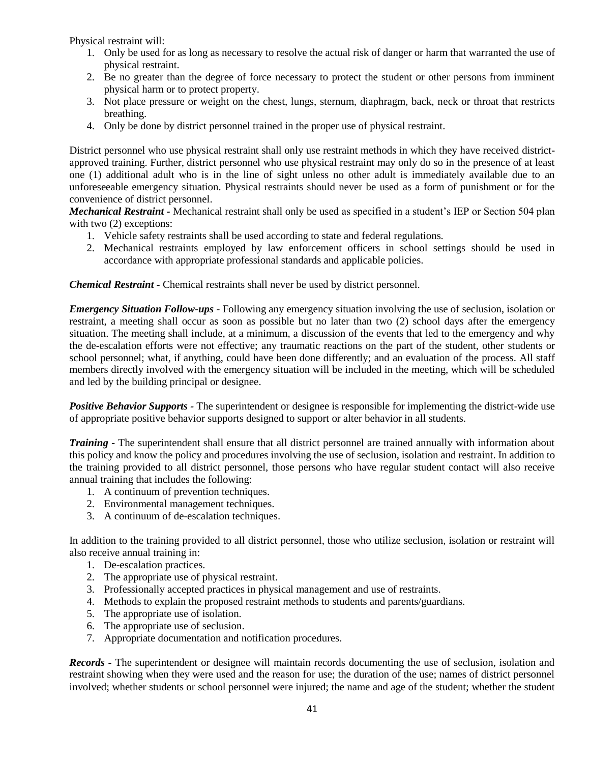Physical restraint will:

1. Only be used for as long as necessary to resolve the actual risk of danger or harm that warranted the use of physical restraint.
2. Be no greater than the degree of force necessary to protect the student or other persons from imminent physical harm or to protect property.
3. Not place pressure or weight on the chest, lungs, sternum, diaphragm, back, neck or throat that restricts breathing.
4. Only be done by district personnel trained in the proper use of physical restraint.

District personnel who use physical restraint shall only use restraint methods in which they have received district-approved training. Further, district personnel who use physical restraint may only do so in the presence of at least one (1) additional adult who is in the line of sight unless no other adult is immediately available due to an unforeseeable emergency situation. Physical restraints should never be used as a form of punishment or for the convenience of district personnel.

***Mechanical Restraint -*** Mechanical restraint shall only be used as specified in a student's IEP or Section 504 plan with two (2) exceptions:

1. Vehicle safety restraints shall be used according to state and federal regulations.
2. Mechanical restraints employed by law enforcement officers in school settings should be used in accordance with appropriate professional standards and applicable policies.

***Chemical Restraint -*** Chemical restraints shall never be used by district personnel.

***Emergency Situation Follow-ups -*** Following any emergency situation involving the use of seclusion, isolation or restraint, a meeting shall occur as soon as possible but no later than two (2) school days after the emergency situation. The meeting shall include, at a minimum, a discussion of the events that led to the emergency and why the de-escalation efforts were not effective; any traumatic reactions on the part of the student, other students or school personnel; what, if anything, could have been done differently; and an evaluation of the process. All staff members directly involved with the emergency situation will be included in the meeting, which will be scheduled and led by the building principal or designee.

***Positive Behavior Supports -*** The superintendent or designee is responsible for implementing the district-wide use of appropriate positive behavior supports designed to support or alter behavior in all students.

***Training -*** The superintendent shall ensure that all district personnel are trained annually with information about this policy and know the policy and procedures involving the use of seclusion, isolation and restraint. In addition to the training provided to all district personnel, those persons who have regular student contact will also receive annual training that includes the following:

1. A continuum of prevention techniques.
2. Environmental management techniques.
3. A continuum of de-escalation techniques.

In addition to the training provided to all district personnel, those who utilize seclusion, isolation or restraint will also receive annual training in:

1. De-escalation practices.
2. The appropriate use of physical restraint.
3. Professionally accepted practices in physical management and use of restraints.
4. Methods to explain the proposed restraint methods to students and parents/guardians.
5. The appropriate use of isolation.
6. The appropriate use of seclusion.
7. Appropriate documentation and notification procedures.

***Records -*** The superintendent or designee will maintain records documenting the use of seclusion, isolation and restraint showing when they were used and the reason for use; the duration of the use; names of district personnel involved; whether students or school personnel were injured; the name and age of the student; whether the student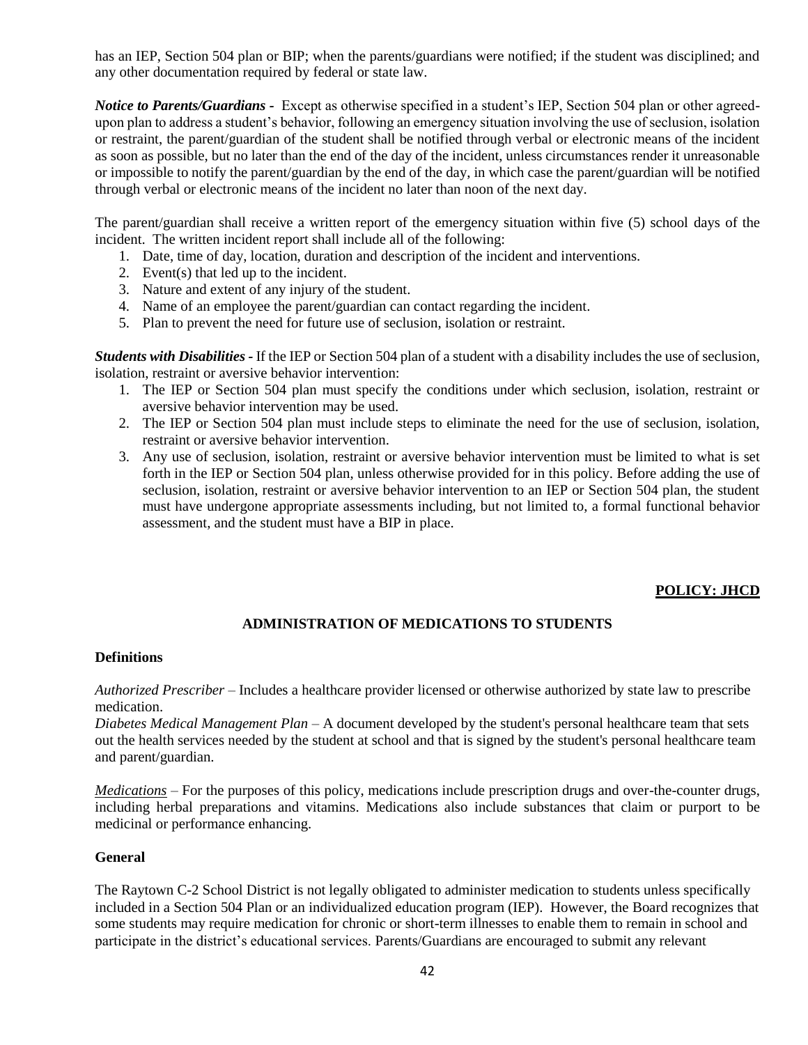has an IEP, Section 504 plan or BIP; when the parents/guardians were notified; if the student was disciplined; and any other documentation required by federal or state law.

***Notice to Parents/Guardians -*** Except as otherwise specified in a student's IEP, Section 504 plan or other agreed-upon plan to address a student's behavior, following an emergency situation involving the use of seclusion, isolation or restraint, the parent/guardian of the student shall be notified through verbal or electronic means of the incident as soon as possible, but no later than the end of the day of the incident, unless circumstances render it unreasonable or impossible to notify the parent/guardian by the end of the day, in which case the parent/guardian will be notified through verbal or electronic means of the incident no later than noon of the next day.

The parent/guardian shall receive a written report of the emergency situation within five (5) school days of the incident. The written incident report shall include all of the following:

1. Date, time of day, location, duration and description of the incident and interventions.
2. Event(s) that led up to the incident.
3. Nature and extent of any injury of the student.
4. Name of an employee the parent/guardian can contact regarding the incident.
5. Plan to prevent the need for future use of seclusion, isolation or restraint.

***Students with Disabilities -*** If the IEP or Section 504 plan of a student with a disability includes the use of seclusion, isolation, restraint or aversive behavior intervention:

1. The IEP or Section 504 plan must specify the conditions under which seclusion, isolation, restraint or aversive behavior intervention may be used.
2. The IEP or Section 504 plan must include steps to eliminate the need for the use of seclusion, isolation, restraint or aversive behavior intervention.
3. Any use of seclusion, isolation, restraint or aversive behavior intervention must be limited to what is set forth in the IEP or Section 504 plan, unless otherwise provided for in this policy. Before adding the use of seclusion, isolation, restraint or aversive behavior intervention to an IEP or Section 504 plan, the student must have undergone appropriate assessments including, but not limited to, a formal functional behavior assessment, and the student must have a BIP in place.

**POLICY: JHCD**

## ADMINISTRATION OF MEDICATIONS TO STUDENTS

### Definitions

*Authorized Prescriber* – Includes a healthcare provider licensed or otherwise authorized by state law to prescribe medication.
*Diabetes Medical Management Plan* – A document developed by the student's personal healthcare team that sets out the health services needed by the student at school and that is signed by the student's personal healthcare team and parent/guardian.

*Medications* – For the purposes of this policy, medications include prescription drugs and over-the-counter drugs, including herbal preparations and vitamins. Medications also include substances that claim or purport to be medicinal or performance enhancing.

### General

The Raytown C-2 School District is not legally obligated to administer medication to students unless specifically included in a Section 504 Plan or an individualized education program (IEP). However, the Board recognizes that some students may require medication for chronic or short-term illnesses to enable them to remain in school and participate in the district's educational services. Parents/Guardians are encouraged to submit any relevant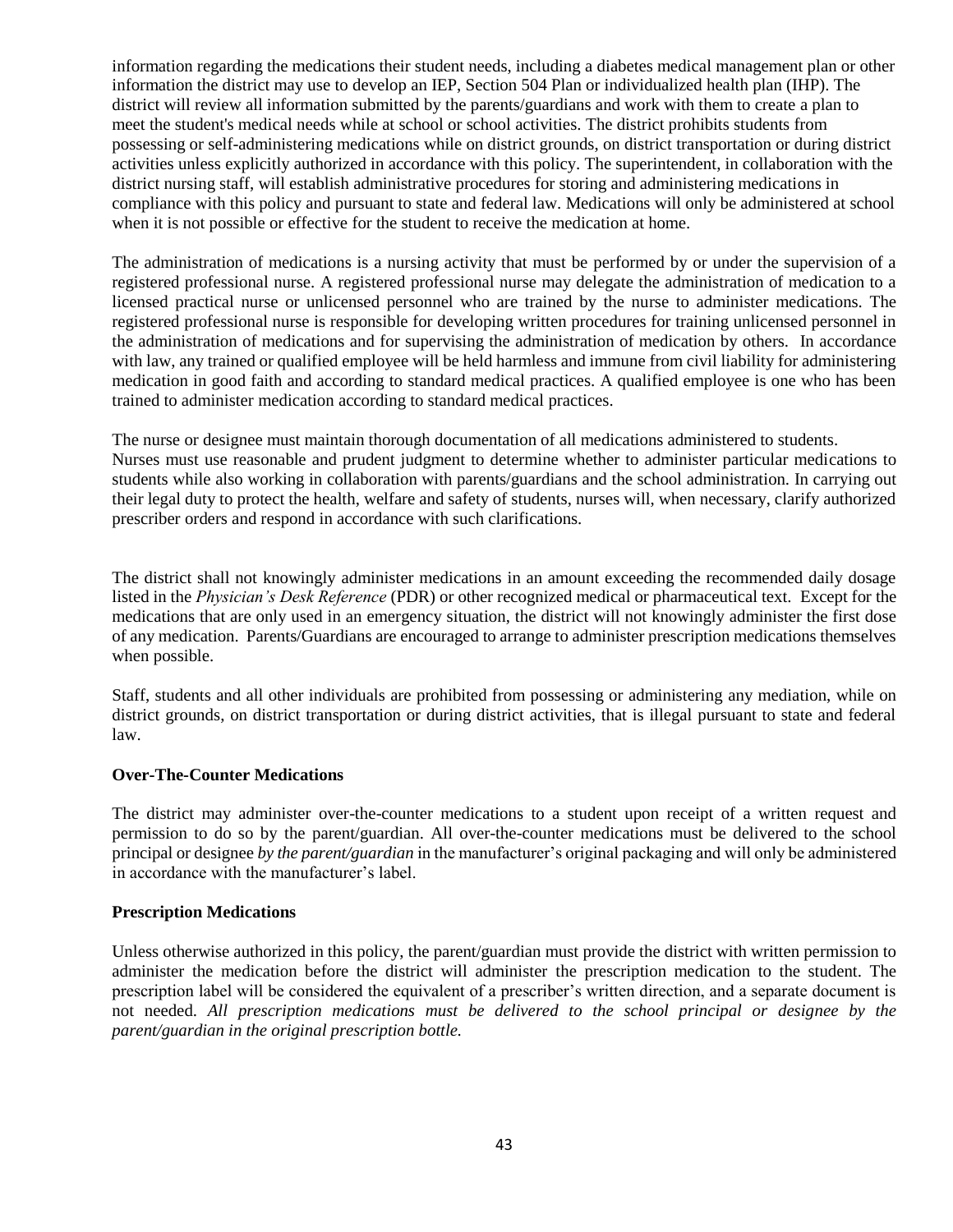information regarding the medications their student needs, including a diabetes medical management plan or other information the district may use to develop an IEP, Section 504 Plan or individualized health plan (IHP). The district will review all information submitted by the parents/guardians and work with them to create a plan to meet the student's medical needs while at school or school activities. The district prohibits students from possessing or self-administering medications while on district grounds, on district transportation or during district activities unless explicitly authorized in accordance with this policy. The superintendent, in collaboration with the district nursing staff, will establish administrative procedures for storing and administering medications in compliance with this policy and pursuant to state and federal law. Medications will only be administered at school when it is not possible or effective for the student to receive the medication at home.

The administration of medications is a nursing activity that must be performed by or under the supervision of a registered professional nurse. A registered professional nurse may delegate the administration of medication to a licensed practical nurse or unlicensed personnel who are trained by the nurse to administer medications. The registered professional nurse is responsible for developing written procedures for training unlicensed personnel in the administration of medications and for supervising the administration of medication by others. In accordance with law, any trained or qualified employee will be held harmless and immune from civil liability for administering medication in good faith and according to standard medical practices. A qualified employee is one who has been trained to administer medication according to standard medical practices.

The nurse or designee must maintain thorough documentation of all medications administered to students. Nurses must use reasonable and prudent judgment to determine whether to administer particular medications to students while also working in collaboration with parents/guardians and the school administration. In carrying out their legal duty to protect the health, welfare and safety of students, nurses will, when necessary, clarify authorized prescriber orders and respond in accordance with such clarifications.

The district shall not knowingly administer medications in an amount exceeding the recommended daily dosage listed in the *Physician's Desk Reference* (PDR) or other recognized medical or pharmaceutical text. Except for the medications that are only used in an emergency situation, the district will not knowingly administer the first dose of any medication. Parents/Guardians are encouraged to arrange to administer prescription medications themselves when possible.

Staff, students and all other individuals are prohibited from possessing or administering any mediation, while on district grounds, on district transportation or during district activities, that is illegal pursuant to state and federal law.

**Over-The-Counter Medications**

The district may administer over-the-counter medications to a student upon receipt of a written request and permission to do so by the parent/guardian. All over-the-counter medications must be delivered to the school principal or designee *by the parent/guardian* in the manufacturer's original packaging and will only be administered in accordance with the manufacturer's label.

**Prescription Medications**

Unless otherwise authorized in this policy, the parent/guardian must provide the district with written permission to administer the medication before the district will administer the prescription medication to the student. The prescription label will be considered the equivalent of a prescriber's written direction, and a separate document is not needed. *All prescription medications must be delivered to the school principal or designee by the parent/guardian in the original prescription bottle.*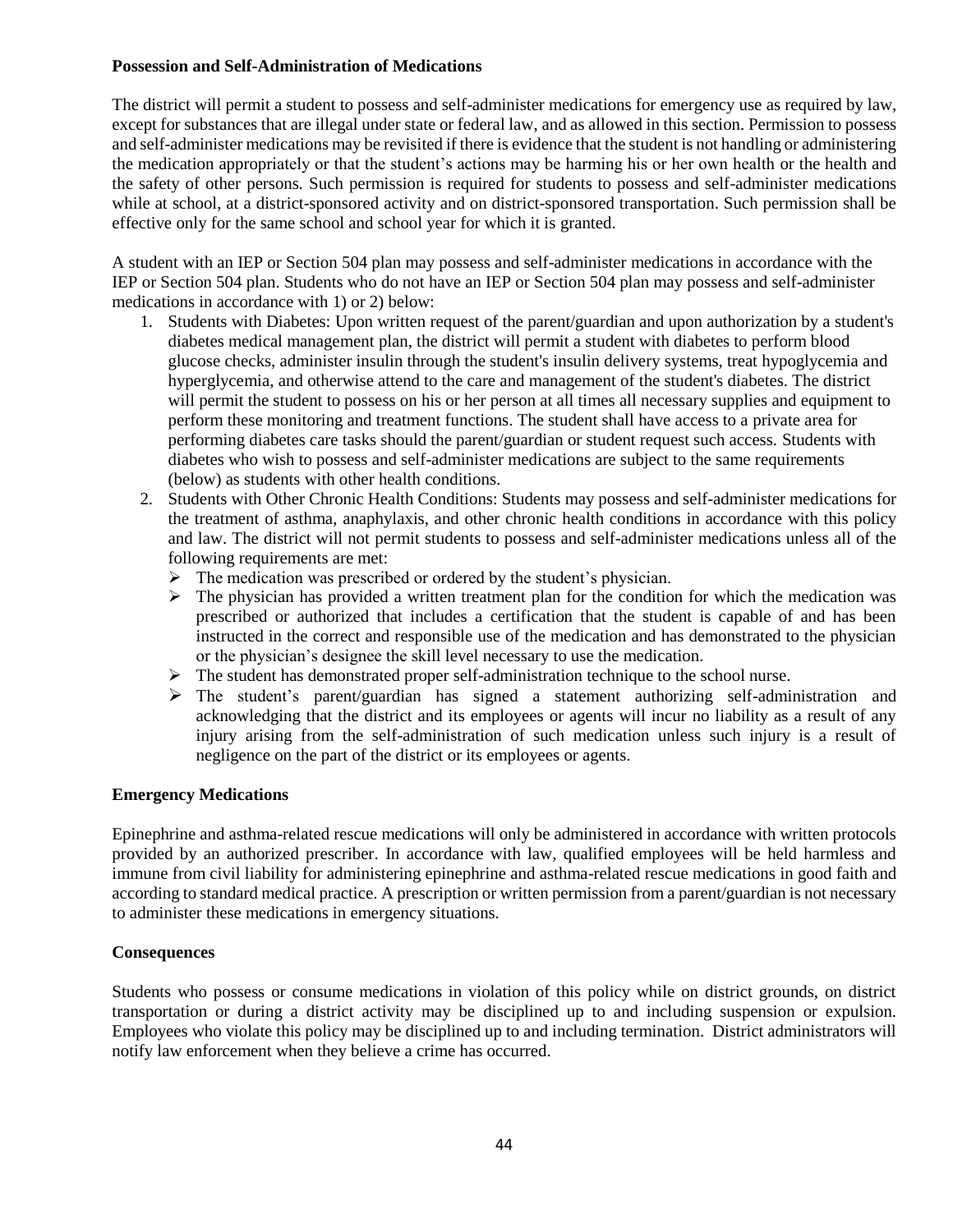**Possession and Self-Administration of Medications**

The district will permit a student to possess and self-administer medications for emergency use as required by law, except for substances that are illegal under state or federal law, and as allowed in this section. Permission to possess and self-administer medications may be revisited if there is evidence that the student is not handling or administering the medication appropriately or that the student's actions may be harming his or her own health or the health and the safety of other persons. Such permission is required for students to possess and self-administer medications while at school, at a district-sponsored activity and on district-sponsored transportation. Such permission shall be effective only for the same school and school year for which it is granted.

A student with an IEP or Section 504 plan may possess and self-administer medications in accordance with the IEP or Section 504 plan. Students who do not have an IEP or Section 504 plan may possess and self-administer medications in accordance with 1) or 2) below:

1. Students with Diabetes: Upon written request of the parent/guardian and upon authorization by a student's diabetes medical management plan, the district will permit a student with diabetes to perform blood glucose checks, administer insulin through the student's insulin delivery systems, treat hypoglycemia and hyperglycemia, and otherwise attend to the care and management of the student's diabetes. The district will permit the student to possess on his or her person at all times all necessary supplies and equipment to perform these monitoring and treatment functions. The student shall have access to a private area for performing diabetes care tasks should the parent/guardian or student request such access. Students with diabetes who wish to possess and self-administer medications are subject to the same requirements (below) as students with other health conditions.
2. Students with Other Chronic Health Conditions: Students may possess and self-administer medications for the treatment of asthma, anaphylaxis, and other chronic health conditions in accordance with this policy and law. The district will not permit students to possess and self-administer medications unless all of the following requirements are met:
   - The medication was prescribed or ordered by the student's physician.
   - The physician has provided a written treatment plan for the condition for which the medication was prescribed or authorized that includes a certification that the student is capable of and has been instructed in the correct and responsible use of the medication and has demonstrated to the physician or the physician's designee the skill level necessary to use the medication.
   - The student has demonstrated proper self-administration technique to the school nurse.
   - The student's parent/guardian has signed a statement authorizing self-administration and acknowledging that the district and its employees or agents will incur no liability as a result of any injury arising from the self-administration of such medication unless such injury is a result of negligence on the part of the district or its employees or agents.

**Emergency Medications**

Epinephrine and asthma-related rescue medications will only be administered in accordance with written protocols provided by an authorized prescriber. In accordance with law, qualified employees will be held harmless and immune from civil liability for administering epinephrine and asthma-related rescue medications in good faith and according to standard medical practice. A prescription or written permission from a parent/guardian is not necessary to administer these medications in emergency situations.

**Consequences**

Students who possess or consume medications in violation of this policy while on district grounds, on district transportation or during a district activity may be disciplined up to and including suspension or expulsion. Employees who violate this policy may be disciplined up to and including termination. District administrators will notify law enforcement when they believe a crime has occurred.